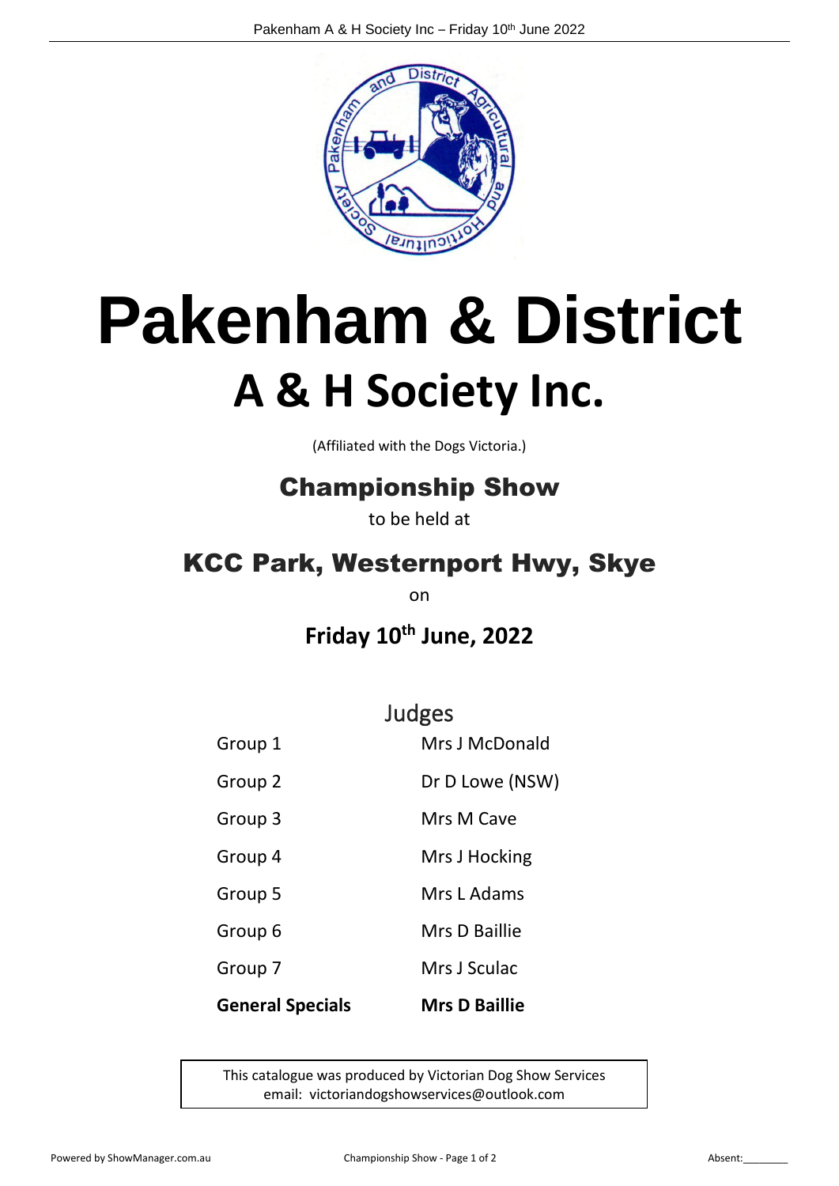# Pakenham & District

## A & H Society Inc.

(Affiliated with the Dogs Victoria.)

## Championship Show

to be held at

## KCC Park, Westernport Hwy, Skye

on

## Friday 10th June, 2022

### Judges

| | |
|---|---|
| Group 1 | Mrs J McDonald |
| Group 2 | Dr D Lowe (NSW) |
| Group 3 | Mrs M Cave |
| Group 4 | Mrs J Hocking |
| Group 5 | Mrs L Adams |
| Group 6 | Mrs D Baillie |
| Group 7 | Mrs J Sculac |
| **General Specials** | **Mrs D Baillie** |

This catalogue was produced by Victorian Dog Show Services
email: victoriandogshowservices@outlook.com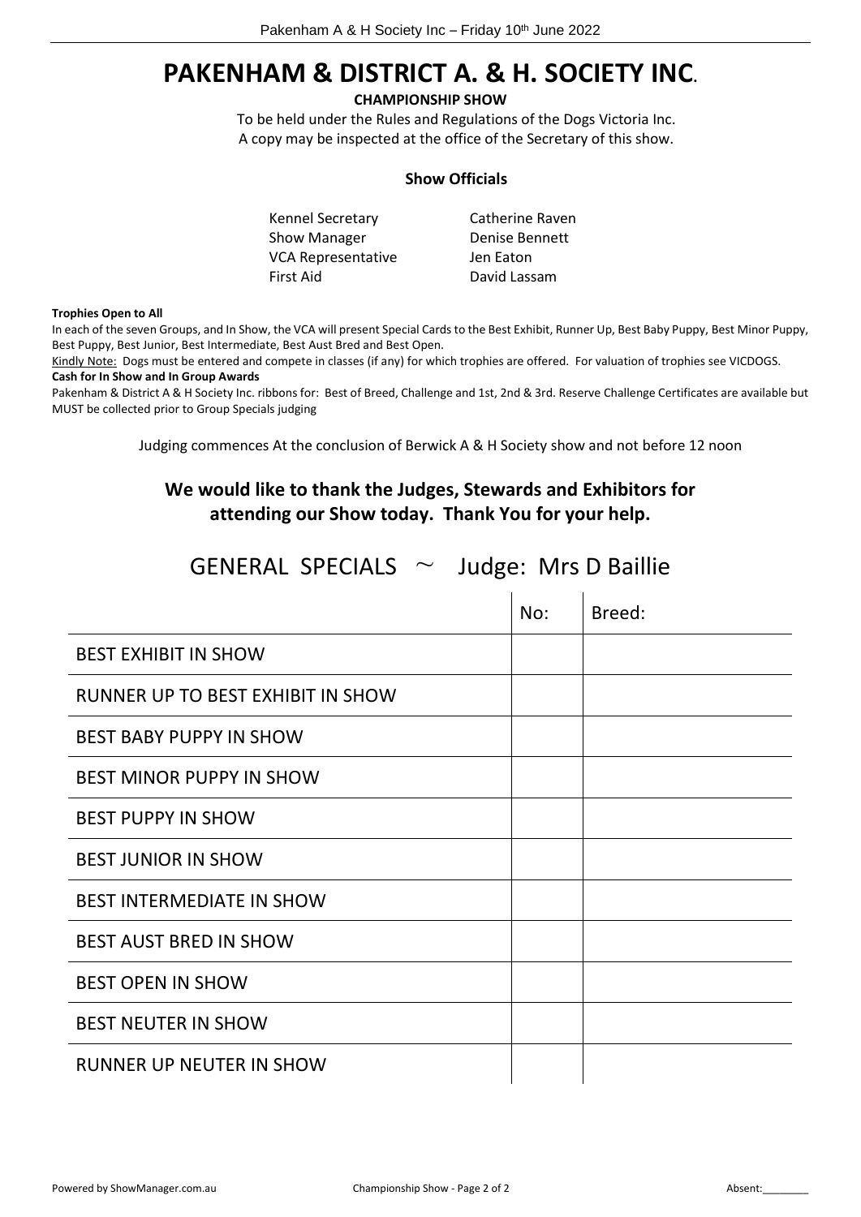# PAKENHAM & DISTRICT A. & H. SOCIETY INC.

**CHAMPIONSHIP SHOW**

To be held under the Rules and Regulations of the Dogs Victoria Inc.
A copy may be inspected at the office of the Secretary of this show.

**Show Officials**

| | |
|---|---|
| Kennel Secretary | Catherine Raven |
| Show Manager | Denise Bennett |
| VCA Representative | Jen Eaton |
| First Aid | David Lassam |

**Trophies Open to All**

In each of the seven Groups, and In Show, the VCA will present Special Cards to the Best Exhibit, Runner Up, Best Baby Puppy, Best Minor Puppy, Best Puppy, Best Junior, Best Intermediate, Best Aust Bred and Best Open.

Kindly Note: Dogs must be entered and compete in classes (if any) for which trophies are offered. For valuation of trophies see VICDOGS.

**Cash for In Show and In Group Awards**

Pakenham & District A & H Society Inc. ribbons for: Best of Breed, Challenge and 1st, 2nd & 3rd. Reserve Challenge Certificates are available but MUST be collected prior to Group Specials judging

Judging commences At the conclusion of Berwick A & H Society show and not before 12 noon

## We would like to thank the Judges, Stewards and Exhibitors for attending our Show today. Thank You for your help.

## GENERAL SPECIALS ~ Judge: Mrs D Baillie

| | No: | Breed: |
|---|---|---|
| BEST EXHIBIT IN SHOW | | |
| RUNNER UP TO BEST EXHIBIT IN SHOW | | |
| BEST BABY PUPPY IN SHOW | | |
| BEST MINOR PUPPY IN SHOW | | |
| BEST PUPPY IN SHOW | | |
| BEST JUNIOR IN SHOW | | |
| BEST INTERMEDIATE IN SHOW | | |
| BEST AUST BRED IN SHOW | | |
| BEST OPEN IN SHOW | | |
| BEST NEUTER IN SHOW | | |
| RUNNER UP NEUTER IN SHOW | | |

Absent:________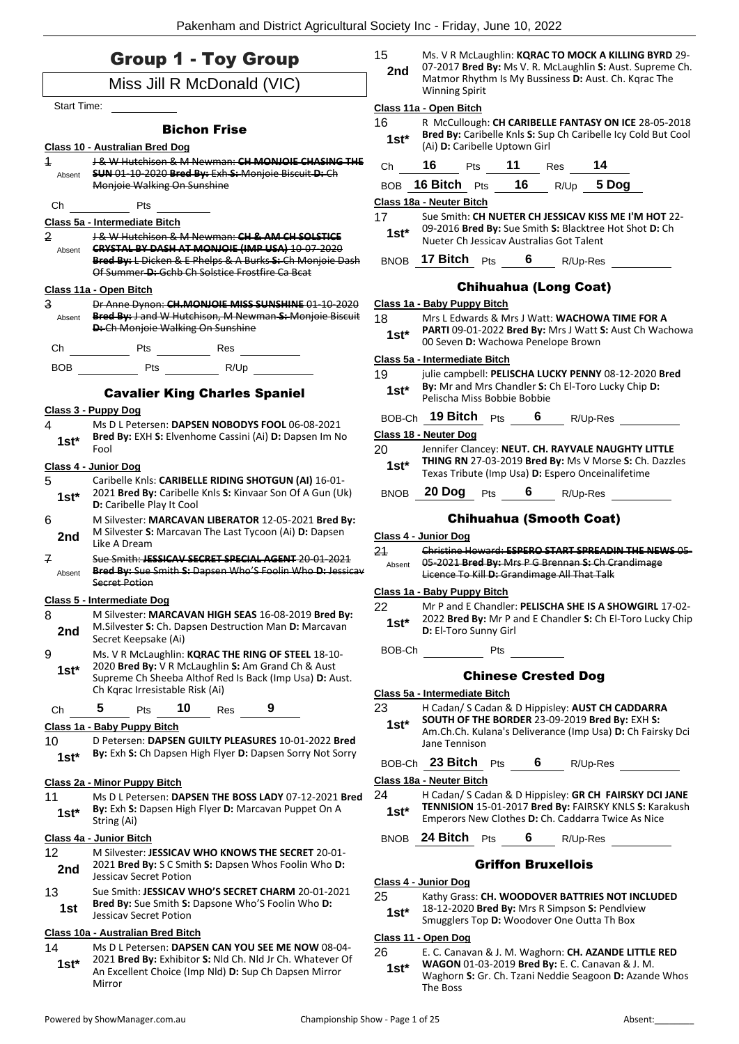# Group 1 - Toy Group

## Miss Jill R McDonald (VIC)

Start Time: ___________

### Bichon Frise

**Class 10 - Australian Bred Dog**

1 Absent — ~~J & W Hutchison & M Newman: **CH MONJOIE CHASING THE SUN** 01-10-2020 **Bred By:** Exh **S:** Monjoie Biscuit **D:** Ch Monjoie Walking On Sunshine~~

Ch ________ Pts ________

**Class 5a - Intermediate Bitch**

2 Absent — ~~J & W Hutchison & M Newman: **CH & AM CH SOLSTICE CRYSTAL BY DASH AT MONJOIE (IMP USA)** 10-07-2020 **Bred By:** L Dicken & E Phelps & A Burks **S:** Ch Monjoie Dash Of Summer **D:** Gchb Ch Solstice Frostfire Ca Bcat~~

**Class 11a - Open Bitch**

3 Absent — ~~Dr Anne Dynon: **CH.MONJOIE MISS SUNSHINE** 01-10-2020 **Bred By:** J and W Hutchison, M Newman **S:** Monjoie Biscuit **D:** Ch Monjoie Walking On Sunshine~~

Ch ________ Pts ________ Res ________

BOB ________ Pts ________ R/Up ________

### Cavalier King Charles Spaniel

**Class 3 - Puppy Dog**

4 1st* — Ms D L Petersen: **DAPSEN NOBODYS FOOL** 06-08-2021 **Bred By:** EXH **S:** Elvenhome Cassini (Ai) **D:** Dapsen Im No Fool

**Class 4 - Junior Dog**

5 1st* — Caribelle Knls: **CARIBELLE RIDING SHOTGUN (AI)** 16-01-2021 **Bred By:** Caribelle Knls **S:** Kinvaar Son Of A Gun (Uk) **D:** Caribelle Play It Cool

6 2nd — M Silvester: **MARCAVAN LIBERATOR** 12-05-2021 **Bred By:** M Silvester **S:** Marcavan The Last Tycoon (Ai) **D:** Dapsen Like A Dream

7 Absent — ~~Sue Smith: **JESSICAV SECRET SPECIAL AGENT** 20-01-2021 **Bred By:** Sue Smith **S:** Dapsen Who'S Foolin Who **D:** Jessicav Secret Potion~~

**Class 5 - Intermediate Dog**

8 2nd — M Silvester: **MARCAVAN HIGH SEAS** 16-08-2019 **Bred By:** M.Silvester **S:** Ch. Dapsen Destruction Man **D:** Marcavan Secret Keepsake (Ai)

9 1st* — Ms. V R McLaughlin: **KQRAC THE RING OF STEEL** 18-10-2020 **Bred By:** V R McLaughlin **S:** Am Grand Ch & Aust Supreme Ch Sheeba Althof Red Is Back (Imp Usa) **D:** Aust. Ch Kqrac Irresistable Risk (Ai)

Ch **5** Pts **10** Res **9**

**Class 1a - Baby Puppy Bitch**

10 1st* — D Petersen: **DAPSEN GUILTY PLEASURES** 10-01-2022 **Bred By:** Exh **S:** Ch Dapsen High Flyer **D:** Dapsen Sorry Not Sorry

**Class 2a - Minor Puppy Bitch**

11 1st* — Ms D L Petersen: **DAPSEN THE BOSS LADY** 07-12-2021 **Bred By:** Exh **S:** Dapsen High Flyer **D:** Marcavan Puppet On A String (Ai)

**Class 4a - Junior Bitch**

12 2nd — M Silvester: **JESSICAV WHO KNOWS THE SECRET** 20-01-2021 **Bred By:** S C Smith **S:** Dapsen Whos Foolin Who **D:** Jessicav Secret Potion

13 1st — Sue Smith: **JESSICAV WHO'S SECRET CHARM** 20-01-2021 **Bred By:** Sue Smith **S:** Dapsone Who'S Foolin Who **D:** Jessicav Secret Potion

**Class 10a - Australian Bred Bitch**

14 1st* — Ms D L Petersen: **DAPSEN CAN YOU SEE ME NOW** 08-04-2021 **Bred By:** Exhibitor **S:** Nld Ch. Nld Jr Ch. Whatever Of An Excellent Choice (Imp Nld) **D:** Sup Ch Dapsen Mirror Mirror

15 2nd — Ms. V R McLaughlin: **KQRAC TO MOCK A KILLING BYRD** 29-07-2017 **Bred By:** Ms V. R. McLaughlin **S:** Aust. Supreme Ch. Matmor Rhythm Is My Bussiness **D:** Aust. Ch. Kqrac The Winning Spirit

**Class 11a - Open Bitch**

16 1st* — R McCullough: **CH CARIBELLE FANTASY ON ICE** 28-05-2018 **Bred By:** Caribelle Knls **S:** Sup Ch Caribelle Icy Cold But Cool (Ai) **D:** Caribelle Uptown Girl

Ch **16** Pts **11** Res **14**

BOB **16 Bitch** Pts **16** R/Up **5 Dog**

**Class 18a - Neuter Bitch**

17 1st* — Sue Smith: **CH NUETER CH JESSICAV KISS ME I'M HOT** 22-09-2016 **Bred By:** Sue Smith **S:** Blacktree Hot Shot **D:** Ch Nueter Ch Jessicav Australias Got Talent

BNOB **17 Bitch** Pts **6** R/Up-Res ________

### Chihuahua (Long Coat)

**Class 1a - Baby Puppy Bitch**

18 1st* — Mrs L Edwards & Mrs J Watt: **WACHOWA TIME FOR A PARTI** 09-01-2022 **Bred By:** Mrs J Watt **S:** Aust Ch Wachowa 00 Seven **D:** Wachowa Penelope Brown

**Class 5a - Intermediate Bitch**

19 1st* — julie campbell: **PELISCHA LUCKY PENNY** 08-12-2020 **Bred By:** Mr and Mrs Chandler **S:** Ch El-Toro Lucky Chip **D:** Pelischa Miss Bobbie Bobbie

BOB-Ch **19 Bitch** Pts **6** R/Up-Res ________

**Class 18 - Neuter Dog**

20 1st* — Jennifer Clancey: **NEUT. CH. RAYVALE NAUGHTY LITTLE THING RN** 27-03-2019 **Bred By:** Ms V Morse **S:** Ch. Dazzles Texas Tribute (Imp Usa) **D:** Espero Onceinalifetime

BNOB **20 Dog** Pts **6** R/Up-Res ________

### Chihuahua (Smooth Coat)

**Class 4 - Junior Dog**

21 Absent — ~~Christine Howard: **ESPERO START SPREADIN THE NEWS** 05-05-2021 **Bred By:** Mrs P G Brennan **S:** Ch Crandimage Licence To Kill **D:** Grandimage All That Talk~~

**Class 1a - Baby Puppy Bitch**

22 1st* — Mr P and E Chandler: **PELISCHA SHE IS A SHOWGIRL** 17-02-2022 **Bred By:** Mr P and E Chandler **S:** Ch El-Toro Lucky Chip **D:** El-Toro Sunny Girl

BOB-Ch ________ Pts ________

### Chinese Crested Dog

**Class 5a - Intermediate Bitch**

23 1st* — H Cadan/ S Cadan & D Hippisley: **AUST CH CADDARRA SOUTH OF THE BORDER** 23-09-2019 **Bred By:** EXH **S:** Am.Ch.Ch. Kulana's Deliverance (Imp Usa) **D:** Ch Fairsky Dci Jane Tennison

BOB-Ch **23 Bitch** Pts **6** R/Up-Res ________

**Class 18a - Neuter Bitch**

24 1st* — H Cadan/ S Cadan & D Hippisley: **GR CH FAIRSKY DCI JANE TENNISION** 15-01-2017 **Bred By:** FAIRSKY KNLS **S:** Karakush Emperors New Clothes **D:** Ch. Caddarra Twice As Nice

BNOB **24 Bitch** Pts **6** R/Up-Res ________

### Griffon Bruxellois

**Class 4 - Junior Dog**

25 1st* — Kathy Grass: **CH. WOODOVER BATTRIES NOT INCLUDED** 18-12-2020 **Bred By:** Mrs R Simpson **S:** Pendlview Smugglers Top **D:** Woodover One Outta Th Box

**Class 11 - Open Dog**

26 1st* — E. C. Canavan & J. M. Waghorn: **CH. AZANDE LITTLE RED WAGON** 01-03-2019 **Bred By:** E. C. Canavan & J. M. Waghorn **S:** Gr. Ch. Tzani Neddie Seagoon **D:** Azande Whos The Boss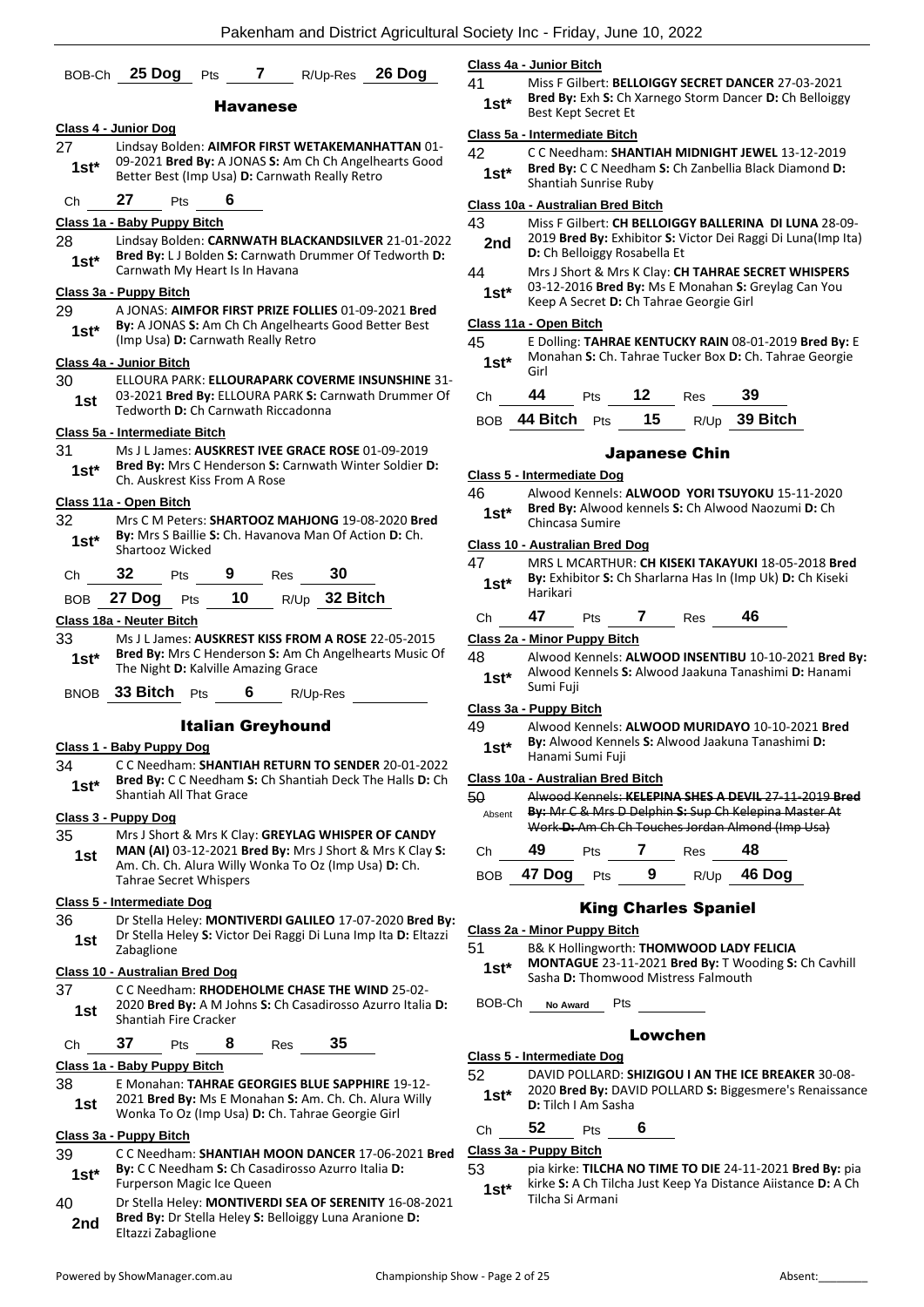BOB-Ch **25 Dog** Pts **7** R/Up-Res **26 Dog**

## Havanese

**Class 4 - Junior Dog**

27 — **1st*** — Lindsay Bolden: **AIMFOR FIRST WETAKEMANHATTAN** 01-09-2021 **Bred By:** A JONAS **S:** Am Ch Ch Angelhearts Good Better Best (Imp Usa) **D:** Carnwath Really Retro

Ch **27** Pts **6**

**Class 1a - Baby Puppy Bitch**

28 — **1st*** — Lindsay Bolden: **CARNWATH BLACKANDSILVER** 21-01-2022 **Bred By:** L J Bolden **S:** Carnwath Drummer Of Tedworth **D:** Carnwath My Heart Is In Havana

**Class 3a - Puppy Bitch**

29 — **1st*** — A JONAS: **AIMFOR FIRST PRIZE FOLLIES** 01-09-2021 **Bred By:** A JONAS **S:** Am Ch Ch Angelhearts Good Better Best (Imp Usa) **D:** Carnwath Really Retro

**Class 4a - Junior Bitch**

30 — **1st** — ELLOURA PARK: **ELLOURAPARK COVERME INSUNSHINE** 31-03-2021 **Bred By:** ELLOURA PARK **S:** Carnwath Drummer Of Tedworth **D:** Ch Carnwath Riccadonna

**Class 5a - Intermediate Bitch**

31 — **1st*** — Ms J L James: **AUSKREST IVEE GRACE ROSE** 01-09-2019 **Bred By:** Mrs C Henderson **S:** Carnwath Winter Soldier **D:** Ch. Auskrest Kiss From A Rose

**Class 11a - Open Bitch**

32 — **1st*** — Mrs C M Peters: **SHARTOOZ MAHJONG** 19-08-2020 **Bred By:** Mrs S Baillie **S:** Ch. Havanova Man Of Action **D:** Ch. Shartooz Wicked

Ch **32** Pts **9** Res **30**

BOB **27 Dog** Pts **10** R/Up **32 Bitch**

**Class 18a - Neuter Bitch**

33 — **1st*** — Ms J L James: **AUSKREST KISS FROM A ROSE** 22-05-2015 **Bred By:** Mrs C Henderson **S:** Am Ch Angelhearts Music Of The Night **D:** Kalville Amazing Grace

BNOB **33 Bitch** Pts **6** R/Up-Res

## Italian Greyhound

**Class 1 - Baby Puppy Dog**

34 — **1st*** — C C Needham: **SHANTIAH RETURN TO SENDER** 20-01-2022 **Bred By:** C C Needham **S:** Ch Shantiah Deck The Halls **D:** Ch Shantiah All That Grace

**Class 3 - Puppy Dog**

35 — **1st** — Mrs J Short & Mrs K Clay: **GREYLAG WHISPER OF CANDY MAN (AI)** 03-12-2021 **Bred By:** Mrs J Short & Mrs K Clay **S:** Am. Ch. Ch. Alura Willy Wonka To Oz (Imp Usa) **D:** Ch. Tahrae Secret Whispers

**Class 5 - Intermediate Dog**

36 — **1st** — Dr Stella Heley: **MONTIVERDI GALILEO** 17-07-2020 **Bred By:** Dr Stella Heley **S:** Victor Dei Raggi Di Luna Imp Ita **D:** Eltazzi Zabaglione

**Class 10 - Australian Bred Dog**

37 — **1st** — C C Needham: **RHODEHOLME CHASE THE WIND** 25-02-2020 **Bred By:** A M Johns **S:** Ch Casadirosso Azurro Italia **D:** Shantiah Fire Cracker

Ch **37** Pts **8** Res **35**

**Class 1a - Baby Puppy Bitch**

38 — **1st** — E Monahan: **TAHRAE GEORGIES BLUE SAPPHIRE** 19-12-2021 **Bred By:** Ms E Monahan **S:** Am. Ch. Ch. Alura Willy Wonka To Oz (Imp Usa) **D:** Ch. Tahrae Georgie Girl

**Class 3a - Puppy Bitch**

39 — **1st*** — C C Needham: **SHANTIAH MOON DANCER** 17-06-2021 **Bred By:** C C Needham **S:** Ch Casadirosso Azurro Italia **D:** Furperson Magic Ice Queen

40 — **2nd** — Dr Stella Heley: **MONTIVERDI SEA OF SERENITY** 16-08-2021 **Bred By:** Dr Stella Heley **S:** Belloiggy Luna Aranione **D:** Eltazzi Zabaglione

**Class 4a - Junior Bitch**

41 — **1st*** — Miss F Gilbert: **BELLOIGGY SECRET DANCER** 27-03-2021 **Bred By:** Exh **S:** Ch Xarnego Storm Dancer **D:** Ch Belloiggy Best Kept Secret Et

**Class 5a - Intermediate Bitch**

42 — **1st*** — C C Needham: **SHANTIAH MIDNIGHT JEWEL** 13-12-2019 **Bred By:** C C Needham **S:** Ch Zanbellia Black Diamond **D:** Shantiah Sunrise Ruby

**Class 10a - Australian Bred Bitch**

43 — **2nd** — Miss F Gilbert: **CH BELLOIGGY BALLERINA DI LUNA** 28-09-2019 **Bred By:** Exhibitor **S:** Victor Dei Raggi Di Luna(Imp Ita) **D:** Ch Belloiggy Rosabella Et

44 — **1st*** — Mrs J Short & Mrs K Clay: **CH TAHRAE SECRET WHISPERS** 03-12-2016 **Bred By:** Ms E Monahan **S:** Greylag Can You Keep A Secret **D:** Ch Tahrae Georgie Girl

**Class 11a - Open Bitch**

45 — **1st*** — E Dolling: **TAHRAE KENTUCKY RAIN** 08-01-2019 **Bred By:** E Monahan **S:** Ch. Tahrae Tucker Box **D:** Ch. Tahrae Georgie Girl

Ch **44** Pts **12** Res **39**

BOB **44 Bitch** Pts **15** R/Up **39 Bitch**

## Japanese Chin

**Class 5 - Intermediate Dog**

46 — **1st*** — Alwood Kennels: **ALWOOD YORI TSUYOKU** 15-11-2020 **Bred By:** Alwood kennels **S:** Ch Alwood Naozumi **D:** Ch Chincasa Sumire

**Class 10 - Australian Bred Dog**

47 — **1st*** — MRS L MCARTHUR: **CH KISEKI TAKAYUKI** 18-05-2018 **Bred By:** Exhibitor **S:** Ch Sharlarna Has In (Imp Uk) **D:** Ch Kiseki Harikari

Ch **47** Pts **7** Res **46**

**Class 2a - Minor Puppy Bitch**

48 — **1st*** — Alwood Kennels: **ALWOOD INSENTIBU** 10-10-2021 **Bred By:** Alwood Kennels **S:** Alwood Jaakuna Tanashimi **D:** Hanami Sumi Fuji

**Class 3a - Puppy Bitch**

49 — **1st*** — Alwood Kennels: **ALWOOD MURIDAYO** 10-10-2021 **Bred By:** Alwood Kennels **S:** Alwood Jaakuna Tanashimi **D:** Hanami Sumi Fuji

**Class 10a - Australian Bred Bitch**

50 — Absent — ~~Alwood Kennels: **KELEPINA SHES A DEVIL** 27-11-2019 **Bred By:** Mr C & Mrs D Delphin **S:** Sup Ch Kelepina Master At Work **D:** Am Ch Ch Touches Jordan Almond (Imp Usa)~~

Ch **49** Pts **7** Res **48**

BOB **47 Dog** Pts **9** R/Up **46 Dog**

## King Charles Spaniel

**Class 2a - Minor Puppy Bitch**

51 — **1st*** — B& K Hollingworth: **THOMWOOD LADY FELICIA MONTAGUE** 23-11-2021 **Bred By:** T Wooding **S:** Ch Cavhill Sasha **D:** Thomwood Mistress Falmouth

BOB-Ch **No Award** Pts

## Lowchen

**Class 5 - Intermediate Dog**

52 — **1st*** — DAVID POLLARD: **SHIZIGOU I AN THE ICE BREAKER** 30-08-2020 **Bred By:** DAVID POLLARD **S:** Biggesmere's Renaissance **D:** Tilch I Am Sasha

Ch **52** Pts **6**

**Class 3a - Puppy Bitch**

53 — **1st*** — pia kirke: **TILCHA NO TIME TO DIE** 24-11-2021 **Bred By:** pia kirke **S:** A Ch Tilcha Just Keep Ya Distance Aiistance **D:** A Ch Tilcha Si Armani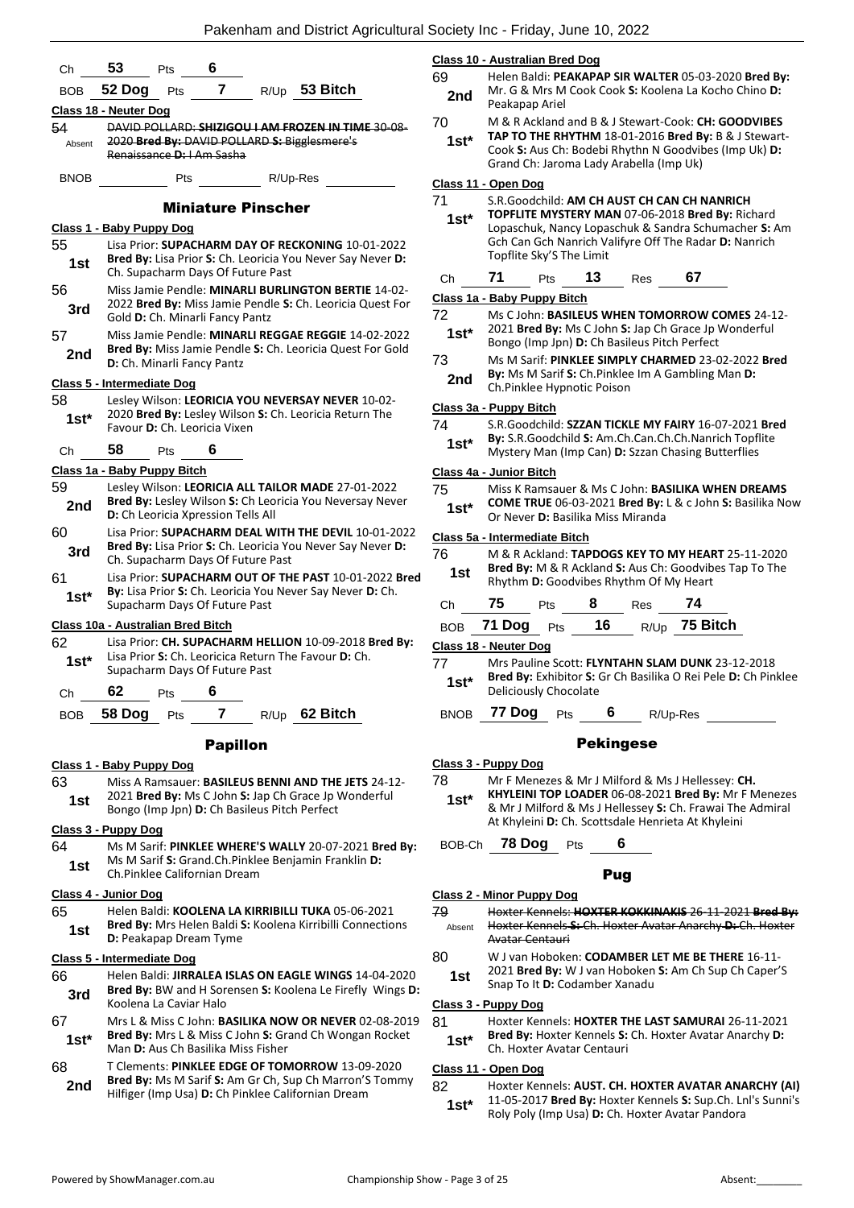| Ch | 53 | Pts | 6 | | |
|---|---|---|---|---|---|
| BOB | 52 Dog | Pts | 7 | R/Up | 53 Bitch |

**Class 18 - Neuter Dog**

54 Absent ~~DAVID POLLARD: **SHIZIGOU I AM FROZEN IN TIME** 30-08-2020 **Bred By:** DAVID POLLARD **S:** Bigglesmere's Renaissance **D:** I Am Sasha~~

BNOB ______ Pts ______ R/Up-Res ______

## Miniature Pinscher

**Class 1 - Baby Puppy Dog**

55 **1st** Lisa Prior: **SUPACHARM DAY OF RECKONING** 10-01-2022 **Bred By:** Lisa Prior **S:** Ch. Leoricia You Never Say Never **D:** Ch. Supacharm Days Of Future Past

56 **3rd** Miss Jamie Pendle: **MINARLI BURLINGTON BERTIE** 14-02-2022 **Bred By:** Miss Jamie Pendle **S:** Ch. Leoricia Quest For Gold **D:** Ch. Minarli Fancy Pantz

57 **2nd** Miss Jamie Pendle: **MINARLI REGGAE REGGIE** 14-02-2022 **Bred By:** Miss Jamie Pendle **S:** Ch. Leoricia Quest For Gold **D:** Ch. Minarli Fancy Pantz

**Class 5 - Intermediate Dog**

58 **1st*** Lesley Wilson: **LEORICIA YOU NEVERSAY NEVER** 10-02-2020 **Bred By:** Lesley Wilson **S:** Ch. Leoricia Return The Favour **D:** Ch. Leoricia Vixen

Ch 58 Pts 6

**Class 1a - Baby Puppy Bitch**

59 **2nd** Lesley Wilson: **LEORICIA ALL TAILOR MADE** 27-01-2022 **Bred By:** Lesley Wilson **S:** Ch Leoricia You Neversay Never **D:** Ch Leoricia Xpression Tells All

60 **3rd** Lisa Prior: **SUPACHARM DEAL WITH THE DEVIL** 10-01-2022 **Bred By:** Lisa Prior **S:** Ch. Leoricia You Never Say Never **D:** Ch. Supacharm Days Of Future Past

61 **1st*** Lisa Prior: **SUPACHARM OUT OF THE PAST** 10-01-2022 **Bred By:** Lisa Prior **S:** Ch. Leoricia You Never Say Never **D:** Ch. Supacharm Days Of Future Past

**Class 10a - Australian Bred Bitch**

62 **1st*** Lisa Prior: **CH. SUPACHARM HELLION** 10-09-2018 **Bred By:** Lisa Prior **S:** Ch. Leoricica Return The Favour **D:** Ch. Supacharm Days Of Future Past

| Ch | 62 | Pts | 6 | | |
|---|---|---|---|---|---|
| BOB | 58 Dog | Pts | 7 | R/Up | 62 Bitch |

## Papillon

**Class 1 - Baby Puppy Dog**

63 **1st** Miss A Ramsauer: **BASILEUS BENNI AND THE JETS** 24-12-2021 **Bred By:** Ms C John **S:** Jap Ch Grace Jp Wonderful Bongo (Imp Jpn) **D:** Ch Basileus Pitch Perfect

**Class 3 - Puppy Dog**

64 **1st** Ms M Sarif: **PINKLEE WHERE'S WALLY** 20-07-2021 **Bred By:** Ms M Sarif **S:** Grand.Ch.Pinklee Benjamin Franklin **D:** Ch.Pinklee Californian Dream

**Class 4 - Junior Dog**

65 **1st** Helen Baldi: **KOOLENA LA KIRRIBILLI TUKA** 05-06-2021 **Bred By:** Mrs Helen Baldi **S:** Koolena Kirribilli Connections **D:** Peakapap Dream Tyme

**Class 5 - Intermediate Dog**

66 **3rd** Helen Baldi: **JIRRALEA ISLAS ON EAGLE WINGS** 14-04-2020 **Bred By:** BW and H Sorensen **S:** Koolena Le Firefly Wings **D:** Koolena La Caviar Halo

67 **1st*** Mrs L & Miss C John: **BASILIKA NOW OR NEVER** 02-08-2019 **Bred By:** Mrs L & Miss C John **S:** Grand Ch Wongan Rocket Man **D:** Aus Ch Basilika Miss Fisher

68 **2nd** T Clements: **PINKLEE EDGE OF TOMORROW** 13-09-2020 **Bred By:** Ms M Sarif **S:** Am Gr Ch, Sup Ch Marron'S Tommy Hilfiger (Imp Usa) **D:** Ch Pinklee Californian Dream

**Class 10 - Australian Bred Dog**

69 **2nd** Helen Baldi: **PEAKAPAP SIR WALTER** 05-03-2020 **Bred By:** Mr. G & Mrs M Cook Cook **S:** Koolena La Kocho Chino **D:** Peakapap Ariel

70 **1st*** M & R Ackland and B & J Stewart-Cook: **CH: GOODVIBES TAP TO THE RHYTHM** 18-01-2016 **Bred By:** B & J Stewart-Cook **S:** Aus Ch: Bodebi Rhythn N Goodvibes (Imp Uk) **D:** Grand Ch: Jaroma Lady Arabella (Imp Uk)

**Class 11 - Open Dog**

71 **1st*** S.R.Goodchild: **AM CH AUST CH CAN CH NANRICH TOPFLITE MYSTERY MAN** 07-06-2018 **Bred By:** Richard Lopaschuk, Nancy Lopaschuk & Sandra Schumacher **S:** Am Gch Can Gch Nanrich Valifyre Off The Radar **D:** Nanrich Topflite Sky'S The Limit

Ch 71 Pts 13 Res 67

**Class 1a - Baby Puppy Bitch**

72 **1st*** Ms C John: **BASILEUS WHEN TOMORROW COMES** 24-12-2021 **Bred By:** Ms C John **S:** Jap Ch Grace Jp Wonderful Bongo (Imp Jpn) **D:** Ch Basileus Pitch Perfect

73 **2nd** Ms M Sarif: **PINKLEE SIMPLY CHARMED** 23-02-2022 **Bred By:** Ms M Sarif **S:** Ch.Pinklee Im A Gambling Man **D:** Ch.Pinklee Hypnotic Poison

**Class 3a - Puppy Bitch**

74 **1st*** S.R.Goodchild: **SZZAN TICKLE MY FAIRY** 16-07-2021 **Bred By:** S.R.Goodchild **S:** Am.Ch.Can.Ch.Ch.Nanrich Topflite Mystery Man (Imp Can) **D:** Szzan Chasing Butterflies

**Class 4a - Junior Bitch**

75 **1st*** Miss K Ramsauer & Ms C John: **BASILIKA WHEN DREAMS COME TRUE** 06-03-2021 **Bred By:** L & c John **S:** Basilika Now Or Never **D:** Basilika Miss Miranda

**Class 5a - Intermediate Bitch**

76 **1st** M & R Ackland: **TAPDOGS KEY TO MY HEART** 25-11-2020 **Bred By:** M & R Ackland **S:** Aus Ch: Goodvibes Tap To The Rhythm **D:** Goodvibes Rhythm Of My Heart

| Ch | 75 | Pts | 8 | Res | 74 |
|---|---|---|---|---|---|
| BOB | 71 Dog | Pts | 16 | R/Up | 75 Bitch |

**Class 18 - Neuter Dog**

77 **1st*** Mrs Pauline Scott: **FLYNTAHN SLAM DUNK** 23-12-2018 **Bred By:** Exhibitor **S:** Gr Ch Basilika O Rei Pele **D:** Ch Pinklee Deliciously Chocolate

BNOB 77 Dog Pts 6 R/Up-Res ______

## Pekingese

**Class 3 - Puppy Dog**

78 **1st*** Mr F Menezes & Mr J Milford & Ms J Hellessey: **CH. KHYLEINI TOP LOADER** 06-08-2021 **Bred By:** Mr F Menezes & Mr J Milford & Ms J Hellessey **S:** Ch. Frawai The Admiral At Khyleini **D:** Ch. Scottsdale Henrieta At Khyleini

BOB-Ch 78 Dog Pts 6

## Pug

**Class 2 - Minor Puppy Dog**

79 Absent ~~Hoxter Kennels: **HOXTER KOKKINAKIS** 26-11-2021 **Bred By:** Hoxter Kennels **S:** Ch. Hoxter Avatar Anarchy **D:** Ch. Hoxter Avatar Centauri~~

80 **1st** W J van Hoboken: **CODAMBER LET ME BE THERE** 16-11-2021 **Bred By:** W J van Hoboken **S:** Am Ch Sup Ch Caper'S Snap To It **D:** Codamber Xanadu

**Class 3 - Puppy Dog**

81 **1st*** Hoxter Kennels: **HOXTER THE LAST SAMURAI** 26-11-2021 **Bred By:** Hoxter Kennels **S:** Ch. Hoxter Avatar Anarchy **D:** Ch. Hoxter Avatar Centauri

**Class 11 - Open Dog**

82 **1st*** Hoxter Kennels: **AUST. CH. HOXTER AVATAR ANARCHY (AI)** 11-05-2017 **Bred By:** Hoxter Kennels **S:** Sup.Ch. Lnl's Sunni's Roly Poly (Imp Usa) **D:** Ch. Hoxter Avatar Pandora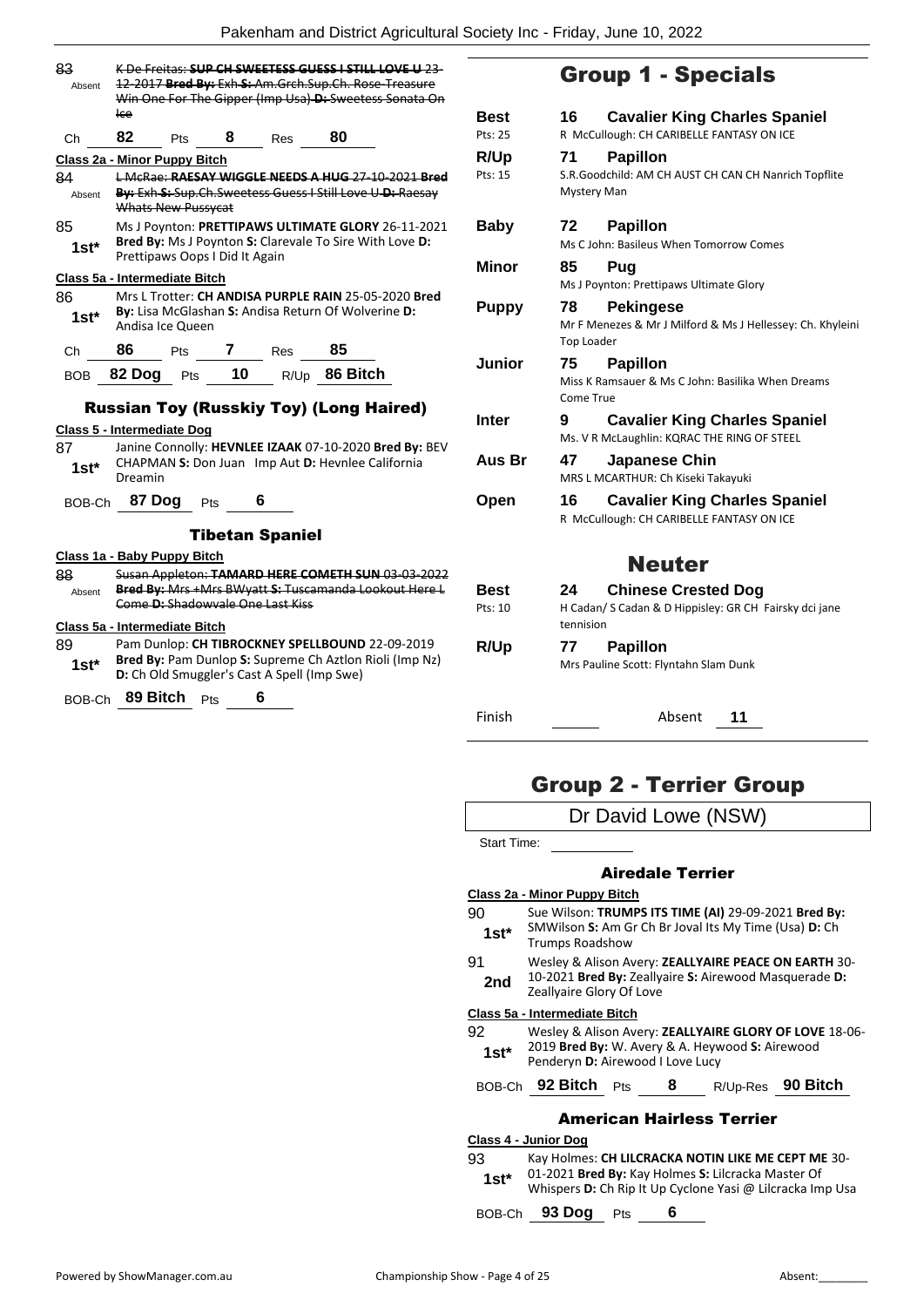83 Absent ~~K De Freitas: **SUP CH SWEETESS GUESS I STILL LOVE U** 23-12-2017 **Bred By:** Exh **S:** Am.Grch.Sup.Ch. Rose-Treasure Win One For The Gipper (Imp Usa) **D:** Sweetess Sonata On Ice~~

Ch **82** Pts **8** Res **80**

**Class 2a - Minor Puppy Bitch**

84 Absent ~~L McRae: **RAESAY WIGGLE NEEDS A HUG** 27-10-2021 **Bred By:** Exh **S:** Sup.Ch.Sweetess Guess I Still Love U **D:** Raesay Whats New Pussycat~~

85 **1st*** Ms J Poynton: **PRETTIPAWS ULTIMATE GLORY** 26-11-2021 **Bred By:** Ms J Poynton **S:** Clarevale To Sire With Love **D:** Prettipaws Oops I Did It Again

**Class 5a - Intermediate Bitch**

86 **1st*** Mrs L Trotter: **CH ANDISA PURPLE RAIN** 25-05-2020 **Bred By:** Lisa McGlashan **S:** Andisa Return Of Wolverine **D:** Andisa Ice Queen

Ch **86** Pts **7** Res **85**

BOB **82 Dog** Pts **10** R/Up **86 Bitch**

### Russian Toy (Russkiy Toy) (Long Haired)

**Class 5 - Intermediate Dog**

87 **1st*** Janine Connolly: **HEVNLEE IZAAK** 07-10-2020 **Bred By:** BEV CHAPMAN **S:** Don Juan Imp Aut **D:** Hevnlee California Dreamin

BOB-Ch **87 Dog** Pts **6**

### Tibetan Spaniel

**Class 1a - Baby Puppy Bitch**

88 Absent ~~Susan Appleton: **TAMARD HERE COMETH SUN** 03-03-2022 **Bred By:** Mrs +Mrs BWyatt **S:** Tuscamanda Lookout Here L Come **D:** Shadowvale One Last Kiss~~

**Class 5a - Intermediate Bitch**

89 **1st*** Pam Dunlop: **CH TIBROCKNEY SPELLBOUND** 22-09-2019 **Bred By:** Pam Dunlop **S:** Supreme Ch Aztlon Rioli (Imp Nz) **D:** Ch Old Smuggler's Cast A Spell (Imp Swe)

BOB-Ch **89 Bitch** Pts **6**

## Group 1 - Specials

| | | | |
|---|---|---|---|
| **Best** Pts: 25 | 16 | **Cavalier King Charles Spaniel** | R McCullough: CH CARIBELLE FANTASY ON ICE |
| **R/Up** Pts: 15 | 71 | **Papillon** | S.R.Goodchild: AM CH AUST CH CAN CH Nanrich Topflite Mystery Man |
| **Baby** | 72 | **Papillon** | Ms C John: Basileus When Tomorrow Comes |
| **Minor** | 85 | **Pug** | Ms J Poynton: Prettipaws Ultimate Glory |
| **Puppy** | 78 | **Pekingese** | Mr F Menezes & Mr J Milford & Ms J Hellessey: Ch. Khyleini Top Loader |
| **Junior** | 75 | **Papillon** | Miss K Ramsauer & Ms C John: Basilika When Dreams Come True |
| **Inter** | 9 | **Cavalier King Charles Spaniel** | Ms. V R McLaughlin: KQRAC THE RING OF STEEL |
| **Aus Br** | 47 | **Japanese Chin** | MRS L MCARTHUR: Ch Kiseki Takayuki |
| **Open** | 16 | **Cavalier King Charles Spaniel** | R McCullough: CH CARIBELLE FANTASY ON ICE |

## Neuter

| | | | |
|---|---|---|---|
| **Best** Pts: 10 | 24 | **Chinese Crested Dog** | H Cadan/ S Cadan & D Hippisley: GR CH Fairsky dci jane tennision |
| **R/Up** | 77 | **Papillon** | Mrs Pauline Scott: Flyntahn Slam Dunk |

Finish ______ Absent **11**

## Group 2 - Terrier Group

Dr David Lowe (NSW)

Start Time: ______

### Airedale Terrier

**Class 2a - Minor Puppy Bitch**

90 **1st*** Sue Wilson: **TRUMPS ITS TIME (AI)** 29-09-2021 **Bred By:** SMWilson **S:** Am Gr Ch Br Joval Its My Time (Usa) **D:** Ch Trumps Roadshow

91 **2nd** Wesley & Alison Avery: **ZEALLYAIRE PEACE ON EARTH** 30-10-2021 **Bred By:** Zeallyaire **S:** Airewood Masquerade **D:** Zeallyaire Glory Of Love

**Class 5a - Intermediate Bitch**

92 **1st*** Wesley & Alison Avery: **ZEALLYAIRE GLORY OF LOVE** 18-06-2019 **Bred By:** W. Avery & A. Heywood **S:** Airewood Penderyn **D:** Airewood I Love Lucy

BOB-Ch **92 Bitch** Pts **8** R/Up-Res **90 Bitch**

### American Hairless Terrier

**Class 4 - Junior Dog**

93 **1st*** Kay Holmes: **CH LILCRACKA NOTIN LIKE ME CEPT ME** 30-01-2021 **Bred By:** Kay Holmes **S:** Lilcracka Master Of Whispers **D:** Ch Rip It Up Cyclone Yasi @ Lilcracka Imp Usa

BOB-Ch **93 Dog** Pts **6**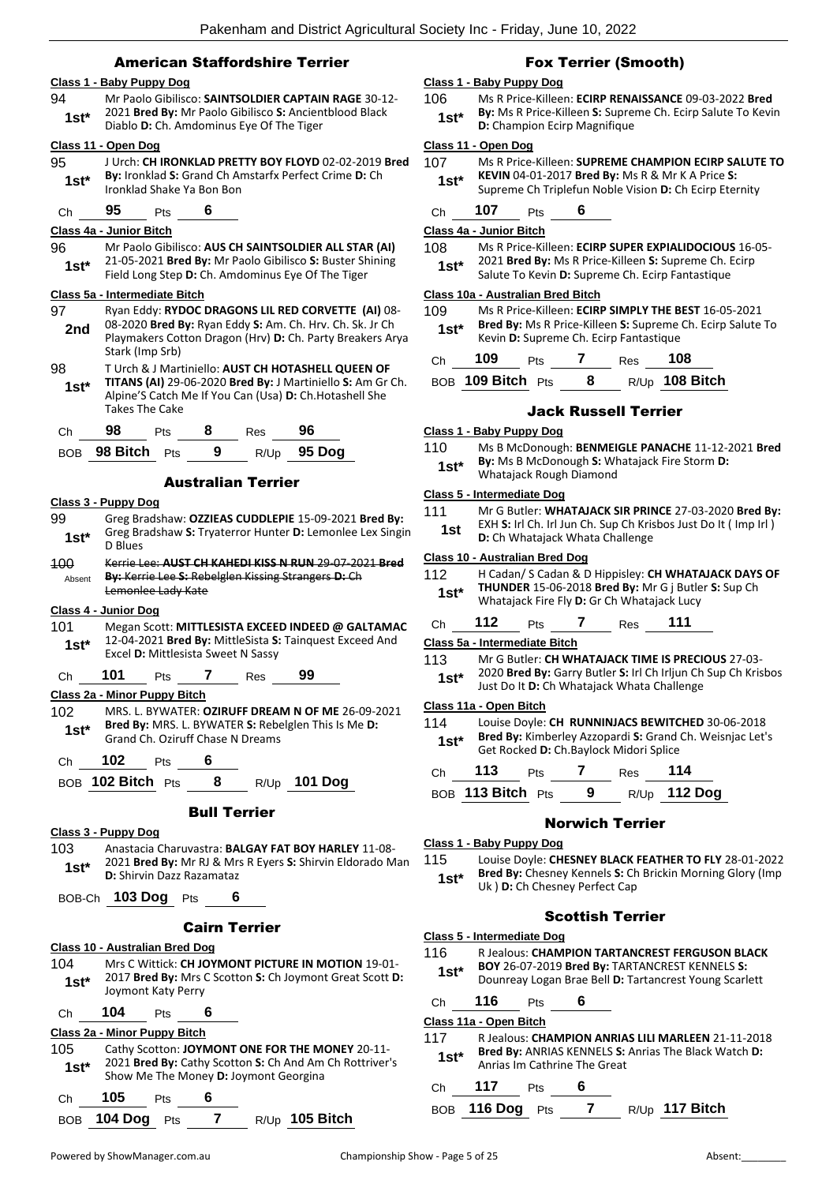## American Staffordshire Terrier

**Class 1 - Baby Puppy Dog**

94 — **1st*** — Mr Paolo Gibilisco: **SAINTSOLDIER CAPTAIN RAGE** 30-12-2021 **Bred By:** Mr Paolo Gibilisco **S:** Ancientblood Black Diablo **D:** Ch. Amdominus Eye Of The Tiger

**Class 11 - Open Dog**

95 — **1st*** — J Urch: **CH IRONKLAD PRETTY BOY FLOYD** 02-02-2019 **Bred By:** Ironklad **S:** Grand Ch Amstarfx Perfect Crime **D:** Ch Ironklad Shake Ya Bon Bon

Ch **95** Pts **6**

**Class 4a - Junior Bitch**

96 — **1st*** — Mr Paolo Gibilisco: **AUS CH SAINTSOLDIER ALL STAR (AI)** 21-05-2021 **Bred By:** Mr Paolo Gibilisco **S:** Buster Shining Field Long Step **D:** Ch. Amdominus Eye Of The Tiger

**Class 5a - Intermediate Bitch**

97 — **2nd** — Ryan Eddy: **RYDOC DRAGONS LIL RED CORVETTE (AI)** 08-08-2020 **Bred By:** Ryan Eddy **S:** Am. Ch. Hrv. Ch. Sk. Jr Ch Playmakers Cotton Dragon (Hrv) **D:** Ch. Party Breakers Arya Stark (Imp Srb)

98 — **1st*** — T Urch & J Martiniello: **AUST CH HOTASHELL QUEEN OF TITANS (AI)** 29-06-2020 **Bred By:** J Martiniello **S:** Am Gr Ch. Alpine'S Catch Me If You Can (Usa) **D:** Ch.Hotashell She Takes The Cake

Ch **98** Pts **8** Res **96**

BOB **98 Bitch** Pts **9** R/Up **95 Dog**

## Australian Terrier

**Class 3 - Puppy Dog**

99 — **1st*** — Greg Bradshaw: **OZZIEAS CUDDLEPIE** 15-09-2021 **Bred By:** Greg Bradshaw **S:** Tryaterror Hunter **D:** Lemonlee Lex Singin D Blues

~~100 — Absent — Kerrie Lee: **AUST CH KAHEDI KISS N RUN** 29-07-2021 **Bred By:** Kerrie Lee **S:** Rebelglen Kissing Strangers **D:** Ch Lemonlee Lady Kate~~

**Class 4 - Junior Dog**

101 — **1st*** — Megan Scott: **MITTLESISTA EXCEED INDEED @ GALTAMAC** 12-04-2021 **Bred By:** MittleSista **S:** Tainquest Exceed And Excel **D:** Mittlesista Sweet N Sassy

Ch **101** Pts **7** Res **99**

**Class 2a - Minor Puppy Bitch**

102 — **1st*** — MRS. L. BYWATER: **OZIRUFF DREAM N OF ME** 26-09-2021 **Bred By:** MRS. L. BYWATER **S:** Rebelglen This Is Me **D:** Grand Ch. Oziruff Chase N Dreams

Ch **102** Pts **6**

BOB **102 Bitch** Pts **8** R/Up **101 Dog**

## Bull Terrier

**Class 3 - Puppy Dog**

103 — **1st*** — Anastacia Charuvastra: **BALGAY FAT BOY HARLEY** 11-08-2021 **Bred By:** Mr RJ & Mrs R Eyers **S:** Shirvin Eldorado Man **D:** Shirvin Dazz Razamataz

BOB-Ch **103 Dog** Pts **6**

## Cairn Terrier

**Class 10 - Australian Bred Dog**

104 — **1st*** — Mrs C Wittick: **CH JOYMONT PICTURE IN MOTION** 19-01-2017 **Bred By:** Mrs C Scotton **S:** Ch Joymont Great Scott **D:** Joymont Katy Perry

Ch **104** Pts **6**

**Class 2a - Minor Puppy Bitch**

105 — **1st*** — Cathy Scotton: **JOYMONT ONE FOR THE MONEY** 20-11-2021 **Bred By:** Cathy Scotton **S:** Ch And Am Ch Rottriver's Show Me The Money **D:** Joymont Georgina

Ch **105** Pts **6**

BOB **104 Dog** Pts **7** R/Up **105 Bitch**

## Fox Terrier (Smooth)

**Class 1 - Baby Puppy Dog**

106 — **1st*** — Ms R Price-Killeen: **ECIRP RENAISSANCE** 09-03-2022 **Bred By:** Ms R Price-Killeen **S:** Supreme Ch. Ecirp Salute To Kevin **D:** Champion Ecirp Magnifique

**Class 11 - Open Dog**

107 — **1st*** — Ms R Price-Killeen: **SUPREME CHAMPION ECIRP SALUTE TO KEVIN** 04-01-2017 **Bred By:** Ms R & Mr K A Price **S:** Supreme Ch Triplefun Noble Vision **D:** Ch Ecirp Eternity

Ch **107** Pts **6**

**Class 4a - Junior Bitch**

108 — **1st*** — Ms R Price-Killeen: **ECIRP SUPER EXPIALIDOCIOUS** 16-05-2021 **Bred By:** Ms R Price-Killeen **S:** Supreme Ch. Ecirp Salute To Kevin **D:** Supreme Ch. Ecirp Fantastique

**Class 10a - Australian Bred Bitch**

109 — **1st*** — Ms R Price-Killeen: **ECIRP SIMPLY THE BEST** 16-05-2021 **Bred By:** Ms R Price-Killeen **S:** Supreme Ch. Ecirp Salute To Kevin **D:** Supreme Ch. Ecirp Fantastique

Ch **109** Pts **7** Res **108**

BOB **109 Bitch** Pts **8** R/Up **108 Bitch**

## Jack Russell Terrier

**Class 1 - Baby Puppy Dog**

110 — **1st*** — Ms B McDonough: **BENMEIGLE PANACHE** 11-12-2021 **Bred By:** Ms B McDonough **S:** Whatajack Fire Storm **D:** Whatajack Rough Diamond

**Class 5 - Intermediate Dog**

111 — **1st** — Mr G Butler: **WHATAJACK SIR PRINCE** 27-03-2020 **Bred By:** EXH **S:** Irl Ch. Irl Jun Ch. Sup Ch Krisbos Just Do It ( Imp Irl ) **D:** Ch Whatajack Whata Challenge

**Class 10 - Australian Bred Dog**

112 — **1st*** — H Cadan/ S Cadan & D Hippisley: **CH WHATAJACK DAYS OF THUNDER** 15-06-2018 **Bred By:** Mr G j Butler **S:** Sup Ch Whatajack Fire Fly **D:** Gr Ch Whatajack Lucy

Ch **112** Pts **7** Res **111**

**Class 5a - Intermediate Bitch**

113 — **1st*** — Mr G Butler: **CH WHATAJACK TIME IS PRECIOUS** 27-03-2020 **Bred By:** Garry Butler **S:** Irl Ch Irljun Ch Sup Ch Krisbos Just Do It **D:** Ch Whatajack Whata Challenge

**Class 11a - Open Bitch**

114 — **1st*** — Louise Doyle: **CH RUNNINJACS BEWITCHED** 30-06-2018 **Bred By:** Kimberley Azzopardi **S:** Grand Ch. Weisnjac Let's Get Rocked **D:** Ch.Baylock Midori Splice

Ch **113** Pts **7** Res **114**

BOB **113 Bitch** Pts **9** R/Up **112 Dog**

## Norwich Terrier

**Class 1 - Baby Puppy Dog**

115 — **1st*** — Louise Doyle: **CHESNEY BLACK FEATHER TO FLY** 28-01-2022 **Bred By:** Chesney Kennels **S:** Ch Brickin Morning Glory (Imp Uk ) **D:** Ch Chesney Perfect Cap

## Scottish Terrier

**Class 5 - Intermediate Dog**

116 — **1st*** — R Jealous: **CHAMPION TARTANCREST FERGUSON BLACK BOY** 26-07-2019 **Bred By:** TARTANCREST KENNELS **S:** Dounreay Logan Brae Bell **D:** Tartancrest Young Scarlett

Ch **116** Pts **6**

**Class 11a - Open Bitch**

117 — **1st*** — R Jealous: **CHAMPION ANRIAS LILI MARLEEN** 21-11-2018 **Bred By:** ANRIAS KENNELS **S:** Anrias The Black Watch **D:** Anrias Im Cathrine The Great

Ch **117** Pts **6**

BOB **116 Dog** Pts **7** R/Up **117 Bitch**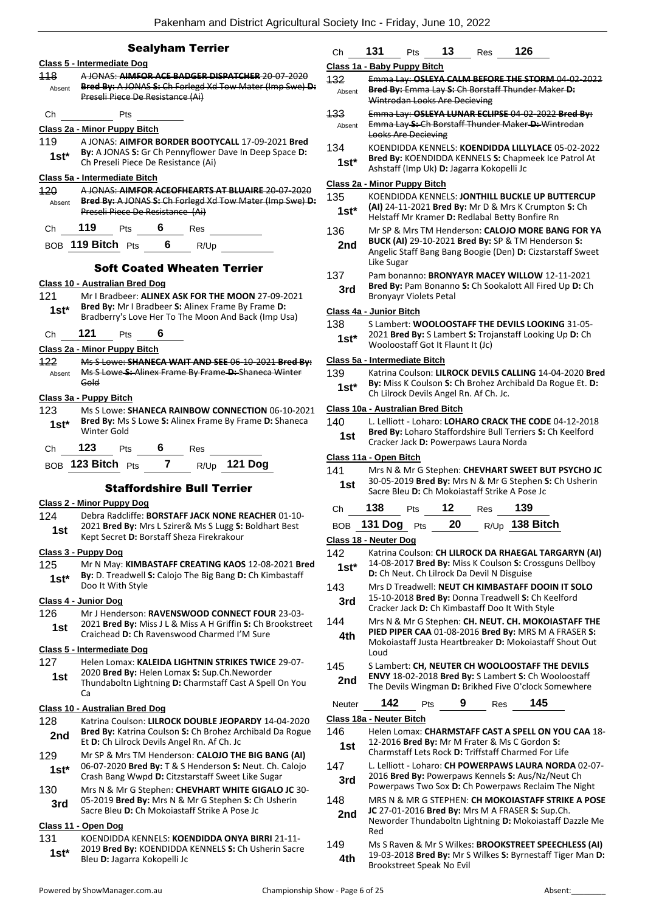## Sealyham Terrier

### Class 5 - Intermediate Dog

118 Absent — ~~A JONAS: **AIMFOR ACE BADGER DISPATCHER** 20-07-2020 **Bred By:** A JONAS **S:** Ch Forlegd Xd Tow Mater (Imp Swe) **D:** Preseli Piece De Resistance (Ai)~~

Ch ______ Pts ______

### Class 2a - Minor Puppy Bitch

119 **1st*** — A JONAS: **AIMFOR BORDER BOOTYCALL** 17-09-2021 **Bred By:** A JONAS **S:** Gr Ch Pennyflower Dave In Deep Space **D:** Ch Preseli Piece De Resistance (Ai)

### Class 5a - Intermediate Bitch

120 Absent — ~~A JONAS: **AIMFOR ACEOFHEARTS AT BLUAIRE** 20-07-2020 **Bred By:** A JONAS **S:** Ch Forlegd Xd Tow Mater (Imp Swe) **D:** Preseli Piece De Resistance (Ai)~~

Ch **119** Pts **6** Res ______

BOB **119 Bitch** Pts **6** R/Up ______

## Soft Coated Wheaten Terrier

### Class 10 - Australian Bred Dog

121 **1st*** — Mr I Bradbeer: **ALINEX ASK FOR THE MOON** 27-09-2021 **Bred By:** Mr I Bradbeer **S:** Alinex Frame By Frame **D:** Bradberry's Love Her To The Moon And Back (Imp Usa)

Ch **121** Pts **6**

### Class 2a - Minor Puppy Bitch

122 Absent — ~~Ms S Lowe: **SHANECA WAIT AND SEE** 06-10-2021 **Bred By:** Ms S Lowe **S:** Alinex Frame By Frame **D:** Shaneca Winter Gold~~

### Class 3a - Puppy Bitch

123 **1st*** — Ms S Lowe: **SHANECA RAINBOW CONNECTION** 06-10-2021 **Bred By:** Ms S Lowe **S:** Alinex Frame By Frame **D:** Shaneca Winter Gold

Ch **123** Pts **6** Res ______

BOB **123 Bitch** Pts **7** R/Up **121 Dog**

## Staffordshire Bull Terrier

### Class 2 - Minor Puppy Dog

124 **1st** — Debra Radcliffe: **BORSTAFF JACK NONE REACHER** 01-10-2021 **Bred By:** Mrs L Szirer& Ms S Lugg **S:** Boldhart Best Kept Secret **D:** Borstaff Sheza Firekrakour

### Class 3 - Puppy Dog

125 **1st*** — Mr N May: **KIMBASTAFF CREATING KAOS** 12-08-2021 **Bred By:** D. Treadwell **S:** Calojo The Big Bang **D:** Ch Kimbastaff Doo It With Style

### Class 4 - Junior Dog

126 **1st** — Mr J Henderson: **RAVENSWOOD CONNECT FOUR** 23-03-2021 **Bred By:** Miss J L & Miss A H Griffin **S:** Ch Brookstreet Craichead **D:** Ch Ravenswood Charmed I'M Sure

### Class 5 - Intermediate Dog

127 **1st** — Helen Lomax: **KALEIDA LIGHTNIN STRIKES TWICE** 29-07-2020 **Bred By:** Helen Lomax **S:** Sup.Ch.Neworder Thundaboltn Lightning **D:** Charmstaff Cast A Spell On You Ca

### Class 10 - Australian Bred Dog

128 **2nd** — Katrina Coulson: **LILROCK DOUBLE JEOPARDY** 14-04-2020 **Bred By:** Katrina Coulson **S:** Ch Brohez Archibald Da Rogue Et **D:** Ch Lilrock Devils Angel Rn. Af Ch. Jc

129 **1st*** — Mr SP & Mrs TM Henderson: **CALOJO THE BIG BANG (AI)** 06-07-2020 **Bred By:** T & S Henderson **S:** Neut. Ch. Calojo Crash Bang Wwpd **D:** Citzstarstaff Sweet Like Sugar

130 **3rd** — Mrs N & Mr G Stephen: **CHEVHART WHITE GIGALO JC** 30-05-2019 **Bred By:** Mrs N & Mr G Stephen **S:** Ch Usherin Sacre Bleu **D:** Ch Mokoiastaff Strike A Pose Jc

### Class 11 - Open Dog

131 **1st*** — KOENDIDDA KENNELS: **KOENDIDDA ONYA BIRRI** 21-11-2019 **Bred By:** KOENDIDDA KENNELS **S:** Ch Usherin Sacre Bleu **D:** Jagarra Kokopelli Jc

Ch **131** Pts **13** Res **126**

### Class 1a - Baby Puppy Bitch

132 Absent — ~~Emma Lay: **OSLEYA CALM BEFORE THE STORM** 04-02-2022 **Bred By:** Emma Lay **S:** Ch Borstaff Thunder Maker **D:** Wintrodan Looks Are Decieving~~

133 Absent — ~~Emma Lay: **OSLEYA LUNAR ECLIPSE** 04-02-2022 **Bred By:** Emma Lay **S:** Ch Borstaff Thunder Maker **D:** Wintrodan Looks Are Decieving~~

134 **1st*** — KOENDIDDA KENNELS: **KOENDIDDA LILLYLACE** 05-02-2022 **Bred By:** KOENDIDDA KENNELS **S:** Chapmeek Ice Patrol At Ashstaff (Imp Uk) **D:** Jagarra Kokopelli Jc

### Class 2a - Minor Puppy Bitch

135 **1st*** — KOENDIDDA KENNELS: **JONTHILL BUCKLE UP BUTTERCUP (AI)** 24-11-2021 **Bred By:** Mr D & Mrs K Crumpton **S:** Ch Helstaff Mr Kramer **D:** Redlabal Betty Bonfire Rn

136 **2nd** — Mr SP & Mrs TM Henderson: **CALOJO MORE BANG FOR YA BUCK (AI)** 29-10-2021 **Bred By:** SP & TM Henderson **S:** Angelic Staff Bang Bang Boogie (Den) **D:** Cizstarstaff Sweet Like Sugar

137 **3rd** — Pam bonanno: **BRONYAYR MACEY WILLOW** 12-11-2021 **Bred By:** Pam Bonanno **S:** Ch Sookalott All Fired Up **D:** Ch Bronyayr Violets Petal

### Class 4a - Junior Bitch

138 **1st*** — S Lambert: **WOOLOOSTAFF THE DEVILS LOOKING** 31-05-2021 **Bred By:** S Lambert **S:** Trojanstaff Looking Up **D:** Ch Wooloostaff Got It Flaunt It (Jc)

### Class 5a - Intermediate Bitch

139 **1st*** — Katrina Coulson: **LILROCK DEVILS CALLING** 14-04-2020 **Bred By:** Miss K Coulson **S:** Ch Brohez Archibald Da Rogue Et. **D:** Ch Lilrock Devils Angel Rn. Af Ch. Jc.

### Class 10a - Australian Bred Bitch

140 **1st** — L. Lelliott - Loharo: **LOHARO CRACK THE CODE** 04-12-2018 **Bred By:** Loharo Staffordshire Bull Terriers **S:** Ch Keelford Cracker Jack **D:** Powerpaws Laura Norda

### Class 11a - Open Bitch

141 **1st** — Mrs N & Mr G Stephen: **CHEVHART SWEET BUT PSYCHO JC** 30-05-2019 **Bred By:** Mrs N & Mr G Stephen **S:** Ch Usherin Sacre Bleu **D:** Ch Mokoiastaff Strike A Pose Jc

Ch **138** Pts **12** Res **139**

BOB **131 Dog** Pts **20** R/Up **138 Bitch**

### Class 18 - Neuter Dog

142 **1st*** — Katrina Coulson: **CH LILROCK DA RHAEGAL TARGARYN (AI)** 14-08-2017 **Bred By:** Miss K Coulson **S:** Crossguns Dellboy **D:** Ch Neut. Ch Lilrock Da Devil N Disguise

143 **3rd** — Mrs D Treadwell: **NEUT CH KIMBASTAFF DOOIN IT SOLO** 15-10-2018 **Bred By:** Donna Treadwell **S:** Ch Keelford Cracker Jack **D:** Ch Kimbastaff Doo It With Style

144 **4th** — Mrs N & Mr G Stephen: **CH. NEUT. CH. MOKOIASTAFF THE PIED PIPER CAA** 01-08-2016 **Bred By:** MRS M A FRASER **S:** Mokoiastaff Justa Heartbreaker **D:** Mokoiastaff Shout Out Loud

145 **2nd** — S Lambert: **CH, NEUTER CH WOOLOOSTAFF THE DEVILS ENVY** 18-02-2018 **Bred By:** S Lambert **S:** Ch Wooloostaff The Devils Wingman **D:** Brikhed Five O'clock Somewhere

Neuter **142** Pts **9** Res **145**

### Class 18a - Neuter Bitch

146 **1st** — Helen Lomax: **CHARMSTAFF CAST A SPELL ON YOU CAA** 18-12-2016 **Bred By:** Mr M Frater & Ms C Gordon **S:** Charmstaff Lets Rock **D:** Triffstaff Charmed For Life

147 **3rd** — L. Lelliott - Loharo: **CH POWERPAWS LAURA NORDA** 02-07-2016 **Bred By:** Powerpaws Kennels **S:** Aus/Nz/Neut Ch Powerpaws Two Sox **D:** Ch Powerpaws Reclaim The Night

148 **2nd** — MRS N & MR G STEPHEN: **CH MOKOIASTAFF STRIKE A POSE JC** 27-01-2016 **Bred By:** Mrs M A FRASER **S:** Sup.Ch. Neworder Thundaboltn Lightning **D:** Mokoiastaff Dazzle Me Red

149 **4th** — Ms S Raven & Mr S Wilkes: **BROOKSTREET SPEECHLESS (AI)** 19-03-2018 **Bred By:** Mr S Wilkes **S:** Byrnestaff Tiger Man **D:** Brookstreet Speak No Evil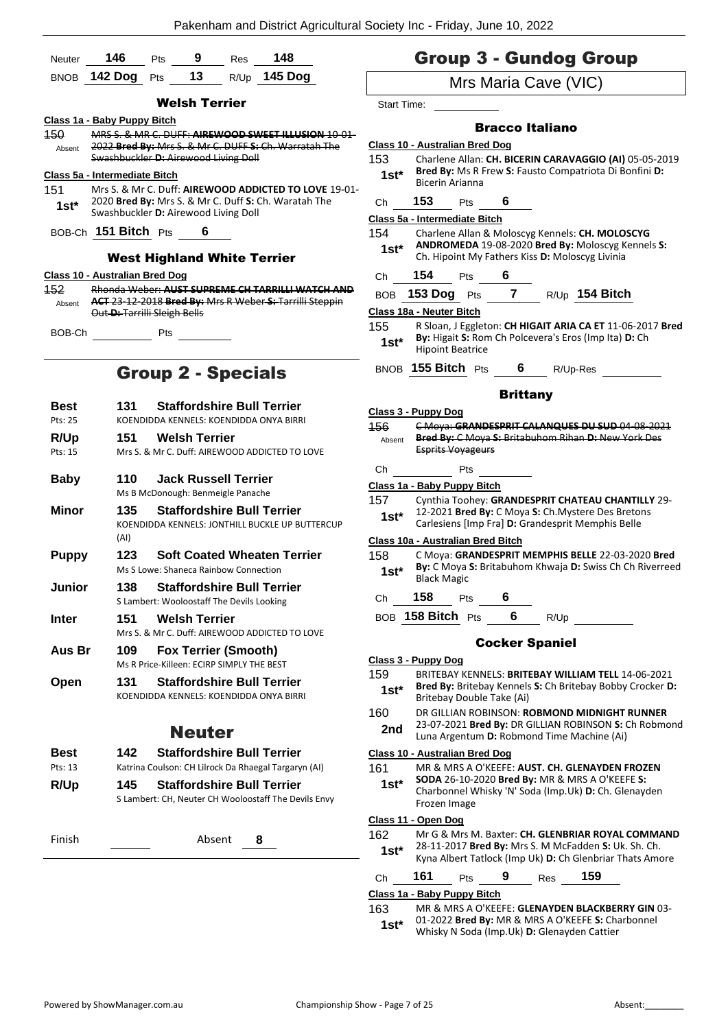| Neuter | 146 | Pts | 9 | Res | 148 |
|---|---|---|---|---|---|
| BNOB | 142 Dog | Pts | 13 | R/Up | 145 Dog |

### Welsh Terrier

**Class 1a - Baby Puppy Bitch**

150 Absent ~~MRS S. & MR C. DUFF: **AIREWOOD SWEET ILLUSION** 10-01-2022 **Bred By:** Mrs S. & Mr C. DUFF **S:** Ch. Warratah The Swashbuckler **D:** Airewood Living Doll~~

**Class 5a - Intermediate Bitch**

151 1st* Mrs S. & Mr C. Duff: **AIREWOOD ADDICTED TO LOVE** 19-01-2020 **Bred By:** Mrs S. & Mr C. Duff **S:** Ch. Waratah The Swashbuckler **D:** Airewood Living Doll

BOB-Ch **151 Bitch** Pts **6**

### West Highland White Terrier

**Class 10 - Australian Bred Dog**

152 Absent ~~Rhonda Weber: **AUST SUPREME CH TARRILLI WATCH AND ACT** 23-12-2018 **Bred By:** Mrs R Weber **S:** Tarrilli Steppin Out **D:** Tarrilli Sleigh Bells~~

BOB-Ch \_\_\_\_\_ Pts \_\_\_\_\_

## Group 2 - Specials

**Best** (Pts: 25) — **131 Staffordshire Bull Terrier** — KOENDIDDA KENNELS: KOENDIDDA ONYA BIRRI

**R/Up** (Pts: 15) — **151 Welsh Terrier** — Mrs S. & Mr C. Duff: AIREWOOD ADDICTED TO LOVE

**Baby** — **110 Jack Russell Terrier** — Ms B McDonough: Benmeigle Panache

**Minor** — **135 Staffordshire Bull Terrier** — KOENDIDDA KENNELS: JONTHILL BUCKLE UP BUTTERCUP (AI)

**Puppy** — **123 Soft Coated Wheaten Terrier** — Ms S Lowe: Shaneca Rainbow Connection

**Junior** — **138 Staffordshire Bull Terrier** — S Lambert: Wooloostaff The Devils Looking

**Inter** — **151 Welsh Terrier** — Mrs S. & Mr C. Duff: AIREWOOD ADDICTED TO LOVE

**Aus Br** — **109 Fox Terrier (Smooth)** — Ms R Price-Killeen: ECIRP SIMPLY THE BEST

**Open** — **131 Staffordshire Bull Terrier** — KOENDIDDA KENNELS: KOENDIDDA ONYA BIRRI

## Neuter

**Best** (Pts: 13) — **142 Staffordshire Bull Terrier** — Katrina Coulson: CH Lilrock Da Rhaegal Targaryen (AI)

**R/Up** — **145 Staffordshire Bull Terrier** — S Lambert: CH, Neuter CH Wooloostaff The Devils Envy

Finish \_\_\_\_\_ Absent **8**

## Group 3 - Gundog Group

Mrs Maria Cave (VIC)

Start Time: \_\_\_\_\_

### Bracco Italiano

**Class 10 - Australian Bred Dog**

153 1st* Charlene Allan: **CH. BICERIN CARAVAGGIO (AI)** 05-05-2019 **Bred By:** Ms R Frew **S:** Fausto Compatriota Di Bonfini **D:** Bicerin Arianna

Ch **153** Pts **6**

**Class 5a - Intermediate Bitch**

154 1st* Charlene Allan & Moloscyg Kennels: **CH. MOLOSCYG ANDROMEDA** 19-08-2020 **Bred By:** Moloscyg Kennels **S:** Ch. Hipoint My Fathers Kiss **D:** Moloscyg Livinia

Ch **154** Pts **6**

BOB **153 Dog** Pts **7** R/Up **154 Bitch**

**Class 18a - Neuter Bitch**

155 1st* R Sloan, J Eggleton: **CH HIGAIT ARIA CA ET** 11-06-2017 **Bred By:** Higait **S:** Rom Ch Polcevera's Eros (Imp Ita) **D:** Ch Hipoint Beatrice

BNOB **155 Bitch** Pts **6** R/Up-Res \_\_\_\_\_

### Brittany

**Class 3 - Puppy Dog**

156 Absent ~~C Moya: **GRANDESPRIT CALANQUES DU SUD** 04-08-2021 **Bred By:** C Moya **S:** Britabuhom Rihan **D:** New York Des Esprits Voyageurs~~

Ch \_\_\_\_\_ Pts \_\_\_\_\_

**Class 1a - Baby Puppy Bitch**

157 1st* Cynthia Toohey: **GRANDESPRIT CHATEAU CHANTILLY** 29-12-2021 **Bred By:** C Moya **S:** Ch.Mystere Des Bretons Carlesiens [Imp Fra] **D:** Grandesprit Memphis Belle

**Class 10a - Australian Bred Bitch**

158 1st* C Moya: **GRANDESPRIT MEMPHIS BELLE** 22-03-2020 **Bred By:** C Moya **S:** Britabuhom Khwaja **D:** Swiss Ch Ch Riverreed Black Magic

Ch **158** Pts **6**

BOB **158 Bitch** Pts **6** R/Up \_\_\_\_\_

### Cocker Spaniel

**Class 3 - Puppy Dog**

159 1st* BRITEBAY KENNELS: **BRITEBAY WILLIAM TELL** 14-06-2021 **Bred By:** Britebay Kennels **S:** Ch Britebay Bobby Crocker **D:** Britebay Double Take (Ai)

160 2nd DR GILLIAN ROBINSON: **ROBMOND MIDNIGHT RUNNER** 23-07-2021 **Bred By:** DR GILLIAN ROBINSON **S:** Ch Robmond Luna Argentum **D:** Robmond Time Machine (Ai)

**Class 10 - Australian Bred Dog**

161 1st* MR & MRS A O'KEEFE: **AUST. CH. GLENAYDEN FROZEN SODA** 26-10-2020 **Bred By:** MR & MRS A O'KEEFE **S:** Charbonnel Whisky 'N' Soda (Imp.Uk) **D:** Ch. Glenayden Frozen Image

**Class 11 - Open Dog**

162 1st* Mr G & Mrs M. Baxter: **CH. GLENBRIAR ROYAL COMMAND** 28-11-2017 **Bred By:** Mrs S. M McFadden **S:** Uk. Sh. Ch. Kyna Albert Tatlock (Imp Uk) **D:** Ch Glenbriar Thats Amore

Ch **161** Pts **9** Res **159**

**Class 1a - Baby Puppy Bitch**

163 1st* MR & MRS A O'KEEFE: **GLENAYDEN BLACKBERRY GIN** 03-01-2022 **Bred By:** MR & MRS A O'KEEFE **S:** Charbonnel Whisky N Soda (Imp.Uk) **D:** Glenayden Cattier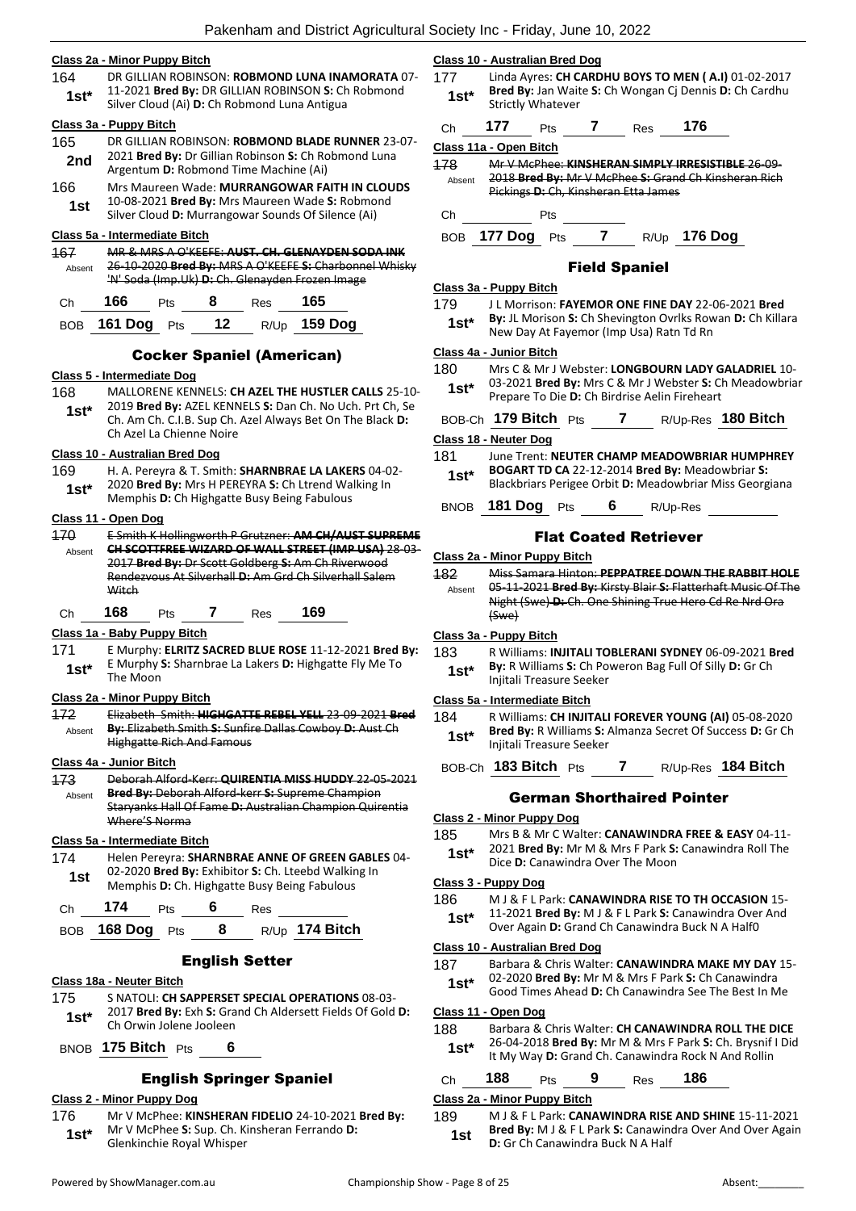#### Class 2a - Minor Puppy Bitch

164 **1st*** DR GILLIAN ROBINSON: **ROBMOND LUNA INAMORATA** 07-11-2021 **Bred By:** DR GILLIAN ROBINSON **S:** Ch Robmond Silver Cloud (Ai) **D:** Ch Robmond Luna Antigua

#### Class 3a - Puppy Bitch

165 **2nd** DR GILLIAN ROBINSON: **ROBMOND BLADE RUNNER** 23-07-2021 **Bred By:** Dr Gillian Robinson **S:** Ch Robmond Luna Argentum **D:** Robmond Time Machine (Ai)

166 **1st** Mrs Maureen Wade: **MURRANGOWAR FAITH IN CLOUDS** 10-08-2021 **Bred By:** Mrs Maureen Wade **S:** Robmond Silver Cloud **D:** Murrangowar Sounds Of Silence (Ai)

#### Class 5a - Intermediate Bitch

167 Absent ~~MR & MRS A O'KEEFE: **AUST. CH. GLENAYDEN SODA INK** 26-10-2020 **Bred By:** MRS A O'KEEFE **S:** Charbonnel Whisky 'N' Soda (Imp.Uk) **D:** Ch. Glenayden Frozen Image~~

Ch **166** Pts **8** Res **165**

BOB **161 Dog** Pts **12** R/Up **159 Dog**

## Cocker Spaniel (American)

#### Class 5 - Intermediate Dog

168 **1st*** MALLORENE KENNELS: **CH AZEL THE HUSTLER CALLS** 25-10-2019 **Bred By:** AZEL KENNELS **S:** Dan Ch. No Uch. Prt Ch, Se Ch. Am Ch. C.I.B. Sup Ch. Azel Always Bet On The Black **D:** Ch Azel La Chienne Noire

#### Class 10 - Australian Bred Dog

169 **1st*** H. A. Pereyra & T. Smith: **SHARNBRAE LA LAKERS** 04-02-2020 **Bred By:** Mrs H PEREYRA **S:** Ch Ltrend Walking In Memphis **D:** Ch Highgatte Busy Being Fabulous

#### Class 11 - Open Dog

170 Absent ~~E Smith K Hollingworth P Grutzner: **AM CH/AUST SUPREME CH SCOTTFREE WIZARD OF WALL STREET (IMP USA)** 28-03-2017 **Bred By:** Dr Scott Goldberg **S:** Am Ch Riverwood Rendezvous At Silverhall **D:** Am Grd Ch Silverhall Salem Witch~~

Ch **168** Pts **7** Res **169**

#### Class 1a - Baby Puppy Bitch

171 **1st*** E Murphy: **ELRITZ SACRED BLUE ROSE** 11-12-2021 **Bred By:** E Murphy **S:** Sharnbrae La Lakers **D:** Highgatte Fly Me To The Moon

#### Class 2a - Minor Puppy Bitch

172 Absent ~~Elizabeth Smith: **HIGHGATTE REBEL YELL** 23-09-2021 **Bred By:** Elizabeth Smith **S:** Sunfire Dallas Cowboy **D:** Aust Ch Highgatte Rich And Famous~~

#### Class 4a - Junior Bitch

173 Absent ~~Deborah Alford-Kerr: **QUIRENTIA MISS HUDDY** 22-05-2021 **Bred By:** Deborah Alford-kerr **S:** Supreme Champion Staryanks Hall Of Fame **D:** Australian Champion Quirentia Where'S Norma~~

#### Class 5a - Intermediate Bitch

174 **1st** Helen Pereyra: **SHARNBRAE ANNE OF GREEN GABLES** 04-02-2020 **Bred By:** Exhibitor **S:** Ch. Lteebd Walking In Memphis **D:** Ch. Highgatte Busy Being Fabulous

Ch **174** Pts **6** Res

BOB **168 Dog** Pts **8** R/Up **174 Bitch**

## English Setter

#### Class 18a - Neuter Bitch

175 **1st*** S NATOLI: **CH SAPPERSET SPECIAL OPERATIONS** 08-03-2017 **Bred By:** Exh **S:** Grand Ch Aldersett Fields Of Gold **D:** Ch Orwin Jolene Jooleen

BNOB **175 Bitch** Pts **6**

## English Springer Spaniel

#### Class 2 - Minor Puppy Dog

176 **1st*** Mr V McPhee: **KINSHERAN FIDELIO** 24-10-2021 **Bred By:** Mr V McPhee **S:** Sup. Ch. Kinsheran Ferrando **D:** Glenkinchie Royal Whisper

#### Class 10 - Australian Bred Dog

177 **1st*** Linda Ayres: **CH CARDHU BOYS TO MEN ( A.I)** 01-02-2017 **Bred By:** Jan Waite **S:** Ch Wongan Cj Dennis **D:** Ch Cardhu Strictly Whatever

Ch **177** Pts **7** Res **176**

#### Class 11a - Open Bitch

178 Absent ~~Mr V McPhee: **KINSHERAN SIMPLY IRRESISTIBLE** 26-09-2018 **Bred By:** Mr V McPhee **S:** Grand Ch Kinsheran Rich Pickings **D:** Ch, Kinsheran Etta James~~

Ch Pts

BOB **177 Dog** Pts **7** R/Up **176 Dog**

## Field Spaniel

#### Class 3a - Puppy Bitch

179 **1st*** J L Morrison: **FAYEMOR ONE FINE DAY** 22-06-2021 **Bred By:** JL Morison **S:** Ch Shevington Ovrlks Rowan **D:** Ch Killara New Day At Fayemor (Imp Usa) Ratn Td Rn

#### Class 4a - Junior Bitch

180 **1st*** Mrs C & Mr J Webster: **LONGBOURN LADY GALADRIEL** 10-03-2021 **Bred By:** Mrs C & Mr J Webster **S:** Ch Meadowbriar Prepare To Die **D:** Ch Birdrise Aelin Fireheart

BOB-Ch **179 Bitch** Pts **7** R/Up-Res **180 Bitch**

#### Class 18 - Neuter Dog

181 **1st*** June Trent: **NEUTER CHAMP MEADOWBRIAR HUMPHREY BOGART TD CA** 22-12-2014 **Bred By:** Meadowbriar **S:** Blackbriars Perigee Orbit **D:** Meadowbriar Miss Georgiana

BNOB **181 Dog** Pts **6** R/Up-Res

## Flat Coated Retriever

#### Class 2a - Minor Puppy Bitch

182 Absent ~~Miss Samara Hinton: **PEPPATREE DOWN THE RABBIT HOLE** 05-11-2021 **Bred By:** Kirsty Blair **S:** Flatterhaft Music Of The Night (Swe) **D:** Ch. One Shining True Hero Cd Re Nrd Ora (Swe)~~

#### Class 3a - Puppy Bitch

183 **1st*** R Williams: **INJITALI TOBLERANI SYDNEY** 06-09-2021 **Bred By:** R Williams **S:** Ch Poweron Bag Full Of Silly **D:** Gr Ch Injitali Treasure Seeker

#### Class 5a - Intermediate Bitch

184 **1st*** R Williams: **CH INJITALI FOREVER YOUNG (AI)** 05-08-2020 **Bred By:** R Williams **S:** Almanza Secret Of Success **D:** Gr Ch Injitali Treasure Seeker

BOB-Ch **183 Bitch** Pts **7** R/Up-Res **184 Bitch**

## German Shorthaired Pointer

#### Class 2 - Minor Puppy Dog

185 **1st*** Mrs B & Mr C Walter: **CANAWINDRA FREE & EASY** 04-11-2021 **Bred By:** Mr M & Mrs F Park **S:** Canawindra Roll The Dice **D:** Canawindra Over The Moon

#### Class 3 - Puppy Dog

186 **1st*** M J & F L Park: **CANAWINDRA RISE TO TH OCCASION** 15-11-2021 **Bred By:** M J & F L Park **S:** Canawindra Over And Over Again **D:** Grand Ch Canawindra Buck N A Half0

#### Class 10 - Australian Bred Dog

187 **1st*** Barbara & Chris Walter: **CANAWINDRA MAKE MY DAY** 15-02-2020 **Bred By:** Mr M & Mrs F Park **S:** Ch Canawindra Good Times Ahead **D:** Ch Canawindra See The Best In Me

#### Class 11 - Open Dog

188 **1st*** Barbara & Chris Walter: **CH CANAWINDRA ROLL THE DICE** 26-04-2018 **Bred By:** Mr M & Mrs F Park **S:** Ch. Brysnif I Did It My Way **D:** Grand Ch. Canawindra Rock N And Rollin

Ch **188** Pts **9** Res **186**

#### Class 2a - Minor Puppy Bitch

189 **1st** M J & F L Park: **CANAWINDRA RISE AND SHINE** 15-11-2021 **Bred By:** M J & F L Park **S:** Canawindra Over And Over Again **D:** Gr Ch Canawindra Buck N A Half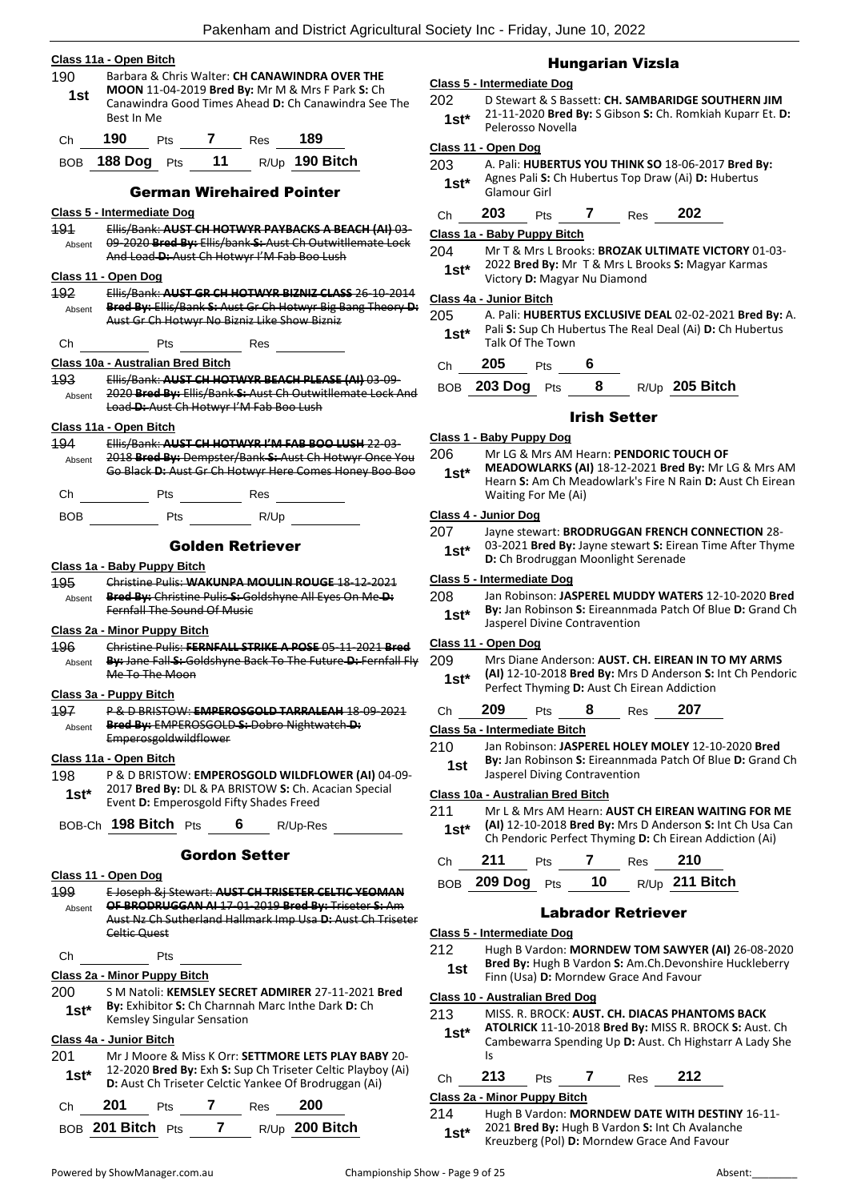### Class 11a - Open Bitch

190 **1st** Barbara & Chris Walter: **CH CANAWINDRA OVER THE MOON** 11-04-2019 **Bred By:** Mr M & Mrs F Park **S:** Ch Canawindra Good Times Ahead **D:** Ch Canawindra See The Best In Me

Ch **190** Pts **7** Res **189**

BOB **188 Dog** Pts **11** R/Up **190 Bitch**

## German Wirehaired Pointer

### Class 5 - Intermediate Dog

~~191~~ Absent ~~Ellis/Bank: **AUST CH HOTWYR PAYBACKS A BEACH (AI)** 03-09-2020 **Bred By:** Ellis/bank **S:** Aust Ch Outwitllemate Lock And Load **D:** Aust Ch Hotwyr I'M Fab Boo Lush~~

### Class 11 - Open Dog

~~192~~ Absent ~~Ellis/Bank: **AUST GR CH HOTWYR BIZNIZ CLASS** 26-10-2014 **Bred By:** Ellis/Bank **S:** Aust Gr Ch Hotwyr Big Bang Theory **D:** Aust Gr Ch Hotwyr No Bizniz Like Show Bizniz~~

Ch ____ Pts ____ Res ____

### Class 10a - Australian Bred Bitch

~~193~~ Absent ~~Ellis/Bank: **AUST CH HOTWYR BEACH PLEASE (AI)** 03-09-2020 **Bred By:** Ellis/Bank **S:** Aust Ch Outwitllemate Lock And Load **D:** Aust Ch Hotwyr I'M Fab Boo Lush~~

### Class 11a - Open Bitch

~~194~~ Absent ~~Ellis/Bank: **AUST CH HOTWYR I'M FAB BOO LUSH** 22-03-2018 **Bred By:** Dempster/Bank **S:** Aust Ch Hotwyr Once You Go Black **D:** Aust Gr Ch Hotwyr Here Comes Honey Boo Boo~~

Ch ____ Pts ____ Res ____

BOB ____ Pts ____ R/Up ____

## Golden Retriever

### Class 1a - Baby Puppy Bitch

~~195~~ Absent ~~Christine Pulis: **WAKUNPA MOULIN ROUGE** 18-12-2021 **Bred By:** Christine Pulis **S:** Goldshyne All Eyes On Me **D:** Fernfall The Sound Of Music~~

### Class 2a - Minor Puppy Bitch

~~196~~ Absent ~~Christine Pulis: **FERNFALL STRIKE A POSE** 05-11-2021 **Bred By:** Jane Fall **S:** Goldshyne Back To The Future **D:** Fernfall Fly Me To The Moon~~

### Class 3a - Puppy Bitch

~~197~~ Absent ~~P & D BRISTOW: **EMPEROSGOLD TARRALEAH** 18-09-2021 **Bred By:** EMPEROSGOLD **S:** Dobro Nightwatch **D:** Emperosgoldwildflower~~

### Class 11a - Open Bitch

198 **1st*** P & D BRISTOW: **EMPEROSGOLD WILDFLOWER (AI)** 04-09-2017 **Bred By:** DL & PA BRISTOW **S:** Ch. Acacian Special Event **D:** Emperosgold Fifty Shades Freed

BOB-Ch **198 Bitch** Pts **6** R/Up-Res ____

## Gordon Setter

### Class 11 - Open Dog

~~199~~ Absent ~~E Joseph &j Stewart: **AUST CH TRISETER CELTIC YEOMAN OF BRODRUGGAN AI** 17-01-2019 **Bred By:** Triseter **S:** Am Aust Nz Ch Sutherland Hallmark Imp Usa **D:** Aust Ch Triseter Celtic Quest~~

Ch ____ Pts ____

### Class 2a - Minor Puppy Bitch

200 **1st*** S M Natoli: **KEMSLEY SECRET ADMIRER** 27-11-2021 **Bred By:** Exhibitor **S:** Ch Charnnah Marc Inthe Dark **D:** Ch Kemsley Singular Sensation

### Class 4a - Junior Bitch

201 **1st*** Mr J Moore & Miss K Orr: **SETTMORE LETS PLAY BABY** 20-12-2020 **Bred By:** Exh **S:** Sup Ch Triseter Celtic Playboy (Ai) **D:** Aust Ch Triseter Celctic Yankee Of Brodruggan (Ai)

Ch **201** Pts **7** Res **200**

BOB **201 Bitch** Pts **7** R/Up **200 Bitch**

## Hungarian Vizsla

### Class 5 - Intermediate Dog

202 **1st*** D Stewart & S Bassett: **CH. SAMBARIDGE SOUTHERN JIM** 21-11-2020 **Bred By:** S Gibson **S:** Ch. Romkiah Kuparr Et. **D:** Pelerosso Novella

### Class 11 - Open Dog

203 **1st*** A. Pali: **HUBERTUS YOU THINK SO** 18-06-2017 **Bred By:** Agnes Pali **S:** Ch Hubertus Top Draw (Ai) **D:** Hubertus Glamour Girl

Ch **203** Pts **7** Res **202**

### Class 1a - Baby Puppy Bitch

204 **1st*** Mr T & Mrs L Brooks: **BROZAK ULTIMATE VICTORY** 01-03-2022 **Bred By:** Mr T & Mrs L Brooks **S:** Magyar Karmas Victory **D:** Magyar Nu Diamond

### Class 4a - Junior Bitch

205 **1st*** A. Pali: **HUBERTUS EXCLUSIVE DEAL** 02-02-2021 **Bred By:** A. Pali **S:** Sup Ch Hubertus The Real Deal (Ai) **D:** Ch Hubertus Talk Of The Town

Ch **205** Pts **6**

BOB **203 Dog** Pts **8** R/Up **205 Bitch**

## Irish Setter

### Class 1 - Baby Puppy Dog

206 **1st*** Mr LG & Mrs AM Hearn: **PENDORIC TOUCH OF MEADOWLARKS (AI)** 18-12-2021 **Bred By:** Mr LG & Mrs AM Hearn **S:** Am Ch Meadowlark's Fire N Rain **D:** Aust Ch Eirean Waiting For Me (Ai)

### Class 4 - Junior Dog

207 **1st*** Jayne stewart: **BRODRUGGAN FRENCH CONNECTION** 28-03-2021 **Bred By:** Jayne stewart **S:** Eirean Time After Thyme **D:** Ch Brodruggan Moonlight Serenade

### Class 5 - Intermediate Dog

208 **1st*** Jan Robinson: **JASPEREL MUDDY WATERS** 12-10-2020 **Bred By:** Jan Robinson **S:** Eireannmada Patch Of Blue **D:** Grand Ch Jasperel Divine Contravention

### Class 11 - Open Dog

209 **1st*** Mrs Diane Anderson: **AUST. CH. EIREAN IN TO MY ARMS (AI)** 12-10-2018 **Bred By:** Mrs D Anderson **S:** Int Ch Pendoric Perfect Thyming **D:** Aust Ch Eirean Addiction

Ch **209** Pts **8** Res **207**

### Class 5a - Intermediate Bitch

210 **1st** Jan Robinson: **JASPEREL HOLEY MOLEY** 12-10-2020 **Bred By:** Jan Robinson **S:** Eireannmada Patch Of Blue **D:** Grand Ch Jasperel Diving Contravention

### Class 10a - Australian Bred Bitch

211 **1st*** Mr L & Mrs AM Hearn: **AUST CH EIREAN WAITING FOR ME (AI)** 12-10-2018 **Bred By:** Mrs D Anderson **S:** Int Ch Usa Can Ch Pendoric Perfect Thyming **D:** Ch Eirean Addiction (Ai)

Ch **211** Pts **7** Res **210**

BOB **209 Dog** Pts **10** R/Up **211 Bitch**

## Labrador Retriever

### Class 5 - Intermediate Dog

212 **1st** Hugh B Vardon: **MORNDEW TOM SAWYER (AI)** 26-08-2020 **Bred By:** Hugh B Vardon **S:** Am.Ch.Devonshire Huckleberry Finn (Usa) **D:** Morndew Grace And Favour

### Class 10 - Australian Bred Dog

213 **1st*** MISS. R. BROCK: **AUST. CH. DIACAS PHANTOMS BACK ATOLRICK** 11-10-2018 **Bred By:** MISS R. BROCK **S:** Aust. Ch Cambewarra Spending Up **D:** Aust. Ch Highstarr A Lady She Is

Ch **213** Pts **7** Res **212**

### Class 2a - Minor Puppy Bitch

214 **1st*** Hugh B Vardon: **MORNDEW DATE WITH DESTINY** 16-11-2021 **Bred By:** Hugh B Vardon **S:** Int Ch Avalanche Kreuzberg (Pol) **D:** Morndew Grace And Favour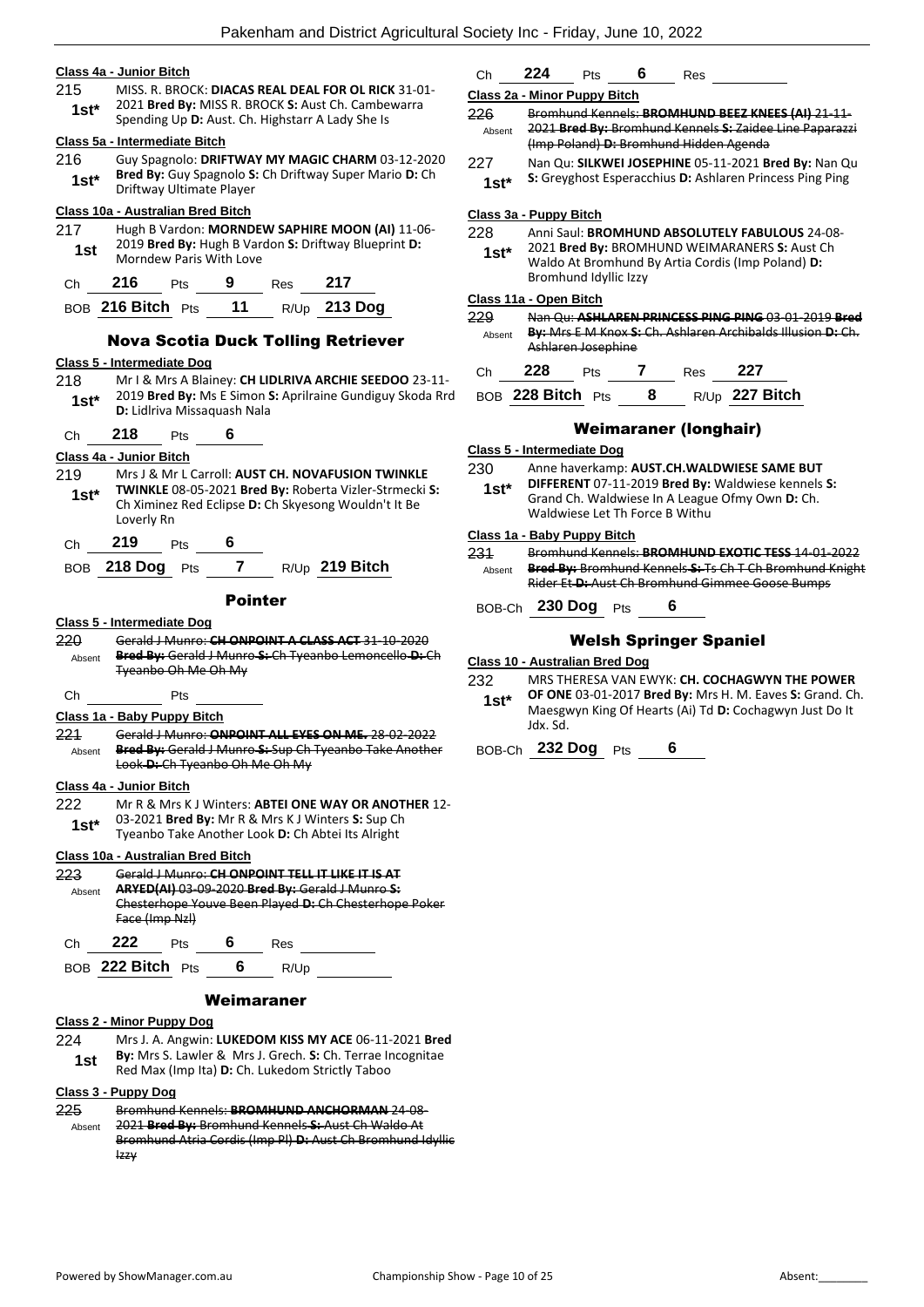**Class 4a - Junior Bitch**

215 — **1st*** — MISS. R. BROCK: **DIACAS REAL DEAL FOR OL RICK** 31-01-2021 **Bred By:** MISS R. BROCK **S:** Aust Ch. Cambewarra Spending Up **D:** Aust. Ch. Highstarr A Lady She Is

**Class 5a - Intermediate Bitch**

216 — **1st*** — Guy Spagnolo: **DRIFTWAY MY MAGIC CHARM** 03-12-2020 **Bred By:** Guy Spagnolo **S:** Ch Driftway Super Mario **D:** Ch Driftway Ultimate Player

**Class 10a - Australian Bred Bitch**

217 — **1st** — Hugh B Vardon: **MORNDEW SAPHIRE MOON (AI)** 11-06-2019 **Bred By:** Hugh B Vardon **S:** Driftway Blueprint **D:** Morndew Paris With Love

Ch 216 Pts 9 Res 217

BOB 216 Bitch Pts 11 R/Up 213 Dog

## Nova Scotia Duck Tolling Retriever

**Class 5 - Intermediate Dog**

218 — **1st*** — Mr I & Mrs A Blainey: **CH LIDLRIVA ARCHIE SEEDOO** 23-11-2019 **Bred By:** Ms E Simon **S:** Aprilraine Gundiguy Skoda Rrd **D:** Lidlriva Missaquash Nala

Ch 218 Pts 6

**Class 4a - Junior Bitch**

219 — **1st*** — Mrs J & Mr L Carroll: **AUST CH. NOVAFUSION TWINKLE TWINKLE** 08-05-2021 **Bred By:** Roberta Vizler-Strmecki **S:** Ch Ximinez Red Eclipse **D:** Ch Skyesong Wouldn't It Be Loverly Rn

Ch 219 Pts 6

BOB 218 Dog Pts 7 R/Up 219 Bitch

## Pointer

**Class 5 - Intermediate Dog**

220 — Absent — ~~Gerald J Munro: **CH ONPOINT A CLASS ACT** 31-10-2020 **Bred By:** Gerald J Munro **S:** Ch Tyeanbo Lemoncello **D:** Ch Tyeanbo Oh Me Oh My~~

Ch Pts

**Class 1a - Baby Puppy Bitch**

221 — Absent — ~~Gerald J Munro: **ONPOINT ALL EYES ON ME.** 28-02-2022 **Bred By:** Gerald J Munro **S:** Sup Ch Tyeanbo Take Another Look **D:** Ch Tyeanbo Oh Me Oh My~~

**Class 4a - Junior Bitch**

222 — **1st*** — Mr R & Mrs K J Winters: **ABTEI ONE WAY OR ANOTHER** 12-03-2021 **Bred By:** Mr R & Mrs K J Winters **S:** Sup Ch Tyeanbo Take Another Look **D:** Ch Abtei Its Alright

**Class 10a - Australian Bred Bitch**

223 — Absent — ~~Gerald J Munro: **CH ONPOINT TELL IT LIKE IT IS AT ARYED(AI)** 03-09-2020 **Bred By:** Gerald J Munro **S:** Chesterhope Youve Been Played **D:** Ch Chesterhope Poker Face (Imp Nzl)~~

Ch 222 Pts 6 Res

BOB 222 Bitch Pts 6 R/Up

## Weimaraner

**Class 2 - Minor Puppy Dog**

224 — **1st** — Mrs J. A. Angwin: **LUKEDOM KISS MY ACE** 06-11-2021 **Bred By:** Mrs S. Lawler & Mrs J. Grech. **S:** Ch. Terrae Incognitae Red Max (Imp Ita) **D:** Ch. Lukedom Strictly Taboo

**Class 3 - Puppy Dog**

225 — Absent — ~~Bromhund Kennels: **BROMHUND ANCHORMAN** 24-08-2021 **Bred By:** Bromhund Kennels **S:** Aust Ch Waldo At Bromhund Atria Cordis (Imp Pl) **D:** Aust Ch Bromhund Idyllic Izzy~~

Ch 224 Pts 6 Res

**Class 2a - Minor Puppy Bitch**

226 — Absent — ~~Bromhund Kennels: **BROMHUND BEEZ KNEES (AI)** 21-11-2021 **Bred By:** Bromhund Kennels **S:** Zaidee Line Paparazzi (Imp Poland) **D:** Bromhund Hidden Agenda~~

227 — **1st*** — Nan Qu: **SILKWEI JOSEPHINE** 05-11-2021 **Bred By:** Nan Qu **S:** Greyghost Esperacchius **D:** Ashlaren Princess Ping Ping

**Class 3a - Puppy Bitch**

228 — **1st*** — Anni Saul: **BROMHUND ABSOLUTELY FABULOUS** 24-08-2021 **Bred By:** BROMHUND WEIMARANERS **S:** Aust Ch Waldo At Bromhund By Artia Cordis (Imp Poland) **D:** Bromhund Idyllic Izzy

**Class 11a - Open Bitch**

229 — Absent — ~~Nan Qu: **ASHLAREN PRINCESS PING PING** 03-01-2019 **Bred By:** Mrs E M Knox **S:** Ch. Ashlaren Archibalds Illusion **D:** Ch. Ashlaren Josephine~~

Ch 228 Pts 7 Res 227

BOB 228 Bitch Pts 8 R/Up 227 Bitch

## Weimaraner (longhair)

**Class 5 - Intermediate Dog**

230 — **1st*** — Anne haverkamp: **AUST.CH.WALDWIESE SAME BUT DIFFERENT** 07-11-2019 **Bred By:** Waldwiese kennels **S:** Grand Ch. Waldwiese In A League Ofmy Own **D:** Ch. Waldwiese Let Th Force B Withu

**Class 1a - Baby Puppy Bitch**

231 — Absent — ~~Bromhund Kennels: **BROMHUND EXOTIC TESS** 14-01-2022 **Bred By:** Bromhund Kennels **S:** Ts Ch T Ch Bromhund Knight Rider Et **D:** Aust Ch Bromhund Gimmee Goose Bumps~~

BOB-Ch 230 Dog Pts 6

## Welsh Springer Spaniel

**Class 10 - Australian Bred Dog**

232 — **1st*** — MRS THERESA VAN EWYK: **CH. COCHAGWYN THE POWER OF ONE** 03-01-2017 **Bred By:** Mrs H. M. Eaves **S:** Grand. Ch. Maesgwyn King Of Hearts (Ai) Td **D:** Cochagwyn Just Do It Jdx. Sd.

BOB-Ch 232 Dog Pts 6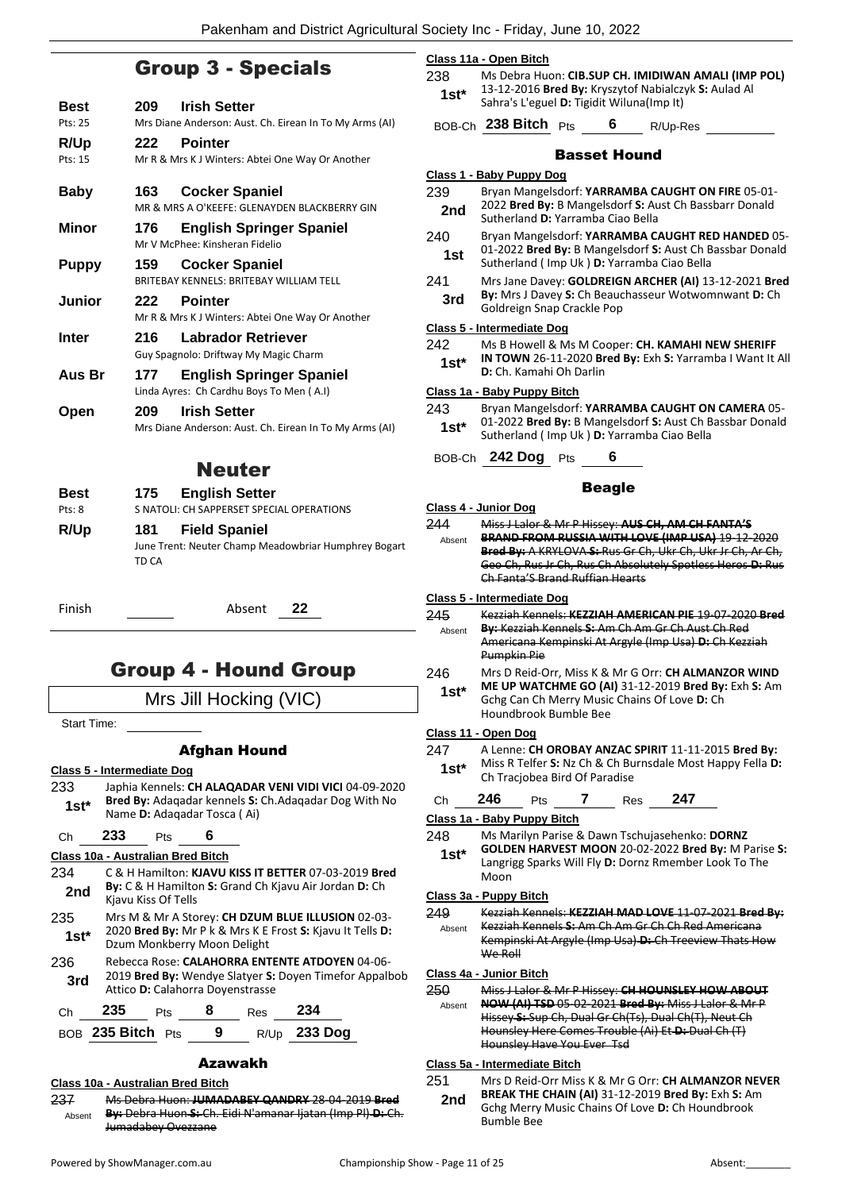## Group 3 - Specials

**Best** 209 **Irish Setter**
Pts: 25 Mrs Diane Anderson: Aust. Ch. Eirean In To My Arms (AI)

**R/Up** 222 **Pointer**
Pts: 15 Mr R & Mrs K J Winters: Abtei One Way Or Another

**Baby** 163 **Cocker Spaniel**
MR & MRS A O'KEEFE: GLENAYDEN BLACKBERRY GIN

**Minor** 176 **English Springer Spaniel**
Mr V McPhee: Kinsheran Fidelio

**Puppy** 159 **Cocker Spaniel**
BRITEBAY KENNELS: BRITEBAY WILLIAM TELL

**Junior** 222 **Pointer**
Mr R & Mrs K J Winters: Abtei One Way Or Another

**Inter** 216 **Labrador Retriever**
Guy Spagnolo: Driftway My Magic Charm

**Aus Br** 177 **English Springer Spaniel**
Linda Ayres: Ch Cardhu Boys To Men ( A.I)

**Open** 209 **Irish Setter**
Mrs Diane Anderson: Aust. Ch. Eirean In To My Arms (AI)

## Neuter

**Best** 175 **English Setter**
Pts: 8 S NATOLI: CH SAPPERSET SPECIAL OPERATIONS

**R/Up** 181 **Field Spaniel**
June Trent: Neuter Champ Meadowbriar Humphrey Bogart TD CA

Finish ______ Absent **22**

## Group 4 - Hound Group

Mrs Jill Hocking (VIC)

Start Time: ______

### Afghan Hound

**Class 5 - Intermediate Dog**

233 **1st*** Japhia Kennels: **CH ALAQADAR VENI VIDI VICI** 04-09-2020 **Bred By:** Adaqadar kennels **S:** Ch.Adaqadar Dog With No Name **D:** Adaqadar Tosca ( Ai)

Ch **233** Pts **6**

**Class 10a - Australian Bred Bitch**

234 **2nd** C & H Hamilton: **KJAVU KISS IT BETTER** 07-03-2019 **Bred By:** C & H Hamilton **S:** Grand Ch Kjavu Air Jordan **D:** Ch Kjavu Kiss Of Tells

235 **1st*** Mrs M & Mr A Storey: **CH DZUM BLUE ILLUSION** 02-03-2020 **Bred By:** Mr P k & Mrs K E Frost **S:** Kjavu It Tells **D:** Dzum Monkberry Moon Delight

236 **3rd** Rebecca Rose: **CALAHORRA ENTENTE ATDOYEN** 04-06-2019 **Bred By:** Wendye Slatyer **S:** Doyen Timefor Appalbob Attico **D:** Calahorra Doyenstrasse

Ch **235** Pts **8** Res **234**

BOB **235 Bitch** Pts **9** R/Up **233 Dog**

### Azawakh

**Class 10a - Australian Bred Bitch**

237 Absent ~~Ms Debra Huon: **JUMADABEY QANDRY** 28-04-2019 **Bred By:** Debra Huon **S:** Ch. Eidi N'amanar Ijatan (Imp Pl) **D:** Ch. Jumadabey Ovezzane~~

**Class 11a - Open Bitch**

238 **1st*** Ms Debra Huon: **CIB.SUP CH. IMIDIWAN AMALI (IMP POL)** 13-12-2016 **Bred By:** Kryszytof Nabialczyk **S:** Aulad Al Sahra's L'eguel **D:** Tigidit Wiluna(Imp It)

BOB-Ch **238 Bitch** Pts **6** R/Up-Res ______

### Basset Hound

**Class 1 - Baby Puppy Dog**

239 **2nd** Bryan Mangelsdorf: **YARRAMBA CAUGHT ON FIRE** 05-01-2022 **Bred By:** B Mangelsdorf **S:** Aust Ch Bassbarr Donald Sutherland **D:** Yarramba Ciao Bella

240 **1st** Bryan Mangelsdorf: **YARRAMBA CAUGHT RED HANDED** 05-01-2022 **Bred By:** B Mangelsdorf **S:** Aust Ch Bassbar Donald Sutherland ( Imp Uk ) **D:** Yarramba Ciao Bella

241 **3rd** Mrs Jane Davey: **GOLDREIGN ARCHER (AI)** 13-12-2021 **Bred By:** Mrs J Davey **S:** Ch Beauchasseur Wotwomnwant **D:** Ch Goldreign Snap Crackle Pop

**Class 5 - Intermediate Dog**

242 **1st*** Ms B Howell & Ms M Cooper: **CH. KAMAHI NEW SHERIFF IN TOWN** 26-11-2020 **Bred By:** Exh **S:** Yarramba I Want It All **D:** Ch. Kamahi Oh Darlin

**Class 1a - Baby Puppy Bitch**

243 **1st*** Bryan Mangelsdorf: **YARRAMBA CAUGHT ON CAMERA** 05-01-2022 **Bred By:** B Mangelsdorf **S:** Aust Ch Bassbar Donald Sutherland ( Imp Uk ) **D:** Yarramba Ciao Bella

BOB-Ch **242 Dog** Pts **6**

### Beagle

**Class 4 - Junior Dog**

244 Absent ~~Miss J Lalor & Mr P Hissey: **AUS CH, AM CH FANTA'S BRAND FROM RUSSIA WITH LOVE (IMP USA)** 19-12-2020 **Bred By:** A KRYLOVA **S:** Rus Gr Ch, Ukr Ch, Ukr Jr Ch, Ar Ch, Geo Ch, Rus Jr Ch, Rus Ch Absolutely Spotless Heros **D:** Rus Ch Fanta'S Brand Ruffian Hearts~~

**Class 5 - Intermediate Dog**

245 Absent ~~Kezziah Kennels: **KEZZIAH AMERICAN PIE** 19-07-2020 **Bred By:** Kezziah Kennels **S:** Am Ch Am Gr Ch Aust Ch Red Americana Kempinski At Argyle (Imp Usa) **D:** Ch Kezziah Pumpkin Pie~~

246 **1st*** Mrs D Reid-Orr, Miss K & Mr G Orr: **CH ALMANZOR WIND ME UP WATCHME GO (AI)** 31-12-2019 **Bred By:** Exh **S:** Am Gchg Can Ch Merry Music Chains Of Love **D:** Ch Houndbrook Bumble Bee

**Class 11 - Open Dog**

247 **1st*** A Lenne: **CH OROBAY ANZAC SPIRIT** 11-11-2015 **Bred By:** Miss R Telfer **S:** Nz Ch & Ch Burnsdale Most Happy Fella **D:** Ch Tracjobea Bird Of Paradise

Ch **246** Pts **7** Res **247**

**Class 1a - Baby Puppy Bitch**

248 **1st*** Ms Marilyn Parise & Dawn Tschujasehenko: **DORNZ GOLDEN HARVEST MOON** 20-02-2022 **Bred By:** M Parise **S:** Langrigg Sparks Will Fly **D:** Dornz Rmember Look To The Moon

**Class 3a - Puppy Bitch**

249 Absent ~~Kezziah Kennels: **KEZZIAH MAD LOVE** 11-07-2021 **Bred By:** Kezziah Kennels **S:** Am Ch Am Gr Ch Ch Red Americana Kempinski At Argyle (Imp Usa) **D:** Ch Treeview Thats How We Roll~~

**Class 4a - Junior Bitch**

250 Absent ~~Miss J Lalor & Mr P Hissey: **CH HOUNSLEY HOW ABOUT NOW (AI) TSD** 05-02-2021 **Bred By:** Miss J Lalor & Mr P Hissey **S:** Sup Ch, Dual Gr Ch(Ts), Dual Ch(T), Neut Ch Hounsley Here Comes Trouble (Ai) Et **D:** Dual Ch (T) Hounsley Have You Ever Tsd~~

**Class 5a - Intermediate Bitch**

251 **2nd** Mrs D Reid-Orr Miss K & Mr G Orr: **CH ALMANZOR NEVER BREAK THE CHAIN (AI)** 31-12-2019 **Bred By:** Exh **S:** Am Gchg Merry Music Chains Of Love **D:** Ch Houndbrook Bumble Bee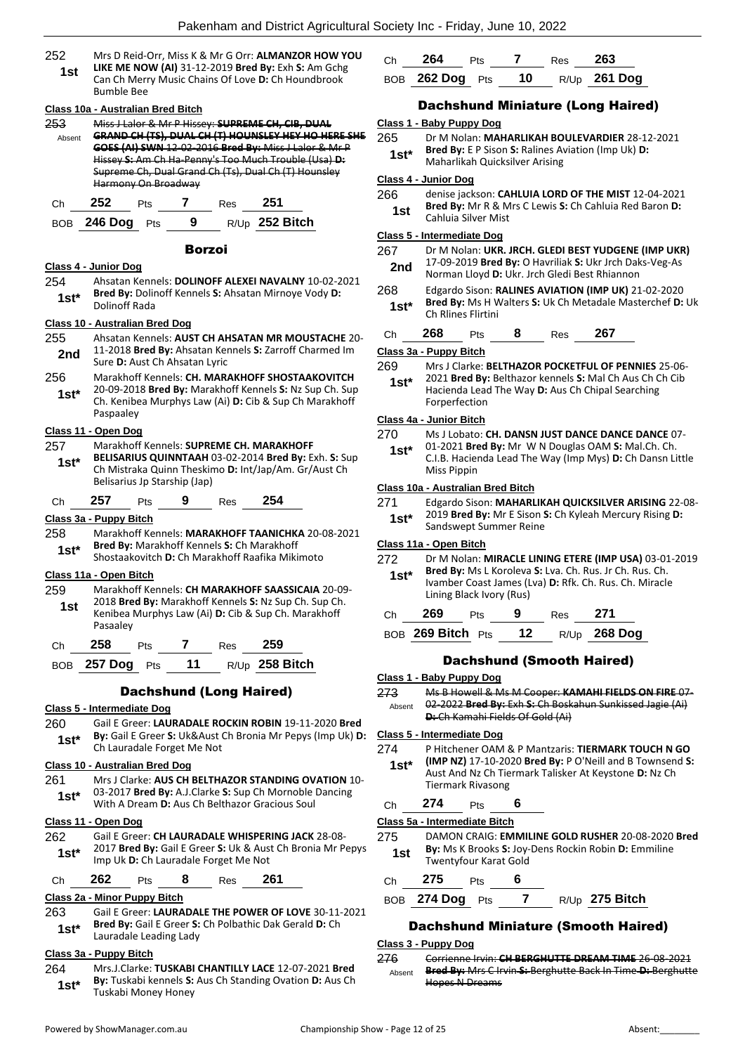252 Mrs D Reid-Orr, Miss K & Mr G Orr: **ALMANZOR HOW YOU LIKE ME NOW (AI)** 31-12-2019 **Bred By:** Exh **S:** Am Gchg Can Ch Merry Music Chains Of Love **D:** Ch Houndbrook Bumble Bee
**1st**

#### Class 10a - Australian Bred Bitch

253 ~~Miss J Lalor & Mr P Hissey: **SUPREME CH, CIB, DUAL GRAND CH (TS), DUAL CH (T) HOUNSLEY HEY HO HERE SHE GOES (AI) SWN** 12-02-2016 **Bred By:** Miss J Lalor & Mr P Hissey **S:** Am Ch Ha-Penny's Too Much Trouble (Usa) **D:** Supreme Ch, Dual Grand Ch (Ts), Dual Ch (T) Hounsley Harmony On Broadway~~
Absent

Ch 252 Pts 7 Res 251

BOB 246 Dog Pts 9 R/Up 252 Bitch

## Borzoi

#### Class 4 - Junior Dog

254 Ahsatan Kennels: **DOLINOFF ALEXEI NAVALNY** 10-02-2021 **Bred By:** Dolinoff Kennels **S:** Ahsatan Mirnoye Vody **D:** Dolinoff Rada
**1st***

#### Class 10 - Australian Bred Dog

255 Ahsatan Kennels: **AUST CH AHSATAN MR MOUSTACHE** 20-11-2018 **Bred By:** Ahsatan Kennels **S:** Zarroff Charmed Im Sure **D:** Aust Ch Ahsatan Lyric
**2nd**

256 Marakhoff Kennels: **CH. MARAKHOFF SHOSTAAKOVITCH** 20-09-2018 **Bred By:** Marakhoff Kennels **S:** Nz Sup Ch. Sup Ch. Kenibea Murphys Law (Ai) **D:** Cib & Sup Ch Marakhoff Paspaaley
**1st***

#### Class 11 - Open Dog

257 Marakhoff Kennels: **SUPREME CH. MARAKHOFF BELISARIUS QUINNTAAH** 03-02-2014 **Bred By:** Exh. **S:** Sup Ch Mistraka Quinn Theskimo **D:** Int/Jap/Am. Gr/Aust Ch Belisarius Jp Starship (Jap)
**1st***

Ch 257 Pts 9 Res 254

#### Class 3a - Puppy Bitch

258 Marakhoff Kennels: **MARAKHOFF TAANICHKA** 20-08-2021 **Bred By:** Marakhoff Kennels **S:** Ch Marakhoff Shostaakovitch **D:** Ch Marakhoff Raafika Mikimoto
**1st***

#### Class 11a - Open Bitch

259 Marakhoff Kennels: **CH MARAKHOFF SAASSICAIA** 20-09-2018 **Bred By:** Marakhoff Kennels **S:** Nz Sup Ch. Sup Ch. Kenibea Murphys Law (Ai) **D:** Cib & Sup Ch. Marakhoff Pasaaley
**1st**

Ch 258 Pts 7 Res 259

BOB 257 Dog Pts 11 R/Up 258 Bitch

## Dachshund (Long Haired)

#### Class 5 - Intermediate Dog

260 Gail E Greer: **LAURADALE ROCKIN ROBIN** 19-11-2020 **Bred By:** Gail E Greer **S:** Uk&Aust Ch Bronia Mr Pepys (Imp Uk) **D:** Ch Lauradale Forget Me Not
**1st***

#### Class 10 - Australian Bred Dog

261 Mrs J Clarke: **AUS CH BELTHAZOR STANDING OVATION** 10-03-2017 **Bred By:** A.J.Clarke **S:** Sup Ch Mornoble Dancing With A Dream **D:** Aus Ch Belthazor Gracious Soul
**1st***

#### Class 11 - Open Dog

262 Gail E Greer: **CH LAURADALE WHISPERING JACK** 28-08-2017 **Bred By:** Gail E Greer **S:** Uk & Aust Ch Bronia Mr Pepys Imp Uk **D:** Ch Lauradale Forget Me Not
**1st***

Ch 262 Pts 8 Res 261

#### Class 2a - Minor Puppy Bitch

263 Gail E Greer: **LAURADALE THE POWER OF LOVE** 30-11-2021 **Bred By:** Gail E Greer **S:** Ch Polbathic Dak Gerald **D:** Ch Lauradale Leading Lady
**1st***

#### Class 3a - Puppy Bitch

264 Mrs.J.Clarke: **TUSKABI CHANTILLY LACE** 12-07-2021 **Bred By:** Tuskabi kennels **S:** Aus Ch Standing Ovation **D:** Aus Ch Tuskabi Money Honey
**1st***

Ch 264 Pts 7 Res 263

BOB 262 Dog Pts 10 R/Up 261 Dog

## Dachshund Miniature (Long Haired)

#### Class 1 - Baby Puppy Dog

265 Dr M Nolan: **MAHARLIKAH BOULEVARDIER** 28-12-2021 **Bred By:** E P Sison **S:** Ralines Aviation (Imp Uk) **D:** Maharlikah Quicksilver Arising
**1st***

#### Class 4 - Junior Dog

266 denise jackson: **CAHLUIA LORD OF THE MIST** 12-04-2021 **Bred By:** Mr R & Mrs C Lewis **S:** Ch Cahluia Red Baron **D:** Cahluia Silver Mist
**1st**

#### Class 5 - Intermediate Dog

267 Dr M Nolan: **UKR. JRCH. GLEDI BEST YUDGENE (IMP UKR)** 17-09-2019 **Bred By:** O Havriliak **S:** Ukr Jrch Daks-Veg-As Norman Lloyd **D:** Ukr. Jrch Gledi Best Rhiannon
**2nd**

268 Edgardo Sison: **RALINES AVIATION (IMP UK)** 21-02-2020 **Bred By:** Ms H Walters **S:** Uk Ch Metadale Masterchef **D:** Uk Ch Rlines Flirtini
**1st***

Ch 268 Pts 8 Res 267

#### Class 3a - Puppy Bitch

269 Mrs J Clarke: **BELTHAZOR POCKETFUL OF PENNIES** 25-06-2021 **Bred By:** Belthazor kennels **S:** Mal Ch Aus Ch Ch Cib Hacienda Lead The Way **D:** Aus Ch Chipal Searching Forperfection
**1st***

#### Class 4a - Junior Bitch

270 Ms J Lobato: **CH. DANSN JUST DANCE DANCE DANCE** 07-01-2021 **Bred By:** Mr W N Douglas OAM **S:** Mal.Ch. Ch. C.I.B. Hacienda Lead The Way (Imp Mys) **D:** Ch Dansn Little Miss Pippin
**1st***

#### Class 10a - Australian Bred Bitch

271 Edgardo Sison: **MAHARLIKAH QUICKSILVER ARISING** 22-08-2019 **Bred By:** Mr E Sison **S:** Ch Kyleah Mercury Rising **D:** Sandswept Summer Reine
**1st***

#### Class 11a - Open Bitch

272 Dr M Nolan: **MIRACLE LINING ETERE (IMP USA)** 03-01-2019 **Bred By:** Ms L Koroleva **S:** Lva. Ch. Rus. Jr Ch. Rus. Ch. Ivamber Coast James (Lva) **D:** Rfk. Ch. Rus. Ch. Miracle Lining Black Ivory (Rus)
**1st***

Ch 269 Pts 9 Res 271

BOB 269 Bitch Pts 12 R/Up 268 Dog

## Dachshund (Smooth Haired)

#### Class 1 - Baby Puppy Dog

273 ~~Ms B Howell & Ms M Cooper: **KAMAHI FIELDS ON FIRE** 07-02-2022 **Bred By:** Exh **S:** Ch Boskahun Sunkissed Jagie (Ai) **D:** Ch Kamahi Fields Of Gold (Ai)~~
Absent

#### Class 5 - Intermediate Dog

274 P Hitchener OAM & P Mantzaris: **TIERMARK TOUCH N GO (IMP NZ)** 17-10-2020 **Bred By:** P O'Neill and B Townsend **S:** Aust And Nz Ch Tiermark Talisker At Keystone **D:** Nz Ch Tiermark Rivasong
**1st***

Ch 274 Pts 6

#### Class 5a - Intermediate Bitch

275 DAMON CRAIG: **EMMILINE GOLD RUSHER** 20-08-2020 **Bred By:** Ms K Brooks **S:** Joy-Dens Rockin Robin **D:** Emmiline Twentyfour Karat Gold
**1st**

Ch 275 Pts 6

BOB 274 Dog Pts 7 R/Up 275 Bitch

## Dachshund Miniature (Smooth Haired)

#### Class 3 - Puppy Dog

276 ~~Corrienne Irvin: **CH BERGHUTTE DREAM TIME** 26-08-2021 **Bred By:** Mrs C Irvin **S:** Berghutte Back In Time **D:** Berghutte Hopes N Dreams~~
Absent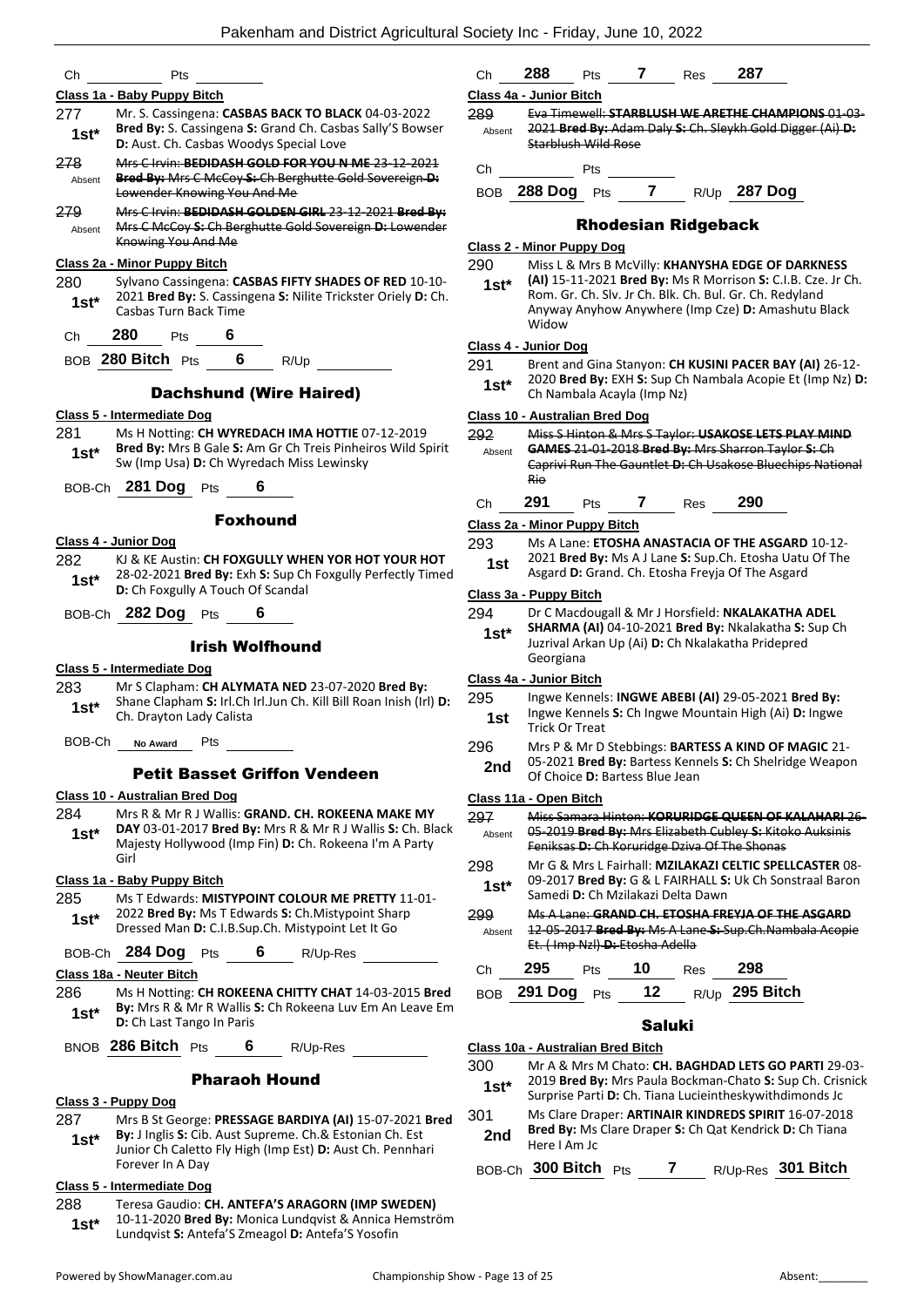Ch ________ Pts ________

**Class 1a - Baby Puppy Bitch**

277 **1st*** Mr. S. Cassingena: **CASBAS BACK TO BLACK** 04-03-2022 **Bred By:** S. Cassingena **S:** Grand Ch. Casbas Sally'S Bowser **D:** Aust. Ch. Casbas Woodys Special Love

278 Absent ~~Mrs C Irvin: **BEDIDASH GOLD FOR YOU N ME** 23-12-2021 **Bred By:** Mrs C McCoy **S:** Ch Berghutte Gold Sovereign **D:** Lowender Knowing You And Me~~

279 Absent ~~Mrs C Irvin: **BEDIDASH GOLDEN GIRL** 23-12-2021 **Bred By:** Mrs C McCoy **S:** Ch Berghutte Gold Sovereign **D:** Lowender Knowing You And Me~~

**Class 2a - Minor Puppy Bitch**

280 **1st*** Sylvano Cassingena: **CASBAS FIFTY SHADES OF RED** 10-10-2021 **Bred By:** S. Cassingena **S:** Nilite Trickster Oriely **D:** Ch. Casbas Turn Back Time

Ch **280** Pts **6**

BOB **280 Bitch** Pts **6** R/Up ________

## Dachshund (Wire Haired)

**Class 5 - Intermediate Dog**

281 **1st*** Ms H Notting: **CH WYREDACH IMA HOTTIE** 07-12-2019 **Bred By:** Mrs B Gale **S:** Am Gr Ch Treis Pinheiros Wild Spirit Sw (Imp Usa) **D:** Ch Wyredach Miss Lewinsky

BOB-Ch **281 Dog** Pts **6**

## Foxhound

**Class 4 - Junior Dog**

282 **1st*** KJ & KE Austin: **CH FOXGULLY WHEN YOR HOT YOUR HOT** 28-02-2021 **Bred By:** Exh **S:** Sup Ch Foxgully Perfectly Timed **D:** Ch Foxgully A Touch Of Scandal

BOB-Ch **282 Dog** Pts **6**

## Irish Wolfhound

**Class 5 - Intermediate Dog**

283 **1st*** Mr S Clapham: **CH ALYMATA NED** 23-07-2020 **Bred By:** Shane Clapham **S:** Irl.Ch Irl.Jun Ch. Kill Bill Roan Inish (Irl) **D:** Ch. Drayton Lady Calista

BOB-Ch **No Award** Pts ________

## Petit Basset Griffon Vendeen

**Class 10 - Australian Bred Dog**

284 **1st*** Mrs R & Mr R J Wallis: **GRAND. CH. ROKEENA MAKE MY DAY** 03-01-2017 **Bred By:** Mrs R & Mr R J Wallis **S:** Ch. Black Majesty Hollywood (Imp Fin) **D:** Ch. Rokeena I'm A Party Girl

**Class 1a - Baby Puppy Bitch**

285 **1st*** Ms T Edwards: **MISTYPOINT COLOUR ME PRETTY** 11-01-2022 **Bred By:** Ms T Edwards **S:** Ch.Mistypoint Sharp Dressed Man **D:** C.I.B.Sup.Ch. Mistypoint Let It Go

BOB-Ch **284 Dog** Pts **6** R/Up-Res ________

**Class 18a - Neuter Bitch**

286 **1st*** Ms H Notting: **CH ROKEENA CHITTY CHAT** 14-03-2015 **Bred By:** Mrs R & Mr R Wallis **S:** Ch Rokeena Luv Em An Leave Em **D:** Ch Last Tango In Paris

BNOB **286 Bitch** Pts **6** R/Up-Res ________

## Pharaoh Hound

**Class 3 - Puppy Dog**

287 **1st*** Mrs B St George: **PRESSAGE BARDIYA (AI)** 15-07-2021 **Bred By:** J Inglis **S:** Cib. Aust Supreme. Ch.& Estonian Ch. Est Junior Ch Caletto Fly High (Imp Est) **D:** Aust Ch. Pennhari Forever In A Day

**Class 5 - Intermediate Dog**

288 **1st*** Teresa Gaudio: **CH. ANTEFA'S ARAGORN (IMP SWEDEN)** 10-11-2020 **Bred By:** Monica Lundqvist & Annica Hemström Lundqvist **S:** Antefa'S Zmeagol **D:** Antefa'S Yosofin

Ch **288** Pts **7** Res **287**

**Class 4a - Junior Bitch**

289 Absent ~~Eva Timewell: **STARBLUSH WE ARETHE CHAMPIONS** 01-03-2021 **Bred By:** Adam Daly **S:** Ch. Sleykh Gold Digger (Ai) **D:** Starblush Wild Rose~~

Ch ________ Pts ________

BOB **288 Dog** Pts **7** R/Up **287 Dog**

## Rhodesian Ridgeback

**Class 2 - Minor Puppy Dog**

290 **1st*** Miss L & Mrs B McVilly: **KHANYSHA EDGE OF DARKNESS (AI)** 15-11-2021 **Bred By:** Ms R Morrison **S:** C.I.B. Cze. Jr Ch. Rom. Gr. Ch. Slv. Jr Ch. Blk. Ch. Bul. Gr. Ch. Redyland Anyway Anyhow Anywhere (Imp Cze) **D:** Amashutu Black Widow

**Class 4 - Junior Dog**

291 **1st*** Brent and Gina Stanyon: **CH KUSINI PACER BAY (AI)** 26-12-2020 **Bred By:** EXH **S:** Sup Ch Nambala Acopie Et (Imp Nz) **D:** Ch Nambala Acayla (Imp Nz)

**Class 10 - Australian Bred Dog**

292 Absent ~~Miss S Hinton & Mrs S Taylor: **USAKOSE LETS PLAY MIND GAMES** 21-01-2018 **Bred By:** Mrs Sharron Taylor **S:** Ch Caprivi Run The Gauntlet **D:** Ch Usakose Bluechips National Rio~~

Ch **291** Pts **7** Res **290**

**Class 2a - Minor Puppy Bitch**

293 **1st** Ms A Lane: **ETOSHA ANASTACIA OF THE ASGARD** 10-12-2021 **Bred By:** Ms A J Lane **S:** Sup.Ch. Etosha Uatu Of The Asgard **D:** Grand. Ch. Etosha Freyja Of The Asgard

**Class 3a - Puppy Bitch**

294 **1st*** Dr C Macdougall & Mr J Horsfield: **NKALAKATHA ADEL SHARMA (AI)** 04-10-2021 **Bred By:** Nkalakatha **S:** Sup Ch Juzrival Arkan Up (Ai) **D:** Ch Nkalakatha Pridepred Georgiana

**Class 4a - Junior Bitch**

295 **1st** Ingwe Kennels: **INGWE ABEBI (AI)** 29-05-2021 **Bred By:** Ingwe Kennels **S:** Ch Ingwe Mountain High (Ai) **D:** Ingwe Trick Or Treat

296 **2nd** Mrs P & Mr D Stebbings: **BARTESS A KIND OF MAGIC** 21-05-2021 **Bred By:** Bartess Kennels **S:** Ch Shelridge Weapon Of Choice **D:** Bartess Blue Jean

**Class 11a - Open Bitch**

297 Absent ~~Miss Samara Hinton: **KORURIDGE QUEEN OF KALAHARI** 26-05-2019 **Bred By:** Mrs Elizabeth Cubley **S:** Kitoko Auksinis Feniksas **D:** Ch Koruridge Dziva Of The Shonas~~

298 **1st*** Mr G & Mrs L Fairhall: **MZILAKAZI CELTIC SPELLCASTER** 08-09-2017 **Bred By:** G & L FAIRHALL **S:** Uk Ch Sonstraal Baron Samedi **D:** Ch Mzilakazi Delta Dawn

299 Absent ~~Ms A Lane: **GRAND CH. ETOSHA FREYJA OF THE ASGARD** 12-05-2017 **Bred By:** Ms A Lane **S:** Sup.Ch.Nambala Acopie Et. ( Imp Nzl) **D:** Etosha Adella~~

Ch **295** Pts **10** Res **298**

BOB **291 Dog** Pts **12** R/Up **295 Bitch**

## Saluki

**Class 10a - Australian Bred Bitch**

300 **1st*** Mr A & Mrs M Chato: **CH. BAGHDAD LETS GO PARTI** 29-03-2019 **Bred By:** Mrs Paula Bockman-Chato **S:** Sup Ch. Crisnick Surprise Parti **D:** Ch. Tiana Lucieintheskywithdimonds Jc

301 **2nd** Ms Clare Draper: **ARTINAIR KINDREDS SPIRIT** 16-07-2018 **Bred By:** Ms Clare Draper **S:** Ch Qat Kendrick **D:** Ch Tiana Here I Am Jc

BOB-Ch **300 Bitch** Pts **7** R/Up-Res **301 Bitch**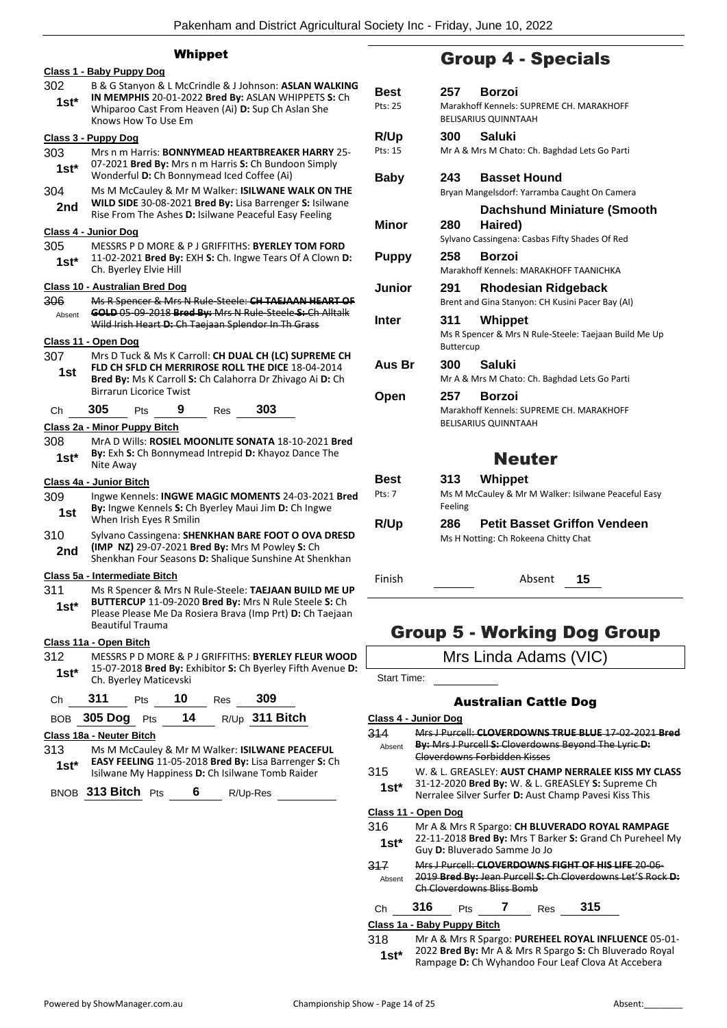### Whippet

**Class 1 - Baby Puppy Dog**

302 **1st*** B & G Stanyon & L McCrindle & J Johnson: **ASLAN WALKING IN MEMPHIS** 20-01-2022 **Bred By:** ASLAN WHIPPETS **S:** Ch Whiparoo Cast From Heaven (Ai) **D:** Sup Ch Aslan She Knows How To Use Em

**Class 3 - Puppy Dog**

303 **1st*** Mrs n m Harris: **BONNYMEAD HEARTBREAKER HARRY** 25-07-2021 **Bred By:** Mrs n m Harris **S:** Ch Bundoon Simply Wonderful **D:** Ch Bonnymead Iced Coffee (Ai)

304 **2nd** Ms M McCauley & Mr M Walker: **ISILWANE WALK ON THE WILD SIDE** 30-08-2021 **Bred By:** Lisa Barrenger **S:** Isilwane Rise From The Ashes **D:** Isilwane Peaceful Easy Feeling

**Class 4 - Junior Dog**

305 **1st*** MESSRS P D MORE & P J GRIFFITHS: **BYERLEY TOM FORD** 11-02-2021 **Bred By:** EXH **S:** Ch. Ingwe Tears Of A Clown **D:** Ch. Byerley Elvie Hill

**Class 10 - Australian Bred Dog**

~~306~~ Absent ~~Ms R Spencer & Mrs N Rule-Steele: **CH TAEJAAN HEART OF GOLD** 05-09-2018 **Bred By:** Mrs N Rule-Steele **S:** Ch Alltalk Wild Irish Heart **D:** Ch Taejaan Splendor In Th Grass~~

**Class 11 - Open Dog**

307 **1st** Mrs D Tuck & Ms K Carroll: **CH DUAL CH (LC) SUPREME CH FLD CH SFLD CH MERRIROSE ROLL THE DICE** 18-04-2014 **Bred By:** Ms K Carroll **S:** Ch Calahorra Dr Zhivago Ai **D:** Ch Birrarun Licorice Twist

Ch **305** Pts **9** Res **303**

**Class 2a - Minor Puppy Bitch**

308 **1st*** MrA D Wills: **ROSIEL MOONLITE SONATA** 18-10-2021 **Bred By:** Exh **S:** Ch Bonnymead Intrepid **D:** Khayoz Dance The Nite Away

**Class 4a - Junior Bitch**

309 **1st** Ingwe Kennels: **INGWE MAGIC MOMENTS** 24-03-2021 **Bred By:** Ingwe Kennels **S:** Ch Byerley Maui Jim **D:** Ch Ingwe When Irish Eyes R Smilin

310 **2nd** Sylvano Cassingena: **SHENKHAN BARE FOOT O OVA DRESD (IMP NZ)** 29-07-2021 **Bred By:** Mrs M Powley **S:** Ch Shenkhan Four Seasons **D:** Shalique Sunshine At Shenkhan

**Class 5a - Intermediate Bitch**

311 **1st*** Ms R Spencer & Mrs N Rule-Steele: **TAEJAAN BUILD ME UP BUTTERCUP** 11-09-2020 **Bred By:** Mrs N Rule Steele **S:** Ch Please Please Me Da Rosiera Brava (Imp Prt) **D:** Ch Taejaan Beautiful Trauma

**Class 11a - Open Bitch**

312 **1st*** MESSRS P D MORE & P J GRIFFITHS: **BYERLEY FLEUR WOOD** 15-07-2018 **Bred By:** Exhibitor **S:** Ch Byerley Fifth Avenue **D:** Ch. Byerley Maticevski

Ch **311** Pts **10** Res **309**

BOB **305 Dog** Pts **14** R/Up **311 Bitch**

**Class 18a - Neuter Bitch**

313 **1st*** Ms M McCauley & Mr M Walker: **ISILWANE PEACEFUL EASY FEELING** 11-05-2018 **Bred By:** Lisa Barrenger **S:** Ch Isilwane My Happiness **D:** Ch Isilwane Tomb Raider

BNOB **313 Bitch** Pts **6** R/Up-Res

## Group 4 - Specials

| | | |
|---|---|---|
| **Best** Pts: 25 | **257** | **Borzoi** Marakhoff Kennels: SUPREME CH. MARAKHOFF BELISARIUS QUINNTAAH |
| **R/Up** Pts: 15 | **300** | **Saluki** Mr A & Mrs M Chato: Ch. Baghdad Lets Go Parti |
| **Baby** | **243** | **Basset Hound** Bryan Mangelsdorf: Yarramba Caught On Camera |
| **Minor** | **280** | **Dachshund Miniature (Smooth Haired)** Sylvano Cassingena: Casbas Fifty Shades Of Red |
| **Puppy** | **258** | **Borzoi** Marakhoff Kennels: MARAKHOFF TAANICHKA |
| **Junior** | **291** | **Rhodesian Ridgeback** Brent and Gina Stanyon: CH Kusini Pacer Bay (AI) |
| **Inter** | **311** | **Whippet** Ms R Spencer & Mrs N Rule-Steele: Taejaan Build Me Up Buttercup |
| **Aus Br** | **300** | **Saluki** Mr A & Mrs M Chato: Ch. Baghdad Lets Go Parti |
| **Open** | **257** | **Borzoi** Marakhoff Kennels: SUPREME CH. MARAKHOFF BELISARIUS QUINNTAAH |

## Neuter

| | | |
|---|---|---|
| **Best** Pts: 7 | **313** | **Whippet** Ms M McCauley & Mr M Walker: Isilwane Peaceful Easy Feeling |
| **R/Up** | **286** | **Petit Basset Griffon Vendeen** Ms H Notting: Ch Rokeena Chitty Chat |

Finish Absent **15**

## Group 5 - Working Dog Group

Mrs Linda Adams (VIC)

Start Time:

### Australian Cattle Dog

**Class 4 - Junior Dog**

~~314~~ Absent ~~Mrs J Purcell: **CLOVERDOWNS TRUE BLUE** 17-02-2021 **Bred By:** Mrs J Purcell **S:** Cloverdowns Beyond The Lyric **D:** Cloverdowns Forbidden Kisses~~

315 **1st*** W. & L. GREASLEY: **AUST CHAMP NERRALEE KISS MY CLASS** 31-12-2020 **Bred By:** W. & L. GREASLEY **S:** Supreme Ch Nerralee Silver Surfer **D:** Aust Champ Pavesi Kiss This

**Class 11 - Open Dog**

316 **1st*** Mr A & Mrs R Spargo: **CH BLUVERADO ROYAL RAMPAGE** 22-11-2018 **Bred By:** Mrs T Barker **S:** Grand Ch Pureheel My Guy **D:** Bluverado Samme Jo Jo

~~317~~ Absent ~~Mrs J Purcell: **CLOVERDOWNS FIGHT OF HIS LIFE** 20-06-2019 **Bred By:** Jean Purcell **S:** Ch Cloverdowns Let'S Rock **D:** Ch Cloverdowns Bliss Bomb~~

Ch **316** Pts **7** Res **315**

**Class 1a - Baby Puppy Bitch**

318 **1st*** Mr A & Mrs R Spargo: **PUREHEEL ROYAL INFLUENCE** 05-01-2022 **Bred By:** Mr A & Mrs R Spargo **S:** Ch Bluverado Royal Rampage **D:** Ch Wyhandoo Four Leaf Clova At Accebera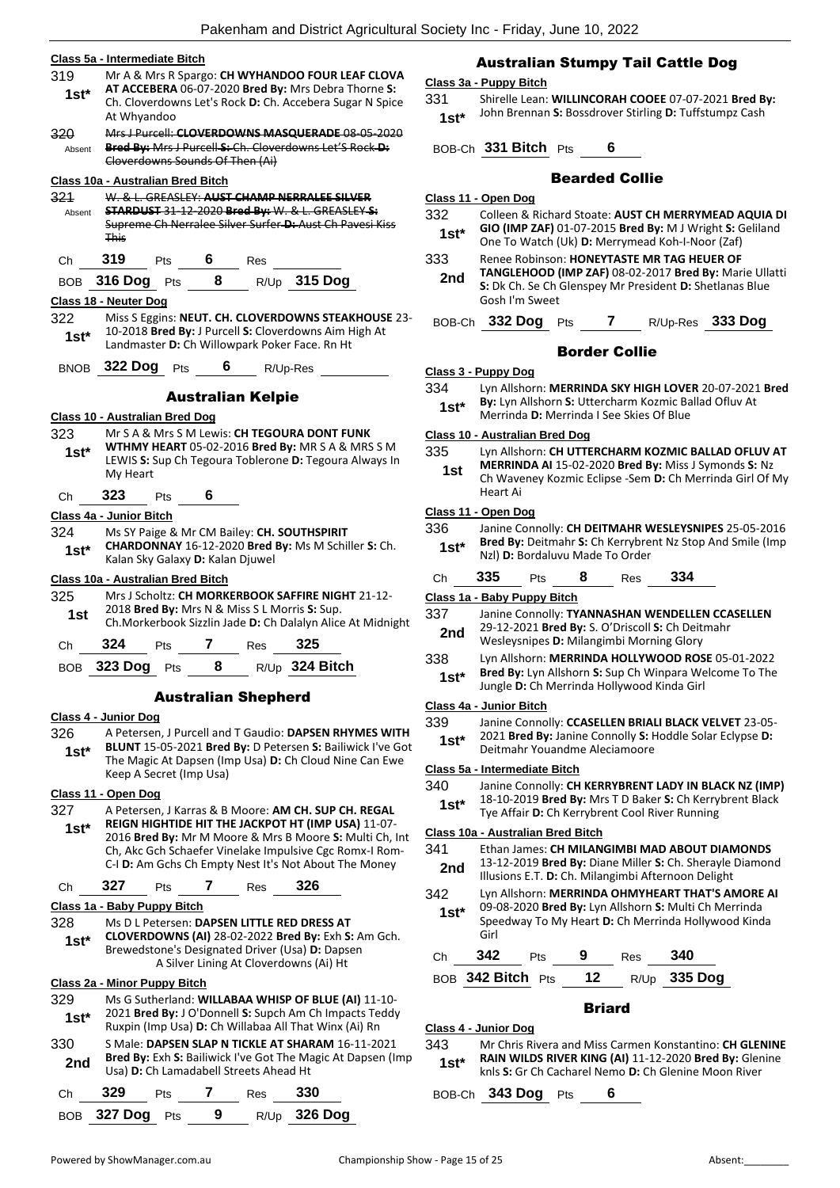#### Class 5a - Intermediate Bitch

319 **1st*** Mr A & Mrs R Spargo: **CH WYHANDOO FOUR LEAF CLOVA AT ACCEBERA** 06-07-2020 **Bred By:** Mrs Debra Thorne **S:** Ch. Cloverdowns Let's Rock **D:** Ch. Accebera Sugar N Spice At Whyandoo

320 Absent ~~Mrs J Purcell: **CLOVERDOWNS MASQUERADE** 08-05-2020 **Bred By:** Mrs J Purcell **S:** Ch. Cloverdowns Let'S Rock **D:** Cloverdowns Sounds Of Then (Ai)~~

#### Class 10a - Australian Bred Bitch

321 Absent ~~W. & L. GREASLEY: **AUST CHAMP NERRALEE SILVER STARDUST** 31-12-2020 **Bred By:** W. & L. GREASLEY **S:** Supreme Ch Nerralee Silver Surfer **D:** Aust Ch Pavesi Kiss This~~

Ch **319** Pts **6** Res

BOB **316 Dog** Pts **8** R/Up **315 Dog**

#### Class 18 - Neuter Dog

322 **1st*** Miss S Eggins: **NEUT. CH. CLOVERDOWNS STEAKHOUSE** 23-10-2018 **Bred By:** J Purcell **S:** Cloverdowns Aim High At Landmaster **D:** Ch Willowpark Poker Face. Rn Ht

BNOB **322 Dog** Pts **6** R/Up-Res

## Australian Kelpie

#### Class 10 - Australian Bred Dog

323 **1st*** Mr S A & Mrs S M Lewis: **CH TEGOURA DONT FUNK WTHMY HEART** 05-02-2016 **Bred By:** MR S A & MRS S M LEWIS **S:** Sup Ch Tegoura Toblerone **D:** Tegoura Always In My Heart

Ch **323** Pts **6**

#### Class 4a - Junior Bitch

324 **1st*** Ms SY Paige & Mr CM Bailey: **CH. SOUTHSPIRIT CHARDONNAY** 16-12-2020 **Bred By:** Ms M Schiller **S:** Ch. Kalan Sky Galaxy **D:** Kalan Djuwel

#### Class 10a - Australian Bred Bitch

325 **1st** Mrs J Scholtz: **CH MORKERBOOK SAFFIRE NIGHT** 21-12-2018 **Bred By:** Mrs N & Miss S L Morris **S:** Sup. Ch.Morkerbook Sizzlin Jade **D:** Ch Dalalyn Alice At Midnight

Ch **324** Pts **7** Res **325**

BOB **323 Dog** Pts **8** R/Up **324 Bitch**

## Australian Shepherd

#### Class 4 - Junior Dog

326 **1st*** A Petersen, J Purcell and T Gaudio: **DAPSEN RHYMES WITH BLUNT** 15-05-2021 **Bred By:** D Petersen **S:** Bailiwick I've Got The Magic At Dapsen (Imp Usa) **D:** Ch Cloud Nine Can Ewe Keep A Secret (Imp Usa)

#### Class 11 - Open Dog

327 **1st*** A Petersen, J Karras & B Moore: **AM CH. SUP CH. REGAL REIGN HIGHTIDE HIT THE JACKPOT HT (IMP USA)** 11-07-2016 **Bred By:** Mr M Moore & Mrs B Moore **S:** Multi Ch, Int Ch, Akc Gch Schaefer Vinelake Impulsive Cgc Romx-I Rom-C-I **D:** Am Gchs Ch Empty Nest It's Not About The Money

Ch **327** Pts **7** Res **326**

#### Class 1a - Baby Puppy Bitch

328 **1st*** Ms D L Petersen: **DAPSEN LITTLE RED DRESS AT CLOVERDOWNS (AI)** 28-02-2022 **Bred By:** Exh **S:** Am Gch. Brewedstone's Designated Driver (Usa) **D:** Dapsen A Silver Lining At Cloverdowns (Ai) Ht

#### Class 2a - Minor Puppy Bitch

329 **1st*** Ms G Sutherland: **WILLABAA WHISP OF BLUE (AI)** 11-10-2021 **Bred By:** J O'Donnell **S:** Supch Am Ch Impacts Teddy Ruxpin (Imp Usa) **D:** Ch Willabaa All That Winx (Ai) Rn

330 **2nd** S Male: **DAPSEN SLAP N TICKLE AT SHARAM** 16-11-2021 **Bred By:** Exh **S:** Bailiwick I've Got The Magic At Dapsen (Imp Usa) **D:** Ch Lamadabell Streets Ahead Ht

Ch **329** Pts **7** Res **330**

BOB **327 Dog** Pts **9** R/Up **326 Dog**

## Australian Stumpy Tail Cattle Dog

#### Class 3a - Puppy Bitch

331 **1st*** Shirelle Lean: **WILLINCORAH COOEE** 07-07-2021 **Bred By:** John Brennan **S:** Bossdrover Stirling **D:** Tuffstumpz Cash

BOB-Ch **331 Bitch** Pts **6**

## Bearded Collie

#### Class 11 - Open Dog

332 **1st*** Colleen & Richard Stoate: **AUST CH MERRYMEAD AQUIA DI GIO (IMP ZAF)** 01-07-2015 **Bred By:** M J Wright **S:** Geliland One To Watch (Uk) **D:** Merrymead Koh-I-Noor (Zaf)

333 **2nd** Renee Robinson: **HONEYTASTE MR TAG HEUER OF TANGLEHOOD (IMP ZAF)** 08-02-2017 **Bred By:** Marie Ullatti **S:** Dk Ch. Se Ch Glenspey Mr President **D:** Shetlanas Blue Gosh I'm Sweet

BOB-Ch **332 Dog** Pts **7** R/Up-Res **333 Dog**

## Border Collie

#### Class 3 - Puppy Dog

334 **1st*** Lyn Allshorn: **MERRINDA SKY HIGH LOVER** 20-07-2021 **Bred By:** Lyn Allshorn **S:** Uttercharm Kozmic Ballad Ofluv At Merrinda **D:** Merrinda I See Skies Of Blue

#### Class 10 - Australian Bred Dog

335 **1st** Lyn Allshorn: **CH UTTERCHARM KOZMIC BALLAD OFLUV AT MERRINDA AI** 15-02-2020 **Bred By:** Miss J Symonds **S:** Nz Ch Waveney Kozmic Eclipse -Sem **D:** Ch Merrinda Girl Of My Heart Ai

#### Class 11 - Open Dog

336 **1st*** Janine Connolly: **CH DEITMAHR WESLEYSNIPES** 25-05-2016 **Bred By:** Deitmahr **S:** Ch Kerrybrent Nz Stop And Smile (Imp Nzl) **D:** Bordaluvu Made To Order

Ch **335** Pts **8** Res **334**

#### Class 1a - Baby Puppy Bitch

337 **2nd** Janine Connolly: **TYANNASHAN WENDELLEN CCASELLEN** 29-12-2021 **Bred By:** S. O'Driscoll **S:** Ch Deitmahr Wesleysnipes **D:** Milangimbi Morning Glory

338 **1st*** Lyn Allshorn: **MERRINDA HOLLYWOOD ROSE** 05-01-2022 **Bred By:** Lyn Allshorn **S:** Sup Ch Winpara Welcome To The Jungle **D:** Ch Merrinda Hollywood Kinda Girl

#### Class 4a - Junior Bitch

339 **1st*** Janine Connolly: **CCASELLEN BRIALI BLACK VELVET** 23-05-2021 **Bred By:** Janine Connolly **S:** Hoddle Solar Eclypse **D:** Deitmahr Youandme Aleciamoore

#### Class 5a - Intermediate Bitch

340 **1st*** Janine Connolly: **CH KERRYBRENT LADY IN BLACK NZ (IMP)** 18-10-2019 **Bred By:** Mrs T D Baker **S:** Ch Kerrybrent Black Tye Affair **D:** Ch Kerrybrent Cool River Running

#### Class 10a - Australian Bred Bitch

341 **2nd** Ethan James: **CH MILANGIMBI MAD ABOUT DIAMONDS** 13-12-2019 **Bred By:** Diane Miller **S:** Ch. Sherayle Diamond Illusions E.T. **D:** Ch. Milangimbi Afternoon Delight

342 **1st*** Lyn Allshorn: **MERRINDA OHMYHEART THAT'S AMORE AI** 09-08-2020 **Bred By:** Lyn Allshorn **S:** Multi Ch Merrinda Speedway To My Heart **D:** Ch Merrinda Hollywood Kinda Girl

Ch **342** Pts **9** Res **340**

BOB **342 Bitch** Pts **12** R/Up **335 Dog**

## Briard

#### Class 4 - Junior Dog

343 **1st*** Mr Chris Rivera and Miss Carmen Konstantino: **CH GLENINE RAIN WILDS RIVER KING (AI)** 11-12-2020 **Bred By:** Glenine knls **S:** Gr Ch Cacharel Nemo **D:** Ch Glenine Moon River

BOB-Ch **343 Dog** Pts **6**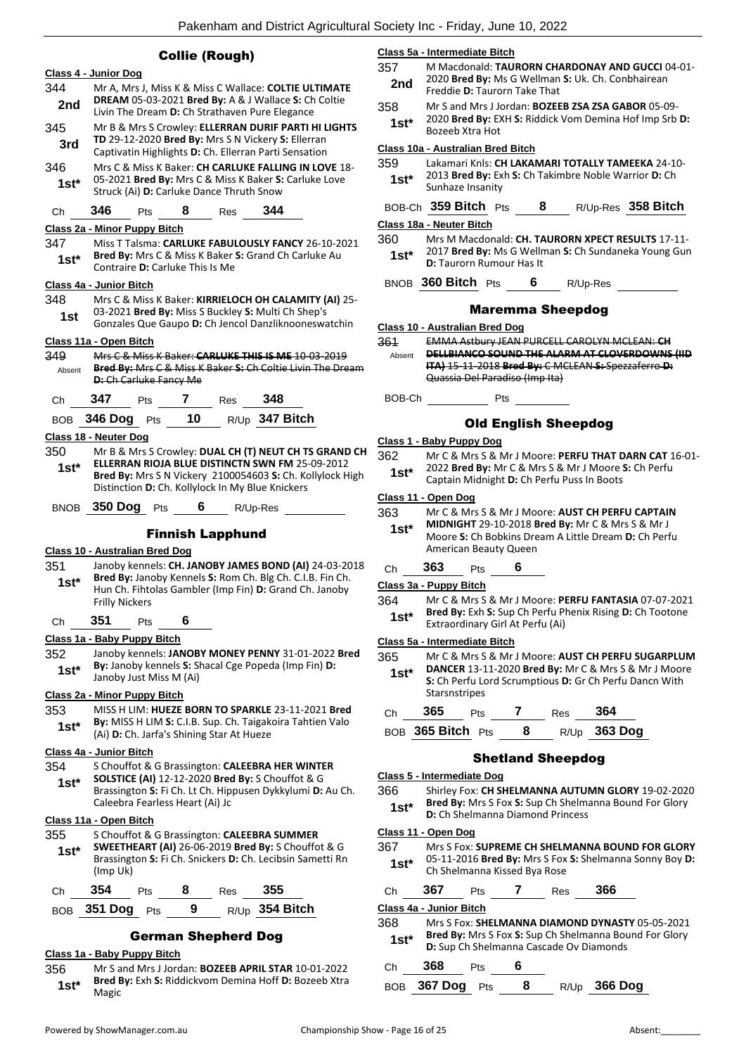## Collie (Rough)

### Class 4 - Junior Dog

344 **2nd** — Mr A, Mrs J, Miss K & Miss C Wallace: **COLTIE ULTIMATE DREAM** 05-03-2021 **Bred By:** A & J Wallace **S:** Ch Coltie Livin The Dream **D:** Ch Strathaven Pure Elegance

345 **3rd** — Mr B & Mrs S Crowley: **ELLERRAN DURIF PARTI HI LIGHTS TD** 29-12-2020 **Bred By:** Mrs S N Vickery **S:** Ellerran Captivatin Highlights **D:** Ch. Ellerran Parti Sensation

346 **1st*** — Mrs C & Miss K Baker: **CH CARLUKE FALLING IN LOVE** 18-05-2021 **Bred By:** Mrs C & Miss K Baker **S:** Carluke Love Struck (Ai) **D:** Carluke Dance Thruth Snow

Ch **346** Pts **8** Res **344**

### Class 2a - Minor Puppy Bitch

347 **1st*** — Miss T Talsma: **CARLUKE FABULOUSLY FANCY** 26-10-2021 **Bred By:** Mrs C & Miss K Baker **S:** Grand Ch Carluke Au Contraire **D:** Carluke This Is Me

### Class 4a - Junior Bitch

348 **1st** — Mrs C & Miss K Baker: **KIRRIELOCH OH CALAMITY (AI)** 25-03-2021 **Bred By:** Miss S Buckley **S:** Multi Ch Shep's Gonzales Que Gaupo **D:** Ch Jencol Danzliknooneswatchin

### Class 11a - Open Bitch

349 Absent — ~~Mrs C & Miss K Baker: **CARLUKE THIS IS ME** 10-03-2019 **Bred By:** Mrs C & Miss K Baker **S:** Ch Coltie Livin The Dream **D:** Ch Carluke Fancy Me~~

Ch **347** Pts **7** Res **348**

BOB **346 Dog** Pts **10** R/Up **347 Bitch**

### Class 18 - Neuter Dog

350 **1st*** — Mr B & Mrs S Crowley: **DUAL CH (T) NEUT CH TS GRAND CH ELLERRAN RIOJA BLUE DISTINCTN SWN FM** 25-09-2012 **Bred By:** Mrs S N Vickery 2100054603 **S:** Ch. Kollylock High Distinction **D:** Ch. Kollylock In My Blue Knickers

BNOB **350 Dog** Pts **6** R/Up-Res

## Finnish Lapphund

### Class 10 - Australian Bred Dog

351 **1st*** — Janoby kennels: **CH. JANOBY JAMES BOND (AI)** 24-03-2018 **Bred By:** Janoby Kennels **S:** Rom Ch. Blg Ch. C.I.B. Fin Ch. Hun Ch. Fihtolas Gambler (Imp Fin) **D:** Grand Ch. Janoby Frilly Nickers

Ch **351** Pts **6**

### Class 1a - Baby Puppy Bitch

352 **1st*** — Janoby kennels: **JANOBY MONEY PENNY** 31-01-2022 **Bred By:** Janoby kennels **S:** Shacal Cge Popeda (Imp Fin) **D:** Janoby Just Miss M (Ai)

### Class 2a - Minor Puppy Bitch

353 **1st*** — MISS H LIM: **HUEZE BORN TO SPARKLE** 23-11-2021 **Bred By:** MISS H LIM **S:** C.I.B. Sup. Ch. Taigakoira Tahtien Valo (Ai) **D:** Ch. Jarfa's Shining Star At Hueze

### Class 4a - Junior Bitch

354 **1st*** — S Chouffot & G Brassington: **CALEEBRA HER WINTER SOLSTICE (AI)** 12-12-2020 **Bred By:** S Chouffot & G Brassington **S:** Fi Ch. Lt Ch. Hippusen Dykkylumi **D:** Au Ch. Caleebra Fearless Heart (Ai) Jc

### Class 11a - Open Bitch

355 **1st*** — S Chouffot & G Brassington: **CALEEBRA SUMMER SWEETHEART (AI)** 26-06-2019 **Bred By:** S Chouffot & G Brassington **S:** Fi Ch. Snickers **D:** Ch. Lecibsin Sametti Rn (Imp Uk)

Ch **354** Pts **8** Res **355**

BOB **351 Dog** Pts **9** R/Up **354 Bitch**

## German Shepherd Dog

### Class 1a - Baby Puppy Bitch

356 **1st*** — Mr S and Mrs J Jordan: **BOZEEB APRIL STAR** 10-01-2022 **Bred By:** Exh **S:** Riddickvom Demina Hoff **D:** Bozeeb Xtra Magic

### Class 5a - Intermediate Bitch

357 **2nd** — M Macdonald: **TAURORN CHARDONAY AND GUCCI** 04-01-2020 **Bred By:** Ms G Wellman **S:** Uk. Ch. Conbhairean Freddie **D:** Taurorn Take That

358 **1st*** — Mr S and Mrs J Jordan: **BOZEEB ZSA ZSA GABOR** 05-09-2020 **Bred By:** EXH **S:** Riddick Vom Demina Hof Imp Srb **D:** Bozeeb Xtra Hot

### Class 10a - Australian Bred Bitch

359 **1st*** — Lakamari Knls: **CH LAKAMARI TOTALLY TAMEEKA** 24-10-2013 **Bred By:** Exh **S:** Ch Takimbre Noble Warrior **D:** Ch Sunhaze Insanity

BOB-Ch **359 Bitch** Pts **8** R/Up-Res **358 Bitch**

### Class 18a - Neuter Bitch

360 **1st*** — Mrs M Macdonald: **CH. TAURORN XPECT RESULTS** 17-11-2017 **Bred By:** Ms G Wellman **S:** Ch Sundaneka Young Gun **D:** Taurorn Rumour Has It

BNOB **360 Bitch** Pts **6** R/Up-Res

## Maremma Sheepdog

### Class 10 - Australian Bred Dog

361 Absent — ~~EMMA Astbury JEAN PURCELL CAROLYN MCLEAN: **CH DELLBIANCO SOUND THE ALARM AT CLOVERDOWNS (IID ITA)** 15-11-2018 **Bred By:** C MCLEAN **S:** Spezzaferro **D:** Quassia Del Paradiso (Imp Ita)~~

BOB-Ch Pts

## Old English Sheepdog

### Class 1 - Baby Puppy Dog

362 **1st*** — Mr C & Mrs S & Mr J Moore: **PERFU THAT DARN CAT** 16-01-2022 **Bred By:** Mr C & Mrs S & Mr J Moore **S:** Ch Perfu Captain Midnight **D:** Ch Perfu Puss In Boots

### Class 11 - Open Dog

363 **1st*** — Mr C & Mrs S & Mr J Moore: **AUST CH PERFU CAPTAIN MIDNIGHT** 29-10-2018 **Bred By:** Mr C & Mrs S & Mr J Moore **S:** Ch Bobkins Dream A Little Dream **D:** Ch Perfu American Beauty Queen

Ch **363** Pts **6**

### Class 3a - Puppy Bitch

364 **1st*** — Mr C & Mrs S & Mr J Moore: **PERFU FANTASIA** 07-07-2021 **Bred By:** Exh **S:** Sup Ch Perfu Phenix Rising **D:** Ch Tootone Extraordinary Girl At Perfu (Ai)

### Class 5a - Intermediate Bitch

365 **1st*** — Mr C & Mrs S & Mr J Moore: **AUST CH PERFU SUGARPLUM DANCER** 13-11-2020 **Bred By:** Mr C & Mrs S & Mr J Moore **S:** Ch Perfu Lord Scrumptious **D:** Gr Ch Perfu Dancn With Starsnstripes

Ch **365** Pts **7** Res **364**

BOB **365 Bitch** Pts **8** R/Up **363 Dog**

## Shetland Sheepdog

### Class 5 - Intermediate Dog

366 **1st*** — Shirley Fox: **CH SHELMANNA AUTUMN GLORY** 19-02-2020 **Bred By:** Mrs S Fox **S:** Sup Ch Shelmanna Bound For Glory **D:** Ch Shelmanna Diamond Princess

### Class 11 - Open Dog

367 **1st*** — Mrs S Fox: **SUPREME CH SHELMANNA BOUND FOR GLORY** 05-11-2016 **Bred By:** Mrs S Fox **S:** Shelmanna Sonny Boy **D:** Ch Shelmanna Kissed Bya Rose

Ch **367** Pts **7** Res **366**

### Class 4a - Junior Bitch

368 **1st*** — Mrs S Fox: **SHELMANNA DIAMOND DYNASTY** 05-05-2021 **Bred By:** Mrs S Fox **S:** Sup Ch Shelmanna Bound For Glory **D:** Sup Ch Shelmanna Cascade Ov Diamonds

Ch **368** Pts **6**

BOB **367 Dog** Pts **8** R/Up **366 Dog**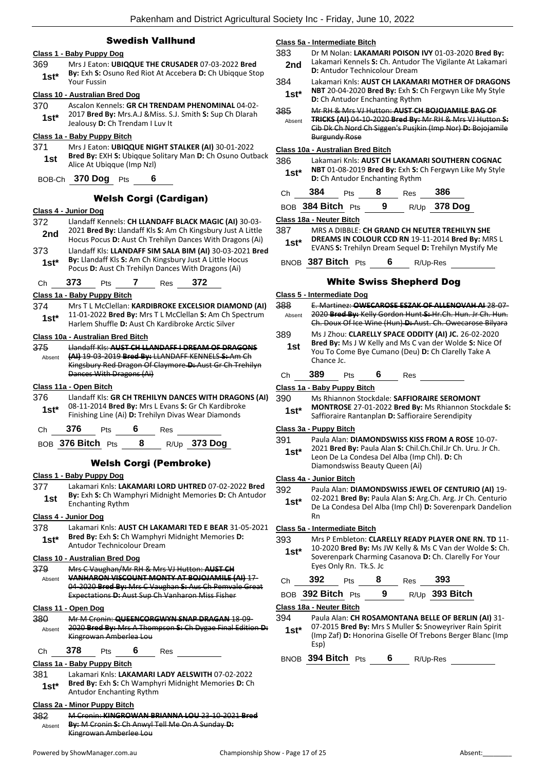## Swedish Vallhund

### Class 1 - Baby Puppy Dog

369 — **1st*** — Mrs J Eaton: **UBIQQUE THE CRUSADER** 07-03-2022 **Bred By:** Exh **S:** Osuno Red Riot At Accebera **D:** Ch Ubiqque Stop Your Fussin

### Class 10 - Australian Bred Dog

370 — **1st*** — Ascalon Kennels: **GR CH TRENDAM PHENOMINAL** 04-02-2017 **Bred By:** Mrs.A.J &Miss. S.J. Smith **S:** Sup Ch Dlarah Jealousy **D:** Ch Trendam I Luv It

### Class 1a - Baby Puppy Bitch

371 — **1st** — Mrs J Eaton: **UBIQQUE NIGHT STALKER (AI)** 30-01-2022 **Bred By:** EXH **S:** Ubiqque Solitary Man **D:** Ch Osuno Outback Alice At Ubiqque (Imp Nzl)

BOB-Ch **370 Dog** Pts **6**

## Welsh Corgi (Cardigan)

### Class 4 - Junior Dog

372 — **2nd** — Llandaff Kennels: **CH LLANDAFF BLACK MAGIC (AI)** 30-03-2021 **Bred By:** Llandaff Kls **S:** Am Ch Kingsbury Just A Little Hocus Pocus **D:** Aust Ch Trehilyn Dances With Dragons (Ai)

373 — **1st*** — Llandaff Kls: **LLANDAFF SIM SALA BIM (AI)** 30-03-2021 **Bred By:** Llandaff Kls **S:** Am Ch Kingsbury Just A Little Hocus Pocus **D:** Aust Ch Trehilyn Dances With Dragons (Ai)

Ch **373** Pts **7** Res **372**

### Class 1a - Baby Puppy Bitch

374 — **1st*** — Mrs T L McClellan: **KARDIBROKE EXCELSIOR DIAMOND (AI)** 11-01-2022 **Bred By:** Mrs T L McClellan **S:** Am Ch Spectrum Harlem Shuffle **D:** Aust Ch Kardibroke Arctic Silver

### Class 10a - Australian Bred Bitch

375 — Absent — ~~Llandaff Kls: **AUST CH LLANDAFF I DREAM OF DRAGONS (AI)** 19-03-2019 **Bred By:** LLANDAFF KENNELS **S:** Am Ch Kingsbury Red Dragon Of Claymore **D:** Aust Gr Ch Trehilyn Dances With Dragons (Ai)~~

### Class 11a - Open Bitch

376 — **1st*** — Llandaff Kls: **GR CH TREHILYN DANCES WITH DRAGONS (AI)** 08-11-2014 **Bred By:** Mrs L Evans **S:** Gr Ch Kardibroke Finishing Line (Ai) **D:** Trehilyn Divas Wear Diamonds

Ch **376** Pts **6** Res

BOB **376 Bitch** Pts **8** R/Up **373 Dog**

## Welsh Corgi (Pembroke)

### Class 1 - Baby Puppy Dog

377 — **1st** — Lakamari Knls: **LAKAMARI LORD UHTRED** 07-02-2022 **Bred By:** Exh **S:** Ch Wamphyri Midnight Memories **D:** Ch Antudor Enchanting Rythm

### Class 4 - Junior Dog

378 — **1st*** — Lakamari Knls: **AUST CH LAKAMARI TED E BEAR** 31-05-2021 **Bred By:** Exh **S:** Ch Wamphyri Midnight Memories **D:** Antudor Technicolour Dream

### Class 10 - Australian Bred Dog

379 — Absent — ~~Mrs C Vaughan/Mr RH & Mrs VJ Hutton: **AUST CH VANHARON VISCOUNT MONTY AT BOJOJAMILE (AI)** 17-04-2020 **Bred By:** Mrs C Vaughan **S:** Aus Ch Pemvale Great Expectations **D:** Aust Sup Ch Vanharon Miss Fisher~~

### Class 11 - Open Dog

380 — Absent — ~~Mr M Cronin: **QUEENCORGWYN SNAP DRAGAN** 18-09-2020 **Bred By:** Mrs A Thompson **S:** Ch Dygae Final Edition **D:** Kingrowan Amberlea Lou~~

Ch **378** Pts **6** Res

### Class 1a - Baby Puppy Bitch

381 — **1st*** — Lakamari Knls: **LAKAMARI LADY AELSWITH** 07-02-2022 **Bred By:** Exh **S:** Ch Wamphyri Midnight Memories **D:** Ch Antudor Enchanting Rythm

### Class 2a - Minor Puppy Bitch

382 — Absent — ~~M Cronin: **KINGROWAN BRIANNA LOU** 23-10-2021 **Bred By:** M Cronin **S:** Ch Anwyl Tell Me On A Sunday **D:** Kingrowan Amberlee Lou~~

### Class 5a - Intermediate Bitch

383 — **2nd** — Dr M Nolan: **LAKAMARI POISON IVY** 01-03-2020 **Bred By:** Lakamari Kennels **S:** Ch. Antudor The Vigilante At Lakamari **D:** Antudor Technicolour Dream

384 — **1st*** — Lakamari Knls: **AUST CH LAKAMARI MOTHER OF DRAGONS NBT** 20-04-2020 **Bred By:** Exh **S:** Ch Fergwyn Like My Style **D:** Ch Antudor Enchanting Rythm

385 — Absent — ~~Mr RH & Mrs VJ Hutton: **AUST CH BOJOJAMILE BAG OF TRICKS (AI)** 04-10-2020 **Bred By:** Mr RH & Mrs VJ Hutton **S:** Cib Dk Ch Nord Ch Siggen's Pusjkin (Imp Nor) **D:** Bojojamile Burgundy Rose~~

### Class 10a - Australian Bred Bitch

386 — **1st*** — Lakamari Knls: **AUST CH LAKAMARI SOUTHERN COGNAC NBT** 01-08-2019 **Bred By:** Exh **S:** Ch Fergwyn Like My Style **D:** Ch Antudor Enchanting Rythm

Ch **384** Pts **8** Res **386**

BOB **384 Bitch** Pts **9** R/Up **378 Dog**

### Class 18a - Neuter Bitch

387 — **1st*** — MRS A DIBBLE: **CH GRAND CH NEUTER TREHILYN SHE DREAMS IN COLOUR CCD RN** 19-11-2014 **Bred By:** MRS L EVANS **S:** Trehilyn Dream Sequel **D:** Trehilyn Mystify Me

BNOB **387 Bitch** Pts **6** R/Up-Res

## White Swiss Shepherd Dog

### Class 5 - Intermediate Dog

388 — Absent — ~~E. Martinez: **OWECAROSE ESZAK OF ALLENOVAH AI** 28-07-2020 **Bred By:** Kelly Gordon Hunt **S:** Hr.Ch. Hun. Jr Ch. Hun. Ch. Doux Of Ice Wine (Hun) **D:** Aust. Ch. Owecarose Bilyara~~

389 — **1st** — Ms J Zhou: **CLARELLY SPACE ODDITY (AI) JC.** 26-02-2020 **Bred By:** Ms J W Kelly and Ms C van der Wolde **S:** Nice Of You To Come Bye Cumano (Deu) **D:** Ch Clarelly Take A Chance Jc.

Ch **389** Pts **6** Res

### Class 1a - Baby Puppy Bitch

390 — **1st*** — Ms Rhiannon Stockdale: **SAFFIORAIRE SEROMONT MONTROSE** 27-01-2022 **Bred By:** Ms Rhiannon Stockdale **S:** Saffioraire Rantanplan **D:** Saffioraire Serendipity

### Class 3a - Puppy Bitch

391 — **1st*** — Paula Alan: **DIAMONDSWISS KISS FROM A ROSE** 10-07-2021 **Bred By:** Paula Alan **S:** Chil.Ch.Chil.Jr Ch. Uru. Jr Ch. Leon De La Condesa Del Alba (Imp Chl). **D:** Ch Diamondswiss Beauty Queen (Ai)

### Class 4a - Junior Bitch

392 — **1st*** — Paula Alan: **DIAMONDSWISS JEWEL OF CENTURIO (AI)** 19-02-2021 **Bred By:** Paula Alan **S:** Arg.Ch. Arg. Jr Ch. Centurio De La Condesa Del Alba (Imp Chl) **D:** Soverenpark Dandelion Rn

### Class 5a - Intermediate Bitch

393 — **1st*** — Mrs P Embleton: **CLARELLY READY PLAYER ONE RN. TD** 11-10-2020 **Bred By:** Ms JW Kelly & Ms C van der Wolde **S:** Ch. Soverenpark Charming Casanova **D:** Ch. Clarelly For Your Eyes Only Rn. Tk.S. Jc

Ch **392** Pts **8** Res **393**

BOB **392 Bitch** Pts **9** R/Up **393 Bitch**

### Class 18a - Neuter Bitch

394 — **1st*** — Paula Alan: **CH ROSAMONTANA BELLE OF BERLIN (AI)** 31-07-2015 **Bred By:** Mrs S Muller **S:** Snoweyriver Rain Spirit (Imp Zaf) **D:** Honorina Giselle Of Trebons Berger Blanc (Imp Esp)

BNOB **394 Bitch** Pts **6** R/Up-Res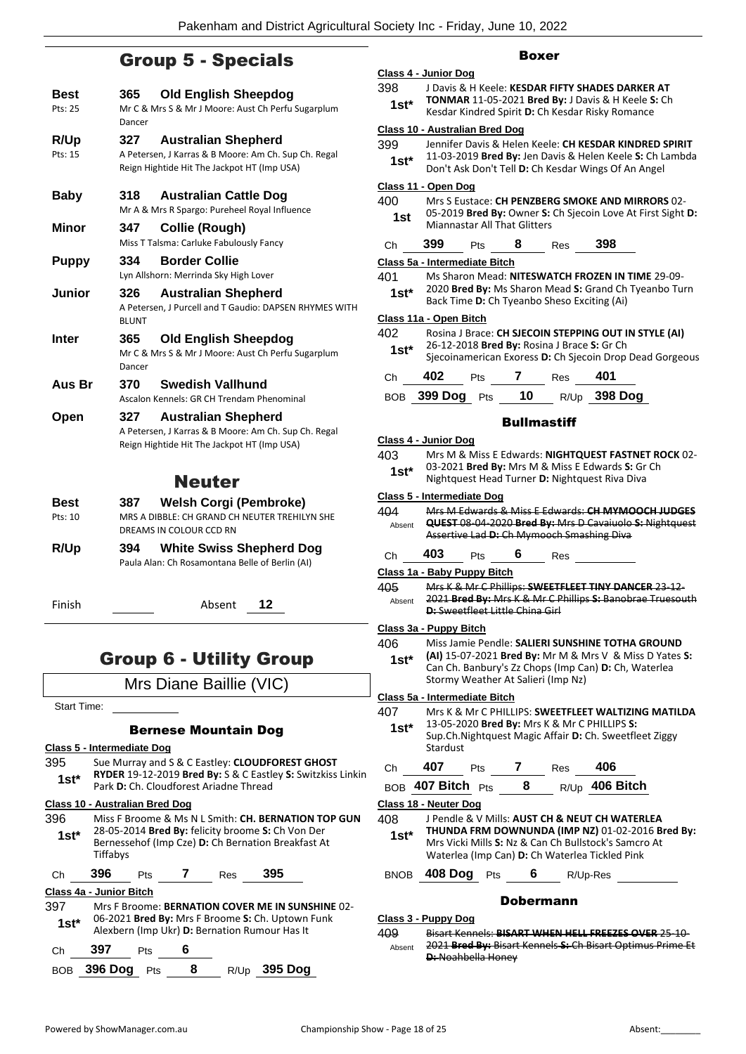## Group 5 - Specials

**Best** — **365 Old English Sheepdog**
Pts: 25
Mr C & Mrs S & Mr J Moore: Aust Ch Perfu Sugarplum Dancer

**R/Up** — **327 Australian Shepherd**
Pts: 15
A Petersen, J Karras & B Moore: Am Ch. Sup Ch. Regal Reign Hightide Hit The Jackpot HT (Imp USA)

**Baby** — **318 Australian Cattle Dog**
Mr A & Mrs R Spargo: Pureheel Royal Influence

**Minor** — **347 Collie (Rough)**
Miss T Talsma: Carluke Fabulously Fancy

**Puppy** — **334 Border Collie**
Lyn Allshorn: Merrinda Sky High Lover

**Junior** — **326 Australian Shepherd**
A Petersen, J Purcell and T Gaudio: DAPSEN RHYMES WITH BLUNT

**Inter** — **365 Old English Sheepdog**
Mr C & Mrs S & Mr J Moore: Aust Ch Perfu Sugarplum Dancer

**Aus Br** — **370 Swedish Vallhund**
Ascalon Kennels: GR CH Trendam Phenominal

**Open** — **327 Australian Shepherd**
A Petersen, J Karras & B Moore: Am Ch. Sup Ch. Regal Reign Hightide Hit The Jackpot HT (Imp USA)

## Neuter

**Best** — **387 Welsh Corgi (Pembroke)**
Pts: 10
MRS A DIBBLE: CH GRAND CH NEUTER TREHILYN SHE DREAMS IN COLOUR CCD RN

**R/Up** — **394 White Swiss Shepherd Dog**
Paula Alan: Ch Rosamontana Belle of Berlin (AI)

Finish ______ Absent **12**

## Group 6 - Utility Group

Mrs Diane Baillie (VIC)

Start Time: ______

### Bernese Mountain Dog

**Class 5 - Intermediate Dog**

395 **1st*** — Sue Murray and S & C Eastley: **CLOUDFOREST GHOST RYDER** 19-12-2019 **Bred By:** S & C Eastley **S:** Switzkiss Linkin Park **D:** Ch. Cloudforest Ariadne Thread

**Class 10 - Australian Bred Dog**

396 **1st*** — Miss F Broome & Ms N L Smith: **CH. BERNATION TOP GUN** 28-05-2014 **Bred By:** felicity broome **S:** Ch Von Der Bernessehof (Imp Cze) **D:** Ch Bernation Breakfast At Tiffabys

Ch **396** Pts **7** Res **395**

**Class 4a - Junior Bitch**

397 **1st*** — Mrs F Broome: **BERNATION COVER ME IN SUNSHINE** 02-06-2021 **Bred By:** Mrs F Broome **S:** Ch. Uptown Funk Alexbern (Imp Ukr) **D:** Bernation Rumour Has It

Ch **397** Pts **6**

BOB **396 Dog** Pts **8** R/Up **395 Dog**

### Boxer

**Class 4 - Junior Dog**

398 **1st*** — J Davis & H Keele: **KESDAR FIFTY SHADES DARKER AT TONMAR** 11-05-2021 **Bred By:** J Davis & H Keele **S:** Ch Kesdar Kindred Spirit **D:** Ch Kesdar Risky Romance

**Class 10 - Australian Bred Dog**

399 **1st*** — Jennifer Davis & Helen Keele: **CH KESDAR KINDRED SPIRIT** 11-03-2019 **Bred By:** Jen Davis & Helen Keele **S:** Ch Lambda Don't Ask Don't Tell **D:** Ch Kesdar Wings Of An Angel

**Class 11 - Open Dog**

400 **1st** — Mrs S Eustace: **CH PENZBERG SMOKE AND MIRRORS** 02-05-2019 **Bred By:** Owner **S:** Ch Sjecoin Love At First Sight **D:** Miannastar All That Glitters

Ch **399** Pts **8** Res **398**

**Class 5a - Intermediate Bitch**

401 **1st*** — Ms Sharon Mead: **NITESWATCH FROZEN IN TIME** 29-09-2020 **Bred By:** Ms Sharon Mead **S:** Grand Ch Tyeanbo Turn Back Time **D:** Ch Tyeanbo Sheso Exciting (Ai)

**Class 11a - Open Bitch**

402 **1st*** — Rosina J Brace: **CH SJECOIN STEPPING OUT IN STYLE (AI)** 26-12-2018 **Bred By:** Rosina J Brace **S:** Gr Ch Sjecoinamerican Exoress **D:** Ch Sjecoin Drop Dead Gorgeous

Ch **402** Pts **7** Res **401**

BOB **399 Dog** Pts **10** R/Up **398 Dog**

### Bullmastiff

**Class 4 - Junior Dog**

403 **1st*** — Mrs M & Miss E Edwards: **NIGHTQUEST FASTNET ROCK** 02-03-2021 **Bred By:** Mrs M & Miss E Edwards **S:** Gr Ch Nightquest Head Turner **D:** Nightquest Riva Diva

**Class 5 - Intermediate Dog**

404 Absent — ~~Mrs M Edwards & Miss E Edwards: **CH MYMOOCH JUDGES QUEST** 08-04-2020 **Bred By:** Mrs D Cavaiuolo **S:** Nightquest Assertive Lad **D:** Ch Mymooch Smashing Diva~~

Ch **403** Pts **6** Res ______

**Class 1a - Baby Puppy Bitch**

405 Absent — ~~Mrs K & Mr C Phillips: **SWEETFLEET TINY DANCER** 23-12-2021 **Bred By:** Mrs K & Mr C Phillips **S:** Banobrae Truesouth **D:** Sweetfleet Little China Girl~~

**Class 3a - Puppy Bitch**

406 **1st*** — Miss Jamie Pendle: **SALIERI SUNSHINE TOTHA GROUND (AI)** 15-07-2021 **Bred By:** Mr M & Mrs V & Miss D Yates **S:** Can Ch. Banbury's Zz Chops (Imp Can) **D:** Ch, Waterlea Stormy Weather At Salieri (Imp Nz)

**Class 5a - Intermediate Bitch**

407 **1st*** — Mrs K & Mr C PHILLIPS: **SWEETFLEET WALTIZING MATILDA** 13-05-2020 **Bred By:** Mrs K & Mr C PHILLIPS **S:** Sup.Ch.Nightquest Magic Affair **D:** Ch. Sweetfleet Ziggy Stardust

Ch **407** Pts **7** Res **406**

BOB **407 Bitch** Pts **8** R/Up **406 Bitch**

**Class 18 - Neuter Dog**

408 **1st*** — J Pendle & V Mills: **AUST CH & NEUT CH WATERLEA THUNDA FRM DOWNUNDA (IMP NZ)** 01-02-2016 **Bred By:** Mrs Vicki Mills **S:** Nz & Can Ch Bullstock's Samcro At Waterlea (Imp Can) **D:** Ch Waterlea Tickled Pink

BNOB **408 Dog** Pts **6** R/Up-Res ______

### Dobermann

**Class 3 - Puppy Dog**

409 Absent — ~~Bisart Kennels: **BISART WHEN HELL FREEZES OVER** 25-10-2021 **Bred By:** Bisart Kennels **S:** Ch Bisart Optimus Prime Et **D:** Noahbella Honey~~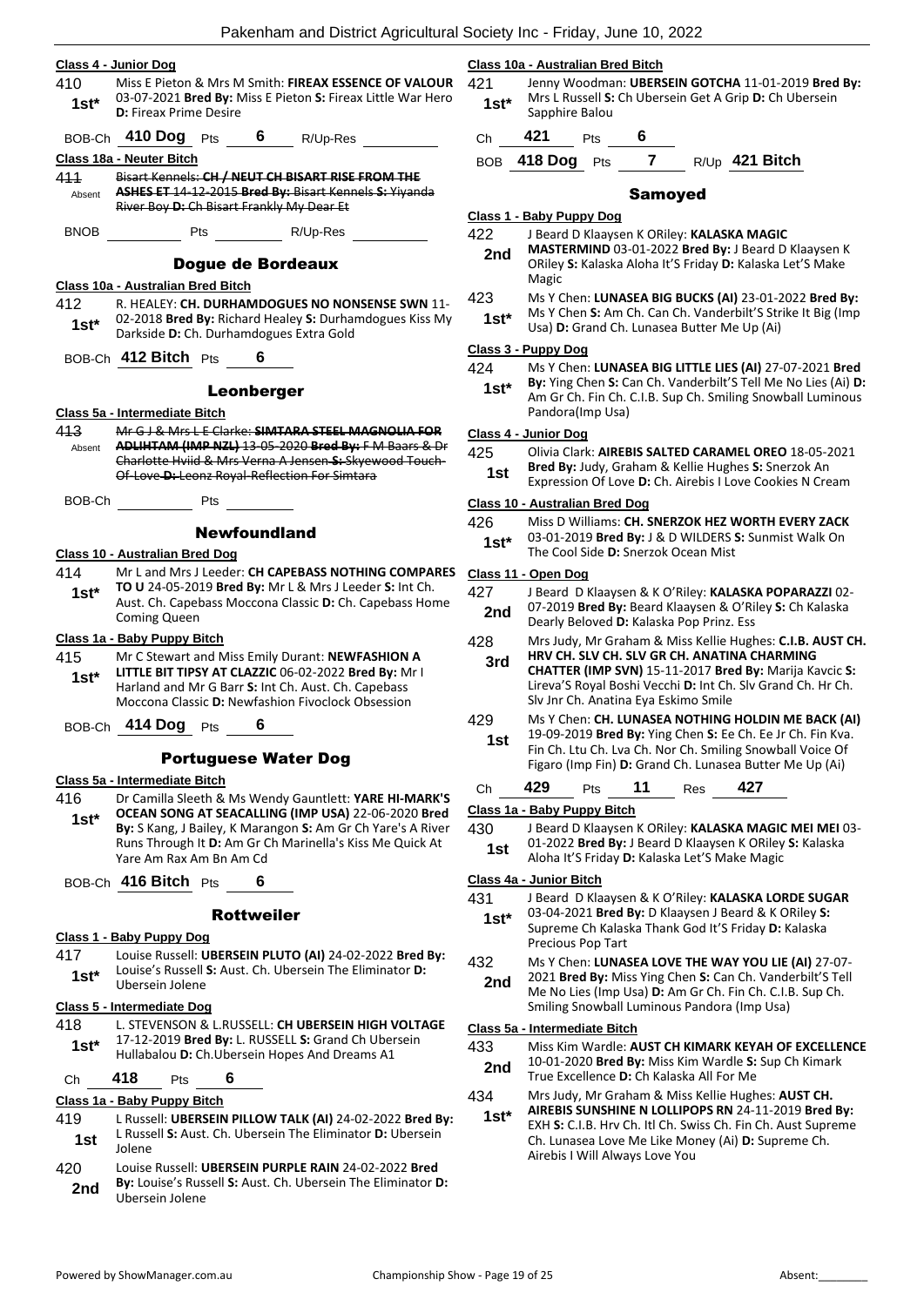**Class 4 - Junior Dog**

410 **1st*** Miss E Pieton & Mrs M Smith: **FIREAX ESSENCE OF VALOUR** 03-07-2021 **Bred By:** Miss E Pieton **S:** Fireax Little War Hero **D:** Fireax Prime Desire

BOB-Ch **410 Dog** Pts **6** R/Up-Res

**Class 18a - Neuter Bitch**

411 Absent ~~Bisart Kennels: **CH / NEUT CH BISART RISE FROM THE ASHES ET** 14-12-2015 **Bred By:** Bisart Kennels **S:** Yiyanda River Boy **D:** Ch Bisart Frankly My Dear Et~~

BNOB Pts R/Up-Res

## Dogue de Bordeaux

**Class 10a - Australian Bred Bitch**

412 **1st*** R. HEALEY: **CH. DURHAMDOGUES NO NONSENSE SWN** 11-02-2018 **Bred By:** Richard Healey **S:** Durhamdogues Kiss My Darkside **D:** Ch. Durhamdogues Extra Gold

BOB-Ch **412 Bitch** Pts **6**

## Leonberger

**Class 5a - Intermediate Bitch**

413 Absent ~~Mr G J & Mrs L E Clarke: **SIMTARA STEEL MAGNOLIA FOR ADLIHTAM (IMP NZL)** 13-05-2020 **Bred By:** F M Baars & Dr Charlotte Hviid & Mrs Verna A Jensen **S:** Skyewood Touch-Of-Love **D:** Leonz Royal-Reflection For Simtara~~

BOB-Ch Pts

## Newfoundland

**Class 10 - Australian Bred Dog**

414 **1st*** Mr L and Mrs J Leeder: **CH CAPEBASS NOTHING COMPARES TO U** 24-05-2019 **Bred By:** Mr L & Mrs J Leeder **S:** Int Ch. Aust. Ch. Capebass Moccona Classic **D:** Ch. Capebass Home Coming Queen

**Class 1a - Baby Puppy Bitch**

415 **1st*** Mr C Stewart and Miss Emily Durant: **NEWFASHION A LITTLE BIT TIPSY AT CLAZZIC** 06-02-2022 **Bred By:** Mr I Harland and Mr G Barr **S:** Int Ch. Aust. Ch. Capebass Moccona Classic **D:** Newfashion Fivoclock Obsession

BOB-Ch **414 Dog** Pts **6**

## Portuguese Water Dog

**Class 5a - Intermediate Bitch**

416 **1st*** Dr Camilla Sleeth & Ms Wendy Gauntlett: **YARE HI-MARK'S OCEAN SONG AT SEACALLING (IMP USA)** 22-06-2020 **Bred By:** S Kang, J Bailey, K Marangon **S:** Am Gr Ch Yare's A River Runs Through It **D:** Am Gr Ch Marinella's Kiss Me Quick At Yare Am Rax Am Bn Am Cd

BOB-Ch **416 Bitch** Pts **6**

## Rottweiler

**Class 1 - Baby Puppy Dog**

417 **1st*** Louise Russell: **UBERSEIN PLUTO (AI)** 24-02-2022 **Bred By:** Louise's Russell **S:** Aust. Ch. Ubersein The Eliminator **D:** Ubersein Jolene

**Class 5 - Intermediate Dog**

418 **1st*** L. STEVENSON & L.RUSSELL: **CH UBERSEIN HIGH VOLTAGE** 17-12-2019 **Bred By:** L. RUSSELL **S:** Grand Ch Ubersein Hullabalou **D:** Ch.Ubersein Hopes And Dreams A1

Ch **418** Pts **6**

**Class 1a - Baby Puppy Bitch**

419 **1st** L Russell: **UBERSEIN PILLOW TALK (AI)** 24-02-2022 **Bred By:** L Russell **S:** Aust. Ch. Ubersein The Eliminator **D:** Ubersein Jolene

420 **2nd** Louise Russell: **UBERSEIN PURPLE RAIN** 24-02-2022 **Bred By:** Louise's Russell **S:** Aust. Ch. Ubersein The Eliminator **D:** Ubersein Jolene

**Class 10a - Australian Bred Bitch**

421 **1st*** Jenny Woodman: **UBERSEIN GOTCHA** 11-01-2019 **Bred By:** Mrs L Russell **S:** Ch Ubersein Get A Grip **D:** Ch Ubersein Sapphire Balou

Ch **421** Pts **6**

BOB **418 Dog** Pts **7** R/Up **421 Bitch**

## Samoyed

**Class 1 - Baby Puppy Dog**

422 **2nd** J Beard D Klaaysen K ORiley: **KALASKA MAGIC MASTERMIND** 03-01-2022 **Bred By:** J Beard D Klaaysen K ORiley **S:** Kalaska Aloha It'S Friday **D:** Kalaska Let'S Make Magic

423 **1st*** Ms Y Chen: **LUNASEA BIG BUCKS (AI)** 23-01-2022 **Bred By:** Ms Y Chen **S:** Am Ch. Can Ch. Vanderbilt'S Strike It Big (Imp Usa) **D:** Grand Ch. Lunasea Butter Me Up (Ai)

**Class 3 - Puppy Dog**

424 **1st*** Ms Y Chen: **LUNASEA BIG LITTLE LIES (AI)** 27-07-2021 **Bred By:** Ying Chen **S:** Can Ch. Vanderbilt'S Tell Me No Lies (Ai) **D:** Am Gr Ch. Fin Ch. C.I.B. Sup Ch. Smiling Snowball Luminous Pandora(Imp Usa)

**Class 4 - Junior Dog**

425 **1st** Olivia Clark: **AIREBIS SALTED CARAMEL OREO** 18-05-2021 **Bred By:** Judy, Graham & Kellie Hughes **S:** Snerzok An Expression Of Love **D:** Ch. Airebis I Love Cookies N Cream

**Class 10 - Australian Bred Dog**

426 **1st*** Miss D Williams: **CH. SNERZOK HEZ WORTH EVERY ZACK** 03-01-2019 **Bred By:** J & D WILDERS **S:** Sunmist Walk On The Cool Side **D:** Snerzok Ocean Mist

**Class 11 - Open Dog**

427 **2nd** J Beard D Klaaysen & K O'Riley: **KALASKA POPARAZZI** 02-07-2019 **Bred By:** Beard Klaaysen & O'Riley **S:** Ch Kalaska Dearly Beloved **D:** Kalaska Pop Prinz. Ess

428 **3rd** Mrs Judy, Mr Graham & Miss Kellie Hughes: **C.I.B. AUST CH. HRV CH. SLV CH. SLV GR CH. ANATINA CHARMING CHATTER (IMP SVN)** 15-11-2017 **Bred By:** Marija Kavcic **S:** Lireva'S Royal Boshi Vecchi **D:** Int Ch. Slv Grand Ch. Hr Ch. Slv Jnr Ch. Anatina Eya Eskimo Smile

429 **1st** Ms Y Chen: **CH. LUNASEA NOTHING HOLDIN ME BACK (AI)** 19-09-2019 **Bred By:** Ying Chen **S:** Ee Ch. Ee Jr Ch. Fin Kva. Fin Ch. Ltu Ch. Lva Ch. Nor Ch. Smiling Snowball Voice Of Figaro (Imp Fin) **D:** Grand Ch. Lunasea Butter Me Up (Ai)

Ch **429** Pts **11** Res **427**

**Class 1a - Baby Puppy Bitch**

430 **1st** J Beard D Klaaysen K ORiley: **KALASKA MAGIC MEI MEI** 03-01-2022 **Bred By:** J Beard D Klaaysen K ORiley **S:** Kalaska Aloha It'S Friday **D:** Kalaska Let'S Make Magic

**Class 4a - Junior Bitch**

431 **1st*** J Beard D Klaaysen & K O'Riley: **KALASKA LORDE SUGAR** 03-04-2021 **Bred By:** D Klaaysen J Beard & K ORiley **S:** Supreme Ch Kalaska Thank God It'S Friday **D:** Kalaska Precious Pop Tart

432 **2nd** Ms Y Chen: **LUNASEA LOVE THE WAY YOU LIE (AI)** 27-07-2021 **Bred By:** Miss Ying Chen **S:** Can Ch. Vanderbilt'S Tell Me No Lies (Imp Usa) **D:** Am Gr Ch. Fin Ch. C.I.B. Sup Ch. Smiling Snowball Luminous Pandora (Imp Usa)

**Class 5a - Intermediate Bitch**

433 **2nd** Miss Kim Wardle: **AUST CH KIMARK KEYAH OF EXCELLENCE** 10-01-2020 **Bred By:** Miss Kim Wardle **S:** Sup Ch Kimark True Excellence **D:** Ch Kalaska All For Me

434 **1st*** Mrs Judy, Mr Graham & Miss Kellie Hughes: **AUST CH. AIREBIS SUNSHINE N LOLLIPOPS RN** 24-11-2019 **Bred By:** EXH **S:** C.I.B. Hrv Ch. Itl Ch. Swiss Ch. Fin Ch. Aust Supreme Ch. Lunasea Love Me Like Money (Ai) **D:** Supreme Ch. Airebis I Will Always Love You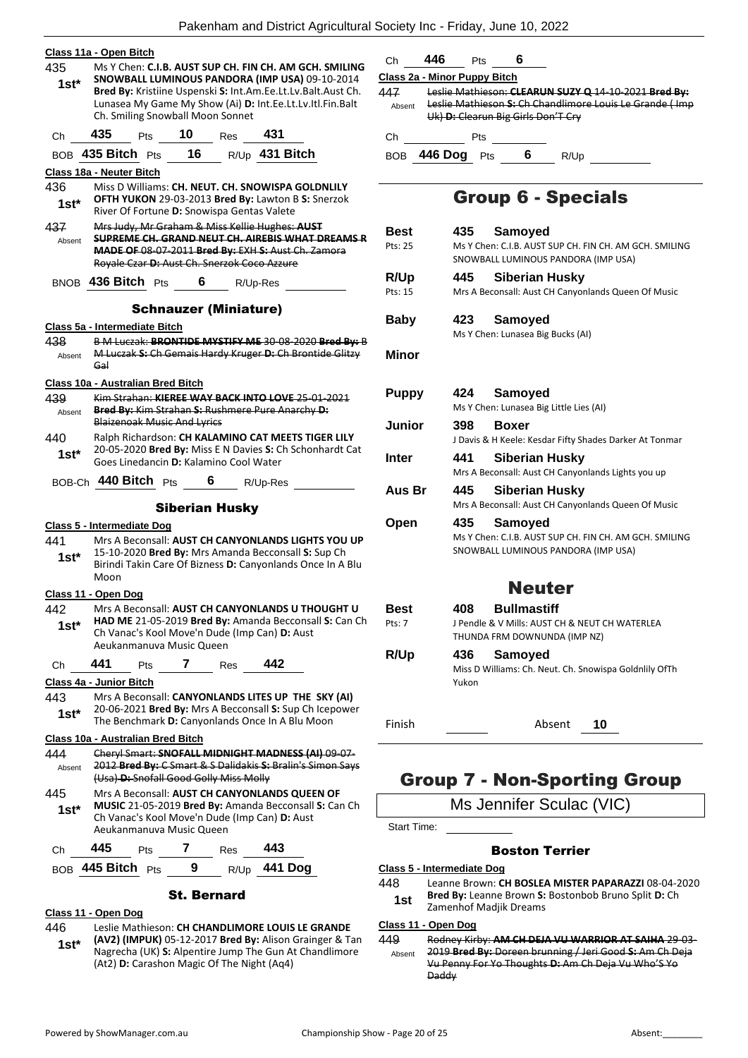**Class 11a - Open Bitch**

435 — 1st* — Ms Y Chen: **C.I.B. AUST SUP CH. FIN CH. AM GCH. SMILING SNOWBALL LUMINOUS PANDORA (IMP USA)** 09-10-2014 **Bred By:** Kristiine Uspenski **S:** Int.Am.Ee.Lt.Lv.Balt.Aust Ch. Lunasea My Game My Show (Ai) **D:** Int.Ee.Lt.Lv.Itl.Fin.Balt Ch. Smiling Snowball Moon Sonnet

Ch **435** Pts **10** Res **431**

BOB **435 Bitch** Pts **16** R/Up **431 Bitch**

**Class 18a - Neuter Bitch**

436 — 1st* — Miss D Williams: **CH. NEUT. CH. SNOWISPA GOLDNLILY OFTH YUKON** 29-03-2013 **Bred By:** Lawton B **S:** Snerzok River Of Fortune **D:** Snowispa Gentas Valete

437 — Absent — ~~Mrs Judy, Mr Graham & Miss Kellie Hughes: **AUST SUPREME CH. GRAND NEUT CH. AIREBIS WHAT DREAMS R MADE OF** 08-07-2011 **Bred By:** EXH **S:** Aust Ch. Zamora Royale Czar **D:** Aust Ch. Snerzok Coco Azzure~~

BNOB **436 Bitch** Pts **6** R/Up-Res

## Schnauzer (Miniature)

**Class 5a - Intermediate Bitch**

438 — Absent — ~~B M Luczak: **BRONTIDE MYSTIFY ME** 30-08-2020 **Bred By:** B M Luczak **S:** Ch Gemais Hardy Kruger **D:** Ch Brontide Glitzy Gal~~

**Class 10a - Australian Bred Bitch**

439 — Absent — ~~Kim Strahan: **KIEREE WAY BACK INTO LOVE** 25-01-2021 **Bred By:** Kim Strahan **S:** Rushmere Pure Anarchy **D:** Blaizenoak Music And Lyrics~~

440 — 1st* — Ralph Richardson: **CH KALAMINO CAT MEETS TIGER LILY** 20-05-2020 **Bred By:** Miss E N Davies **S:** Ch Schonhardt Cat Goes Linedancin **D:** Kalamino Cool Water

BOB-Ch **440 Bitch** Pts **6** R/Up-Res

## Siberian Husky

**Class 5 - Intermediate Dog**

441 — 1st* — Mrs A Beconsall: **AUST CH CANYONLANDS LIGHTS YOU UP** 15-10-2020 **Bred By:** Mrs Amanda Becconsall **S:** Sup Ch Birindi Takin Care Of Bizness **D:** Canyonlands Once In A Blu Moon

**Class 11 - Open Dog**

442 — 1st* — Mrs A Beconsall: **AUST CH CANYONLANDS U THOUGHT U HAD ME** 21-05-2019 **Bred By:** Amanda Becconsall **S:** Can Ch Ch Vanac's Kool Move'n Dude (Imp Can) **D:** Aust Aeukanmanuva Music Queen

Ch **441** Pts **7** Res **442**

**Class 4a - Junior Bitch**

443 — 1st* — Mrs A Beconsall: **CANYONLANDS LITES UP THE SKY (AI)** 20-06-2021 **Bred By:** Mrs A Becconsall **S:** Sup Ch Icepower The Benchmark **D:** Canyonlands Once In A Blu Moon

**Class 10a - Australian Bred Bitch**

444 — Absent — ~~Cheryl Smart: **SNOFALL MIDNIGHT MADNESS (AI)** 09-07-2012 **Bred By:** C Smart & S Dalidakis **S:** Bralin's Simon Says (Usa) **D:** Snofall Good Golly Miss Molly~~

445 — 1st* — Mrs A Beconsall: **AUST CH CANYONLANDS QUEEN OF MUSIC** 21-05-2019 **Bred By:** Amanda Becconsall **S:** Can Ch Ch Vanac's Kool Move'n Dude (Imp Can) **D:** Aust Aeukanmanuva Music Queen

Ch **445** Pts **7** Res **443**

BOB **445 Bitch** Pts **9** R/Up **441 Dog**

## St. Bernard

**Class 11 - Open Dog**

446 — 1st* — Leslie Mathieson: **CH CHANDLIMORE LOUIS LE GRANDE (AV2) (IMPUK)** 05-12-2017 **Bred By:** Alison Grainger & Tan Nagrecha (UK) **S:** Alpentire Jump The Gun At Chandlimore (At2) **D:** Carashon Magic Of The Night (Aq4)

Ch **446** Pts **6**

**Class 2a - Minor Puppy Bitch**

447 — Absent — ~~Leslie Mathieson: **CLEARUN SUZY Q** 14-10-2021 **Bred By:** Leslie Mathieson **S:** Ch Chandlimore Louis Le Grande ( Imp Uk) **D:** Clearun Big Girls Don'T Cry~~

Ch Pts

BOB **446 Dog** Pts **6** R/Up

# Group 6 - Specials

| | | |
|---|---|---|
| **Best** (Pts: 25) | **435 Samoyed** | Ms Y Chen: C.I.B. AUST SUP CH. FIN CH. AM GCH. SMILING SNOWBALL LUMINOUS PANDORA (IMP USA) |
| **R/Up** (Pts: 15) | **445 Siberian Husky** | Mrs A Beconsall: Aust CH Canyonlands Queen Of Music |
| **Baby** | **423 Samoyed** | Ms Y Chen: Lunasea Big Bucks (AI) |
| **Minor** | | |
| **Puppy** | **424 Samoyed** | Ms Y Chen: Lunasea Big Little Lies (AI) |
| **Junior** | **398 Boxer** | J Davis & H Keele: Kesdar Fifty Shades Darker At Tonmar |
| **Inter** | **441 Siberian Husky** | Mrs A Beconsall: Aust CH Canyonlands Lights you up |
| **Aus Br** | **445 Siberian Husky** | Mrs A Beconsall: Aust CH Canyonlands Queen Of Music |
| **Open** | **435 Samoyed** | Ms Y Chen: C.I.B. AUST SUP CH. FIN CH. AM GCH. SMILING SNOWBALL LUMINOUS PANDORA (IMP USA) |

## Neuter

| | | |
|---|---|---|
| **Best** (Pts: 7) | **408 Bullmastiff** | J Pendle & V Mills: AUST CH & NEUT CH WATERLEA THUNDA FRM DOWNUNDA (IMP NZ) |
| **R/Up** | **436 Samoyed** | Miss D Williams: Ch. Neut. Ch. Snowispa Goldnlily OfTh Yukon |

Finish Absent **10**

# Group 7 - Non-Sporting Group

Ms Jennifer Sculac (VIC)

Start Time:

## Boston Terrier

**Class 5 - Intermediate Dog**

448 — 1st — Leanne Brown: **CH BOSLEA MISTER PAPARAZZI** 08-04-2020 **Bred By:** Leanne Brown **S:** Bostonbob Bruno Split **D:** Ch Zamenhof Madjik Dreams

**Class 11 - Open Dog**

449 — Absent — ~~Rodney Kirby: **AM CH DEJA VU WARRIOR AT SAIHA** 29-03-2019 **Bred By:** Doreen brunning / Jeri Good **S:** Am Ch Deja Vu Penny For Yo Thoughts **D:** Am Ch Deja Vu Who'S Yo Daddy~~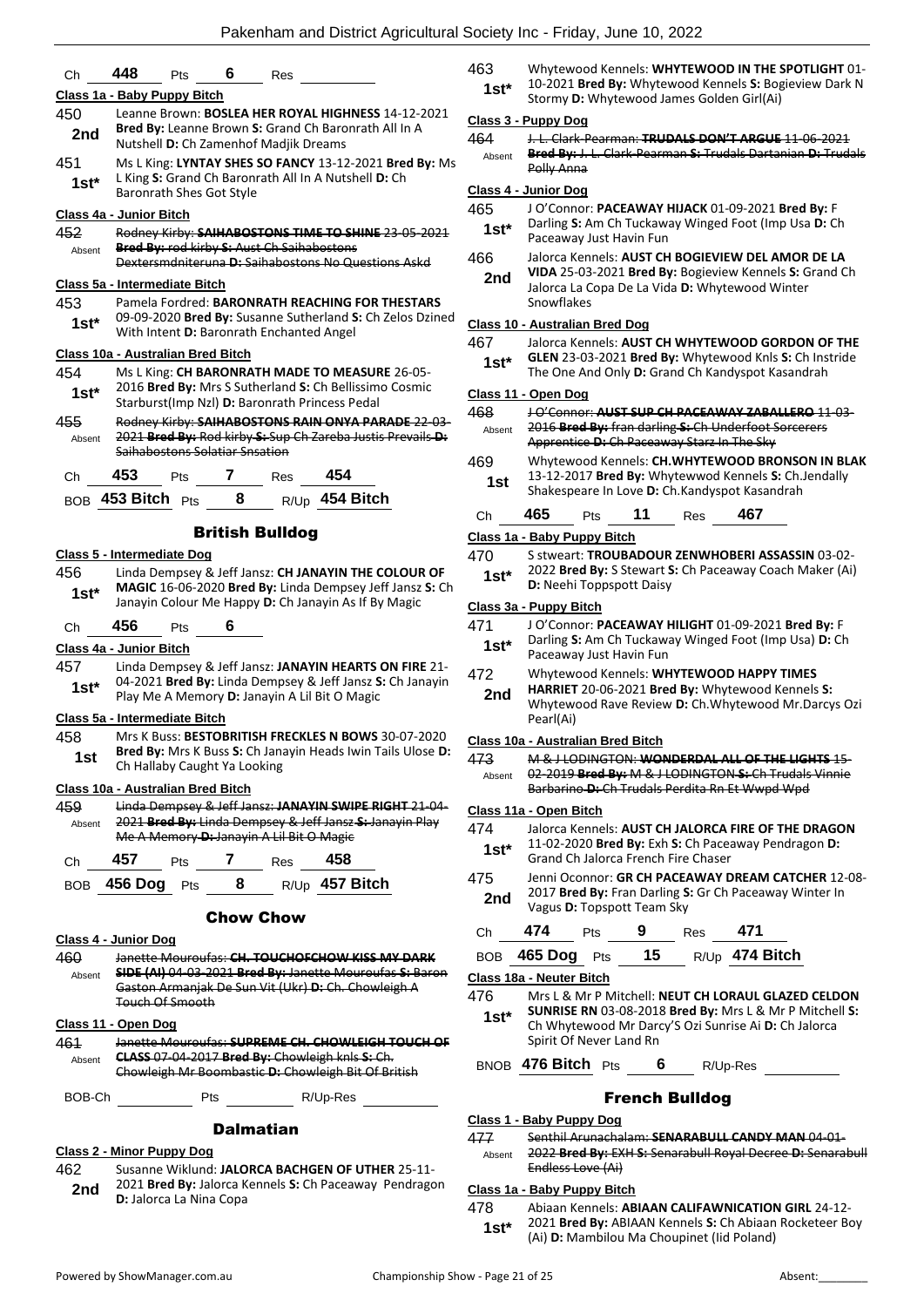| Ch | 448 | Pts | 6 | Res | |
|---|---|---|---|---|---|

**Class 1a - Baby Puppy Bitch**

450 **2nd** Leanne Brown: **BOSLEA HER ROYAL HIGHNESS** 14-12-2021 **Bred By:** Leanne Brown **S:** Grand Ch Baronrath All In A Nutshell **D:** Ch Zamenhof Madjik Dreams

451 **1st*** Ms L King: **LYNTAY SHES SO FANCY** 13-12-2021 **Bred By:** Ms L King **S:** Grand Ch Baronrath All In A Nutshell **D:** Ch Baronrath Shes Got Style

**Class 4a - Junior Bitch**

452 Absent ~~Rodney Kirby: **SAIHABOSTONS TIME TO SHINE** 23-05-2021 **Bred By:** rod kirby **S:** Aust Ch Saihabostons Dextersmdniteruna **D:** Saihabostons No Questions Askd~~

**Class 5a - Intermediate Bitch**

453 **1st*** Pamela Fordred: **BARONRATH REACHING FOR THESTARS** 09-09-2020 **Bred By:** Susanne Sutherland **S:** Ch Zelos Dzined With Intent **D:** Baronrath Enchanted Angel

**Class 10a - Australian Bred Bitch**

454 **1st*** Ms L King: **CH BARONRATH MADE TO MEASURE** 26-05-2016 **Bred By:** Mrs S Sutherland **S:** Ch Bellissimo Cosmic Starburst(Imp Nzl) **D:** Baronrath Princess Pedal

455 Absent ~~Rodney Kirby: **SAIHABOSTONS RAIN ONYA PARADE** 22-03-2021 **Bred By:** Rod kirby **S:** Sup Ch Zareba Justis Prevails **D:** Saihabostons Solatiar Snsation~~

| Ch | 453 | Pts | 7 | Res | 454 |
|---|---|---|---|---|---|
| BOB | 453 Bitch | Pts | 8 | R/Up | 454 Bitch |

## British Bulldog

**Class 5 - Intermediate Dog**

456 **1st*** Linda Dempsey & Jeff Jansz: **CH JANAYIN THE COLOUR OF MAGIC** 16-06-2020 **Bred By:** Linda Dempsey Jeff Jansz **S:** Ch Janayin Colour Me Happy **D:** Ch Janayin As If By Magic

| Ch | 456 | Pts | 6 |
|---|---|---|---|

**Class 4a - Junior Bitch**

457 **1st*** Linda Dempsey & Jeff Jansz: **JANAYIN HEARTS ON FIRE** 21-04-2021 **Bred By:** Linda Dempsey & Jeff Jansz **S:** Ch Janayin Play Me A Memory **D:** Janayin A Lil Bit O Magic

**Class 5a - Intermediate Bitch**

458 **1st** Mrs K Buss: **BESTOBRITISH FRECKLES N BOWS** 30-07-2020 **Bred By:** Mrs K Buss **S:** Ch Janayin Heads Iwin Tails Ulose **D:** Ch Hallaby Caught Ya Looking

**Class 10a - Australian Bred Bitch**

459 Absent ~~Linda Dempsey & Jeff Jansz: **JANAYIN SWIPE RIGHT** 21-04-2021 **Bred By:** Linda Dempsey & Jeff Jansz **S:** Janayin Play Me A Memory **D:** Janayin A Lil Bit O Magic~~

| Ch | 457 | Pts | 7 | Res | 458 |
|---|---|---|---|---|---|
| BOB | 456 Dog | Pts | 8 | R/Up | 457 Bitch |

## Chow Chow

**Class 4 - Junior Dog**

460 Absent ~~Janette Mouroufas: **CH. TOUCHOFCHOW KISS MY DARK SIDE (AI)** 04-03-2021 **Bred By:** Janette Mouroufas **S:** Baron Gaston Armanjak De Sun Vit (Ukr) **D:** Ch. Chowleigh A Touch Of Smooth~~

**Class 11 - Open Dog**

461 Absent ~~Janette Mouroufas: **SUPREME CH. CHOWLEIGH TOUCH OF CLASS** 07-04-2017 **Bred By:** Chowleigh knls **S:** Ch. Chowleigh Mr Boombastic **D:** Chowleigh Bit Of British~~

| BOB-Ch | | Pts | | R/Up-Res | |
|---|---|---|---|---|---|

## Dalmatian

**Class 2 - Minor Puppy Dog**

462 **2nd** Susanne Wiklund: **JALORCA BACHGEN OF UTHER** 25-11-2021 **Bred By:** Jalorca Kennels **S:** Ch Paceaway Pendragon **D:** Jalorca La Nina Copa

463 **1st*** Whytewood Kennels: **WHYTEWOOD IN THE SPOTLIGHT** 01-10-2021 **Bred By:** Whytewood Kennels **S:** Bogieview Dark N Stormy **D:** Whytewood James Golden Girl(Ai)

**Class 3 - Puppy Dog**

464 Absent ~~J. L. Clark-Pearman: **TRUDALS DON'T ARGUE** 11-06-2021 **Bred By:** J. L. Clark-Pearman **S:** Trudals Dartanian **D:** Trudals Polly Anna~~

**Class 4 - Junior Dog**

465 **1st*** J O'Connor: **PACEAWAY HIJACK** 01-09-2021 **Bred By:** F Darling **S:** Am Ch Tuckaway Winged Foot (Imp Usa **D:** Ch Paceaway Just Havin Fun

466 **2nd** Jalorca Kennels: **AUST CH BOGIEVIEW DEL AMOR DE LA VIDA** 25-03-2021 **Bred By:** Bogieview Kennels **S:** Grand Ch Jalorca La Copa De La Vida **D:** Whytewood Winter Snowflakes

**Class 10 - Australian Bred Dog**

467 **1st*** Jalorca Kennels: **AUST CH WHYTEWOOD GORDON OF THE GLEN** 23-03-2021 **Bred By:** Whytewood Knls **S:** Ch Instride The One And Only **D:** Grand Ch Kandyspot Kasandrah

**Class 11 - Open Dog**

468 Absent ~~J O'Connor: **AUST SUP CH PACEAWAY ZABALLERO** 11-03-2016 **Bred By:** fran darling **S:** Ch Underfoot Sorcerers Apprentice **D:** Ch Paceaway Starz In The Sky~~

469 **1st** Whytewood Kennels: **CH.WHYTEWOOD BRONSON IN BLAK** 13-12-2017 **Bred By:** Whytewwod Kennels **S:** Ch.Jendally Shakespeare In Love **D:** Ch.Kandyspot Kasandrah

| Ch | 465 | Pts | 11 | Res | 467 |
|---|---|---|---|---|---|

**Class 1a - Baby Puppy Bitch**

470 **1st*** S stweart: **TROUBADOUR ZENWHOBERI ASSASSIN** 03-02-2022 **Bred By:** S Stewart **S:** Ch Paceaway Coach Maker (Ai) **D:** Neehi Toppspott Daisy

**Class 3a - Puppy Bitch**

471 **1st*** J O'Connor: **PACEAWAY HILIGHT** 01-09-2021 **Bred By:** F Darling **S:** Am Ch Tuckaway Winged Foot (Imp Usa) **D:** Ch Paceaway Just Havin Fun

472 **2nd** Whytewood Kennels: **WHYTEWOOD HAPPY TIMES HARRIET** 20-06-2021 **Bred By:** Whytewood Kennels **S:** Whytewood Rave Review **D:** Ch.Whytewood Mr.Darcys Ozi Pearl(Ai)

**Class 10a - Australian Bred Bitch**

473 Absent ~~M & J LODINGTON: **WONDERDAL ALL OF THE LIGHTS** 15-02-2019 **Bred By:** M & J LODINGTON **S:** Ch Trudals Vinnie Barbarino **D:** Ch Trudals Perdita Rn Et Wwpd Wpd~~

**Class 11a - Open Bitch**

474 **1st*** Jalorca Kennels: **AUST CH JALORCA FIRE OF THE DRAGON** 11-02-2020 **Bred By:** Exh **S:** Ch Paceaway Pendragon **D:** Grand Ch Jalorca French Fire Chaser

475 **2nd** Jenni Oconnor: **GR CH PACEAWAY DREAM CATCHER** 12-08-2017 **Bred By:** Fran Darling **S:** Gr Ch Paceaway Winter In Vagus **D:** Topspott Team Sky

| Ch | 474 | Pts | 9 | Res | 471 |
|---|---|---|---|---|---|
| BOB | 465 Dog | Pts | 15 | R/Up | 474 Bitch |

**Class 18a - Neuter Bitch**

476 **1st*** Mrs L & Mr P Mitchell: **NEUT CH LORAUL GLAZED CELDON SUNRISE RN** 03-08-2018 **Bred By:** Mrs L & Mr P Mitchell **S:** Ch Whytewood Mr Darcy'S Ozi Sunrise Ai **D:** Ch Jalorca Spirit Of Never Land Rn

| BNOB | 476 Bitch | Pts | 6 | R/Up-Res | |
|---|---|---|---|---|---|

## French Bulldog

**Class 1 - Baby Puppy Dog**

477 Absent ~~Senthil Arunachalam: **SENARABULL CANDY MAN** 04-01-2022 **Bred By:** EXH **S:** Senarabull Royal Decree **D:** Senarabull Endless Love (Ai)~~

**Class 1a - Baby Puppy Bitch**

478 **1st*** Abiaan Kennels: **ABIAAN CALIFAWNICATION GIRL** 24-12-2021 **Bred By:** ABIAAN Kennels **S:** Ch Abiaan Rocketeer Boy (Ai) **D:** Mambilou Ma Choupinet (Iid Poland)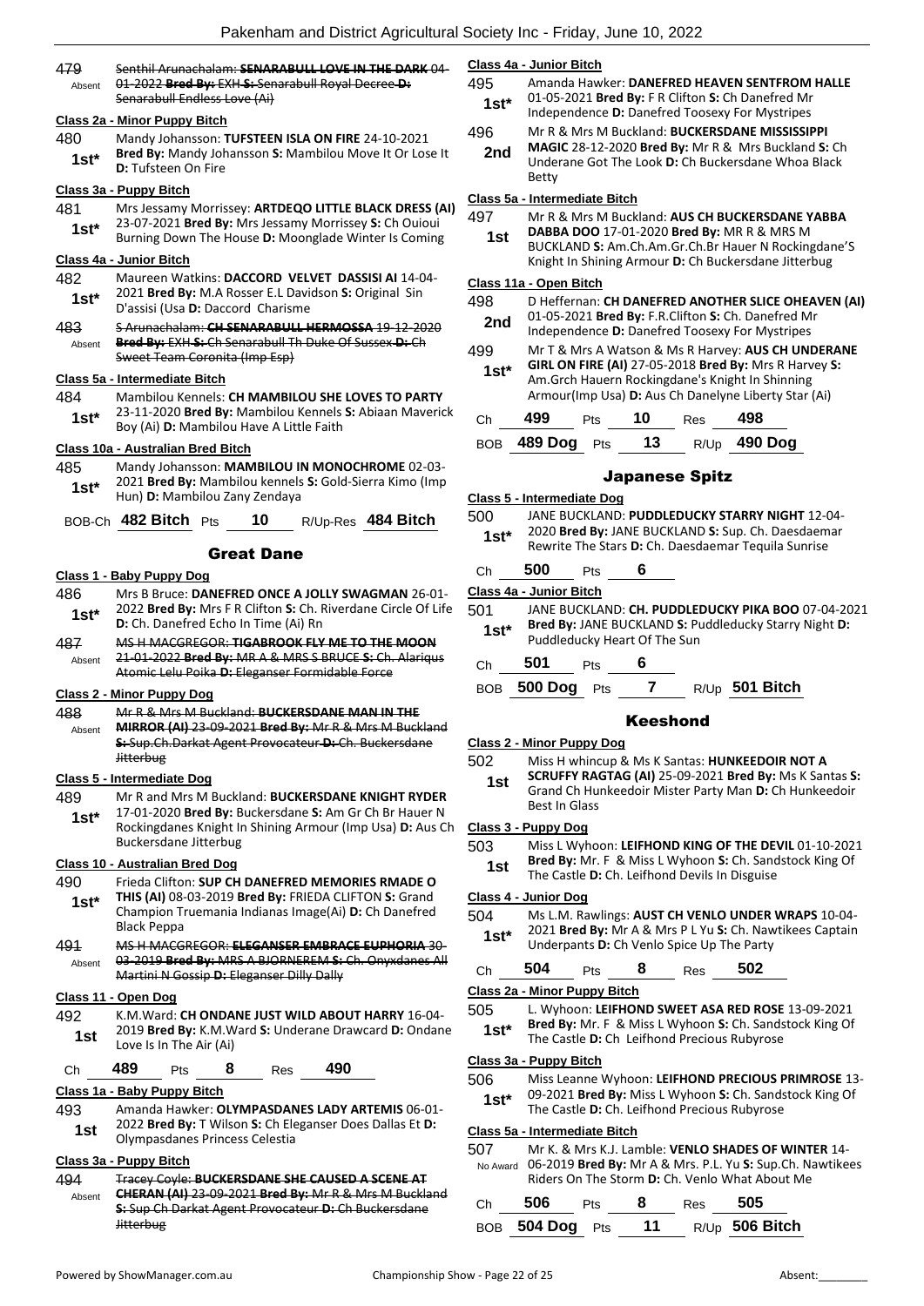479 Absent ~~Senthil Arunachalam: **SENARABULL LOVE IN THE DARK** 04-01-2022 **Bred By:** EXH **S:** Senarabull Royal Decree **D:** Senarabull Endless Love (Ai)~~

**Class 2a - Minor Puppy Bitch**

480 1st* Mandy Johansson: **TUFSTEEN ISLA ON FIRE** 24-10-2021 **Bred By:** Mandy Johansson **S:** Mambilou Move It Or Lose It **D:** Tufsteen On Fire

**Class 3a - Puppy Bitch**

481 1st* Mrs Jessamy Morrissey: **ARTDEQO LITTLE BLACK DRESS (AI)** 23-07-2021 **Bred By:** Mrs Jessamy Morrissey **S:** Ch Ouioui Burning Down The House **D:** Moonglade Winter Is Coming

**Class 4a - Junior Bitch**

482 1st* Maureen Watkins: **DACCORD VELVET DASSISI AI** 14-04-2021 **Bred By:** M.A Rosser E.L Davidson **S:** Original Sin D'assisi (Usa **D:** Daccord Charisme

483 Absent ~~S Arunachalam: **CH SENARABULL HERMOSSA** 19-12-2020 **Bred By:** EXH **S:** Ch Senarabull Th Duke Of Sussex **D:** Ch Sweet Team Coronita (Imp Esp)~~

**Class 5a - Intermediate Bitch**

484 1st* Mambilou Kennels: **CH MAMBILOU SHE LOVES TO PARTY** 23-11-2020 **Bred By:** Mambilou Kennels **S:** Abiaan Maverick Boy (Ai) **D:** Mambilou Have A Little Faith

**Class 10a - Australian Bred Bitch**

485 1st* Mandy Johansson: **MAMBILOU IN MONOCHROME** 02-03-2021 **Bred By:** Mambilou kennels **S:** Gold-Sierra Kimo (Imp Hun) **D:** Mambilou Zany Zendaya

BOB-Ch **482 Bitch** Pts **10** R/Up-Res **484 Bitch**

## Great Dane

**Class 1 - Baby Puppy Dog**

486 1st* Mrs B Bruce: **DANEFRED ONCE A JOLLY SWAGMAN** 26-01-2022 **Bred By:** Mrs F R Clifton **S:** Ch. Riverdane Circle Of Life **D:** Ch. Danefred Echo In Time (Ai) Rn

487 Absent ~~MS H MACGREGOR: **TIGABROOK FLY ME TO THE MOON** 21-01-2022 **Bred By:** MR A & MRS S BRUCE **S:** Ch. Alariqus Atomic Lelu Poika **D:** Eleganser Formidable Force~~

**Class 2 - Minor Puppy Dog**

488 Absent ~~Mr R & Mrs M Buckland: **BUCKERSDANE MAN IN THE MIRROR (AI)** 23-09-2021 **Bred By:** Mr R & Mrs M Buckland **S:** Sup.Ch.Darkat Agent Provocateur **D:** Ch. Buckersdane Jitterbug~~

**Class 5 - Intermediate Dog**

489 1st* Mr R and Mrs M Buckland: **BUCKERSDANE KNIGHT RYDER** 17-01-2020 **Bred By:** Buckersdane **S:** Am Gr Ch Br Hauer N Rockingdanes Knight In Shining Armour (Imp Usa) **D:** Aus Ch Buckersdane Jitterbug

**Class 10 - Australian Bred Dog**

490 1st* Frieda Clifton: **SUP CH DANEFRED MEMORIES RMADE O THIS (AI)** 08-03-2019 **Bred By:** FRIEDA CLIFTON **S:** Grand Champion Truemania Indianas Image(Ai) **D:** Ch Danefred Black Peppa

491 Absent ~~MS H MACGREGOR: **ELEGANSER EMBRACE EUPHORIA** 30-03-2019 **Bred By:** MRS A BJORNEREM **S:** Ch. Onyxdanes All Martini N Gossip **D:** Eleganser Dilly Dally~~

**Class 11 - Open Dog**

492 1st K.M.Ward: **CH ONDANE JUST WILD ABOUT HARRY** 16-04-2019 **Bred By:** K.M.Ward **S:** Underane Drawcard **D:** Ondane Love Is In The Air (Ai)

Ch **489** Pts **8** Res **490**

**Class 1a - Baby Puppy Bitch**

493 1st Amanda Hawker: **OLYMPASDANES LADY ARTEMIS** 06-01-2022 **Bred By:** T Wilson **S:** Ch Eleganser Does Dallas Et **D:** Olympasdanes Princess Celestia

**Class 3a - Puppy Bitch**

494 Absent ~~Tracey Coyle: **BUCKERSDANE SHE CAUSED A SCENE AT CHERAN (AI)** 23-09-2021 **Bred By:** Mr R & Mrs M Buckland **S:** Sup Ch Darkat Agent Provocateur **D:** Ch Buckersdane Jitterbug~~

**Class 4a - Junior Bitch**

495 1st* Amanda Hawker: **DANEFRED HEAVEN SENTFROM HALLE** 01-05-2021 **Bred By:** F R Clifton **S:** Ch Danefred Mr Independence **D:** Danefred Toosexy For Mystripes

496 2nd Mr R & Mrs M Buckland: **BUCKERSDANE MISSISSIPPI MAGIC** 28-12-2020 **Bred By:** Mr R & Mrs Buckland **S:** Ch Underane Got The Look **D:** Ch Buckersdane Whoa Black Betty

**Class 5a - Intermediate Bitch**

497 1st Mr R & Mrs M Buckland: **AUS CH BUCKERSDANE YABBA DABBA DOO** 17-01-2020 **Bred By:** MR R & MRS M BUCKLAND **S:** Am.Ch.Am.Gr.Ch.Br Hauer N Rockingdane'S Knight In Shining Armour **D:** Ch Buckersdane Jitterbug

**Class 11a - Open Bitch**

498 2nd D Heffernan: **CH DANEFRED ANOTHER SLICE OHEAVEN (AI)** 01-05-2021 **Bred By:** F.R.Clifton **S:** Ch. Danefred Mr Independence **D:** Danefred Toosexy For Mystripes

499 1st* Mr T & Mrs A Watson & Ms R Harvey: **AUS CH UNDERANE GIRL ON FIRE (AI)** 27-05-2018 **Bred By:** Mrs R Harvey **S:** Am.Grch Hauern Rockingdane's Knight In Shinning Armour(Imp Usa) **D:** Aus Ch Danelyne Liberty Star (Ai)

Ch **499** Pts **10** Res **498**

BOB **489 Dog** Pts **13** R/Up **490 Dog**

## Japanese Spitz

**Class 5 - Intermediate Dog**

500 1st* JANE BUCKLAND: **PUDDLEDUCKY STARRY NIGHT** 12-04-2020 **Bred By:** JANE BUCKLAND **S:** Sup. Ch. Daesdaemar Rewrite The Stars **D:** Ch. Daesdaemar Tequila Sunrise

Ch **500** Pts **6**

**Class 4a - Junior Bitch**

501 1st* JANE BUCKLAND: **CH. PUDDLEDUCKY PIKA BOO** 07-04-2021 **Bred By:** JANE BUCKLAND **S:** Puddleducky Starry Night **D:** Puddleducky Heart Of The Sun

Ch **501** Pts **6**

BOB **500 Dog** Pts **7** R/Up **501 Bitch**

## Keeshond

**Class 2 - Minor Puppy Dog**

502 1st Miss H whincup & Ms K Santas: **HUNKEEDOIR NOT A SCRUFFY RAGTAG (AI)** 25-09-2021 **Bred By:** Ms K Santas **S:** Grand Ch Hunkeedoir Mister Party Man **D:** Ch Hunkeedoir Best In Glass

**Class 3 - Puppy Dog**

503 1st Miss L Wyhoon: **LEIFHOND KING OF THE DEVIL** 01-10-2021 **Bred By:** Mr. F & Miss L Wyhoon **S:** Ch. Sandstock King Of The Castle **D:** Ch. Leifhond Devils In Disguise

**Class 4 - Junior Dog**

504 1st* Ms L.M. Rawlings: **AUST CH VENLO UNDER WRAPS** 10-04-2021 **Bred By:** Mr A & Mrs P L Yu **S:** Ch. Nawtikees Captain Underpants **D:** Ch Venlo Spice Up The Party

Ch **504** Pts **8** Res **502**

**Class 2a - Minor Puppy Bitch**

505 1st* L. Wyhoon: **LEIFHOND SWEET ASA RED ROSE** 13-09-2021 **Bred By:** Mr. F & Miss L Wyhoon **S:** Ch. Sandstock King Of The Castle **D:** Ch Leifhond Precious Rubyrose

**Class 3a - Puppy Bitch**

506 1st* Miss Leanne Wyhoon: **LEIFHOND PRECIOUS PRIMROSE** 13-09-2021 **Bred By:** Miss L Wyhoon **S:** Ch. Sandstock King Of The Castle **D:** Ch. Leifhond Precious Rubyrose

**Class 5a - Intermediate Bitch**

507 No Award Mr K. & Mrs K.J. Lamble: **VENLO SHADES OF WINTER** 14-06-2019 **Bred By:** Mr A & Mrs. P.L. Yu **S:** Sup.Ch. Nawtikees Riders On The Storm **D:** Ch. Venlo What About Me

Ch **506** Pts **8** Res **505**

BOB **504 Dog** Pts **11** R/Up **506 Bitch**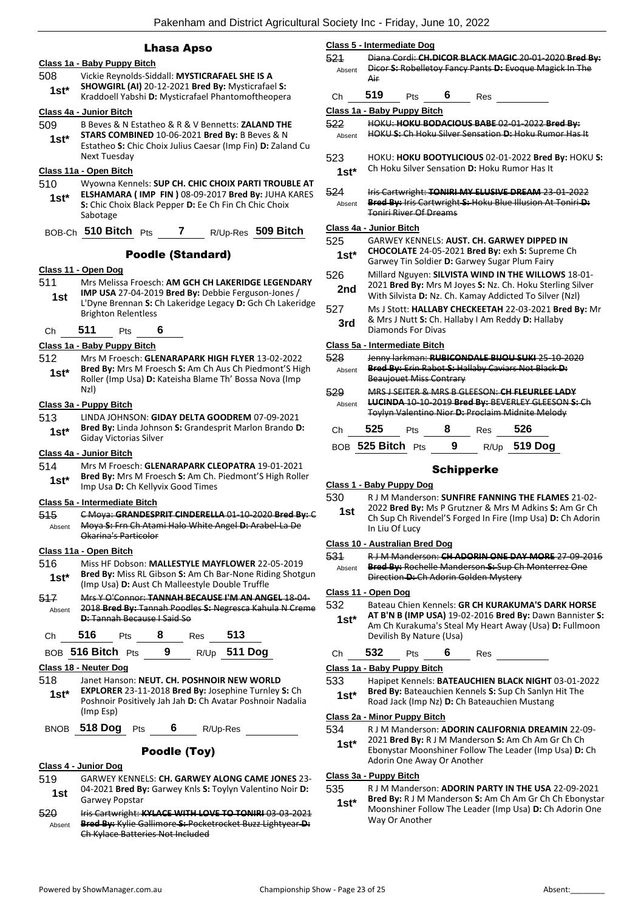## Lhasa Apso

### Class 1a - Baby Puppy Bitch

508 — 1st* — Vickie Reynolds-Siddall: **MYSTICRAFAEL SHE IS A SHOWGIRL (AI)** 20-12-2021 **Bred By:** Mysticrafael **S:** Kraddoell Yabshi **D:** Mysticrafael Phantomoftheopera

### Class 4a - Junior Bitch

509 — 1st* — B Beves & N Estatheo & R & V Bennetts: **ZALAND THE STARS COMBINED** 10-06-2021 **Bred By:** B Beves & N Estatheo **S:** Chic Choix Julius Caesar (Imp Fin) **D:** Zaland Cu Next Tuesday

### Class 11a - Open Bitch

510 — 1st* — Wyowna Kennels: **SUP CH. CHIC CHOIX PARTI TROUBLE AT ELSHAMARA ( IMP FIN )** 08-09-2017 **Bred By:** JUHA KARES **S:** Chic Choix Black Pepper **D:** Ee Ch Fin Ch Chic Choix Sabotage

BOB-Ch **510 Bitch** Pts **7** R/Up-Res **509 Bitch**

## Poodle (Standard)

### Class 11 - Open Dog

511 — 1st — Mrs Melissa Froesch: **AM GCH CH LAKERIDGE LEGENDARY IMP USA** 27-04-2019 **Bred By:** Debbie Ferguson-Jones / L'Dyne Brennan **S:** Ch Lakeridge Legacy **D:** Gch Ch Lakeridge Brighton Relentless

Ch **511** Pts **6**

### Class 1a - Baby Puppy Bitch

512 — 1st* — Mrs M Froesch: **GLENARAPARK HIGH FLYER** 13-02-2022 **Bred By:** Mrs M Froesch **S:** Am Ch Aus Ch Piedmont'S High Roller (Imp Usa) **D:** Kateisha Blame Th' Bossa Nova (Imp Nzl)

### Class 3a - Puppy Bitch

513 — 1st* — LINDA JOHNSON: **GIDAY DELTA GOODREM** 07-09-2021 **Bred By:** Linda Johnson **S:** Grandesprit Marlon Brando **D:** Giday Victorias Silver

### Class 4a - Junior Bitch

514 — 1st* — Mrs M Froesch: **GLENARAPARK CLEOPATRA** 19-01-2021 **Bred By:** Mrs M Froesch **S:** Am Ch. Piedmont'S High Roller Imp Usa **D:** Ch Kellyvix Good Times

### Class 5a - Intermediate Bitch

515 — Absent — ~~C Moya: **GRANDESPRIT CINDERELLA** 01-10-2020 **Bred By:** C Moya **S:** Frn Ch Atami Halo White Angel **D:** Arabel-La De Okarina's Particolor~~

### Class 11a - Open Bitch

516 — 1st* — Miss HF Dobson: **MALLESTYLE MAYFLOWER** 22-05-2019 **Bred By:** Miss RL Gibson **S:** Am Ch Bar-None Riding Shotgun (Imp Usa) **D:** Aust Ch Malleestyle Double Truffle

517 — Absent — ~~Mrs Y O'Connor: **TANNAH BECAUSE I'M AN ANGEL** 18-04-2018 **Bred By:** Tannah Poodles **S:** Negresca Kahula N Creme **D:** Tannah Because I Said So~~

Ch **516** Pts **8** Res **513**

BOB **516 Bitch** Pts **9** R/Up **511 Dog**

### Class 18 - Neuter Dog

518 — 1st* — Janet Hanson: **NEUT. CH. POSHNOIR NEW WORLD EXPLORER** 23-11-2018 **Bred By:** Josephine Turnley **S:** Ch Poshnoir Positively Jah Jah **D:** Ch Avatar Poshnoir Nadalia (Imp Esp)

BNOB **518 Dog** Pts **6** R/Up-Res

## Poodle (Toy)

### Class 4 - Junior Dog

519 — 1st — GARWEY KENNELS: **CH. GARWEY ALONG CAME JONES** 23-04-2021 **Bred By:** Garwey Knls **S:** Toylyn Valentino Noir **D:** Garwey Popstar

520 — Absent — ~~Iris Cartwright: **KYLACE WITH LOVE TO TONIRI** 03-03-2021 **Bred By:** Kylie Gallimore **S:** Pocketrocket Buzz Lightyear **D:** Ch Kylace Batteries Not Included~~

### Class 5 - Intermediate Dog

521 — Absent — ~~Diana Cordi: **CH.DICOR BLACK MAGIC** 20-01-2020 **Bred By:** Dicor **S:** Robelletoy Fancy Pants **D:** Evoque Magick In The Air~~

Ch **519** Pts **6** Res

### Class 1a - Baby Puppy Bitch

522 — Absent — ~~HOKU: **HOKU BODACIOUS BABE** 02-01-2022 **Bred By:** HOKU **S:** Ch Hoku Silver Sensation **D:** Hoku Rumor Has It~~

523 — 1st* — HOKU: **HOKU BOOTYLICIOUS** 02-01-2022 **Bred By:** HOKU **S:** Ch Hoku Silver Sensation **D:** Hoku Rumor Has It

524 — Absent — ~~Iris Cartwright: **TONIRI MY ELUSIVE DREAM** 23-01-2022 **Bred By:** Iris Cartwright **S:** Hoku Blue Illusion At Toniri **D:** Toniri River Of Dreams~~

### Class 4a - Junior Bitch

525 — 1st* — GARWEY KENNELS: **AUST. CH. GARWEY DIPPED IN CHOCOLATE** 24-05-2021 **Bred By:** exh **S:** Supreme Ch Garwey Tin Soldier **D:** Garwey Sugar Plum Fairy

526 — 2nd — Millard Nguyen: **SILVISTA WIND IN THE WILLOWS** 18-01-2021 **Bred By:** Mrs M Joyes **S:** Nz. Ch. Hoku Sterling Silver With Silvista **D:** Nz. Ch. Kamay Addicted To Silver (Nzl)

527 — 3rd — Ms J Stott: **HALLABY CHECKEETAH** 22-03-2021 **Bred By:** Mr & Mrs J Nutt **S:** Ch. Hallaby I Am Reddy **D:** Hallaby Diamonds For Divas

### Class 5a - Intermediate Bitch

528 — Absent — ~~Jenny larkman: **RUBICONDALE BIJOU SUKI** 25-10-2020 **Bred By:** Erin Rabot **S:** Hallaby Caviars Not Black **D:** Beaujouet Miss Contrary~~

529 — Absent — ~~MRS J SEITER & MRS B GLEESON: **CH FLEURLEE LADY LUCINDA** 10-10-2019 **Bred By:** BEVERLEY GLEESON **S:** Ch Toylyn Valentino Nior **D:** Proclaim Midnite Melody~~

Ch **525** Pts **8** Res **526**

BOB **525 Bitch** Pts **9** R/Up **519 Dog**

## Schipperke

### Class 1 - Baby Puppy Dog

530 — 1st — R J M Manderson: **SUNFIRE FANNING THE FLAMES** 21-02-2022 **Bred By:** Ms P Grutzner & Mrs M Adkins **S:** Am Gr Ch Ch Sup Ch Rivendel'S Forged In Fire (Imp Usa) **D:** Ch Adorin In Liu Of Lucy

### Class 10 - Australian Bred Dog

531 — Absent — ~~R J M Manderson: **CH ADORIN ONE DAY MORE** 27-09-2016 **Bred By:** Rochelle Manderson **S:** Sup Ch Monterrez One Direction **D:** Ch Adorin Golden Mystery~~

### Class 11 - Open Dog

532 — 1st* — Bateau Chien Kennels: **GR CH KURAKUMA'S DARK HORSE AT B'N B (IMP USA)** 19-02-2016 **Bred By:** Dawn Bannister **S:** Am Ch Kurakuma's Steal My Heart Away (Usa) **D:** Fullmoon Devilish By Nature (Usa)

Ch **532** Pts **6** Res

### Class 1a - Baby Puppy Bitch

533 — 1st* — Hapipet Kennels: **BATEAUCHIEN BLACK NIGHT** 03-01-2022 **Bred By:** Bateauchien Kennels **S:** Sup Ch Sanlyn Hit The Road Jack (Imp Nz) **D:** Ch Bateauchien Mustang

### Class 2a - Minor Puppy Bitch

534 — 1st* — R J M Manderson: **ADORIN CALIFORNIA DREAMIN** 22-09-2021 **Bred By:** R J M Manderson **S:** Am Ch Am Gr Ch Ch Ebonystar Moonshiner Follow The Leader (Imp Usa) **D:** Ch Adorin One Away Or Another

### Class 3a - Puppy Bitch

535 — 1st* — R J M Manderson: **ADORIN PARTY IN THE USA** 22-09-2021 **Bred By:** R J M Manderson **S:** Am Ch Am Gr Ch Ch Ebonystar Moonshiner Follow The Leader (Imp Usa) **D:** Ch Adorin One Way Or Another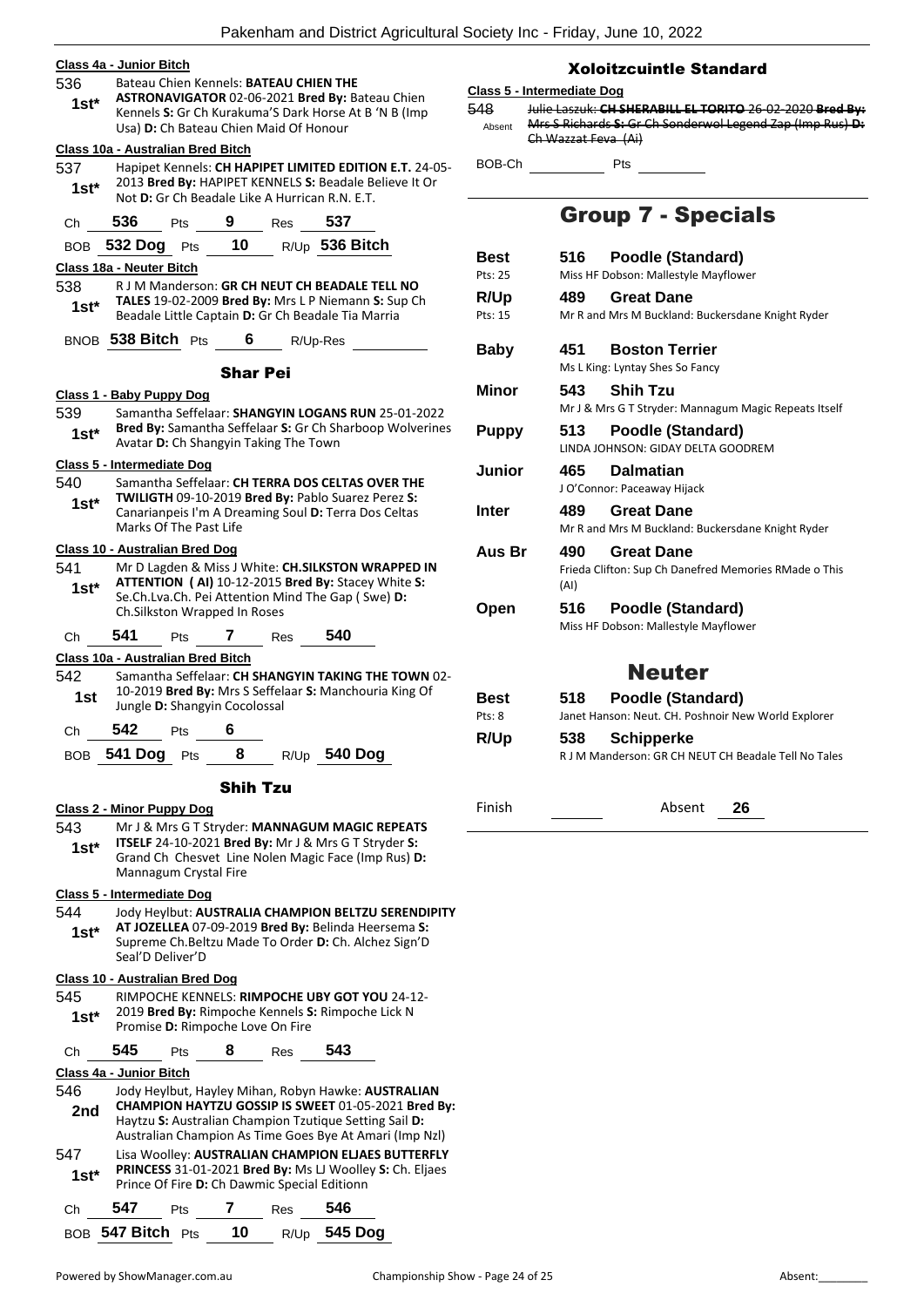### Class 4a - Junior Bitch

536 — **1st*** — Bateau Chien Kennels: **BATEAU CHIEN THE ASTRONAVIGATOR** 02-06-2021 **Bred By:** Bateau Chien Kennels **S:** Gr Ch Kurakuma'S Dark Horse At B 'N B (Imp Usa) **D:** Ch Bateau Chien Maid Of Honour

### Class 10a - Australian Bred Bitch

537 — **1st*** — Hapipet Kennels: **CH HAPIPET LIMITED EDITION E.T.** 24-05-2013 **Bred By:** HAPIPET KENNELS **S:** Beadale Believe It Or Not **D:** Gr Ch Beadale Like A Hurrican R.N. E.T.

Ch **536** Pts **9** Res **537**

BOB **532 Dog** Pts **10** R/Up **536 Bitch**

### Class 18a - Neuter Bitch

538 — **1st*** — R J M Manderson: **GR CH NEUT CH BEADALE TELL NO TALES** 19-02-2009 **Bred By:** Mrs L P Niemann **S:** Sup Ch Beadale Little Captain **D:** Gr Ch Beadale Tia Marria

BNOB **538 Bitch** Pts **6** R/Up-Res

## Shar Pei

### Class 1 - Baby Puppy Dog

539 — **1st*** — Samantha Seffelaar: **SHANGYIN LOGANS RUN** 25-01-2022 **Bred By:** Samantha Seffelaar **S:** Gr Ch Sharboop Wolverines Avatar **D:** Ch Shangyin Taking The Town

### Class 5 - Intermediate Dog

540 — **1st*** — Samantha Seffelaar: **CH TERRA DOS CELTAS OVER THE TWILIGTH** 09-10-2019 **Bred By:** Pablo Suarez Perez **S:** Canarianpeis I'm A Dreaming Soul **D:** Terra Dos Celtas Marks Of The Past Life

### Class 10 - Australian Bred Dog

541 — **1st*** — Mr D Lagden & Miss J White: **CH.SILKSTON WRAPPED IN ATTENTION ( AI)** 10-12-2015 **Bred By:** Stacey White **S:** Se.Ch.Lva.Ch. Pei Attention Mind The Gap ( Swe) **D:** Ch.Silkston Wrapped In Roses

Ch **541** Pts **7** Res **540**

### Class 10a - Australian Bred Bitch

542 — **1st** — Samantha Seffelaar: **CH SHANGYIN TAKING THE TOWN** 02-10-2019 **Bred By:** Mrs S Seffelaar **S:** Manchouria King Of Jungle **D:** Shangyin Cocolossal

Ch **542** Pts **6**

BOB **541 Dog** Pts **8** R/Up **540 Dog**

## Shih Tzu

### Class 2 - Minor Puppy Dog

543 — **1st*** — Mr J & Mrs G T Stryder: **MANNAGUM MAGIC REPEATS ITSELF** 24-10-2021 **Bred By:** Mr J & Mrs G T Stryder **S:** Grand Ch Chesvet Line Nolen Magic Face (Imp Rus) **D:** Mannagum Crystal Fire

### Class 5 - Intermediate Dog

544 — **1st*** — Jody Heylbut: **AUSTRALIA CHAMPION BELTZU SERENDIPITY AT JOZELLEA** 07-09-2019 **Bred By:** Belinda Heersema **S:** Supreme Ch.Beltzu Made To Order **D:** Ch. Alchez Sign'D Seal'D Deliver'D

### Class 10 - Australian Bred Dog

545 — **1st*** — RIMPOCHE KENNELS: **RIMPOCHE UBY GOT YOU** 24-12-2019 **Bred By:** Rimpoche Kennels **S:** Rimpoche Lick N Promise **D:** Rimpoche Love On Fire

Ch **545** Pts **8** Res **543**

### Class 4a - Junior Bitch

546 — **2nd** — Jody Heylbut, Hayley Mihan, Robyn Hawke: **AUSTRALIAN CHAMPION HAYTZU GOSSIP IS SWEET** 01-05-2021 **Bred By:** Haytzu **S:** Australian Champion Tzutique Setting Sail **D:** Australian Champion As Time Goes Bye At Amari (Imp Nzl)

547 — **1st*** — Lisa Woolley: **AUSTRALIAN CHAMPION ELJAES BUTTERFLY PRINCESS** 31-01-2021 **Bred By:** Ms LJ Woolley **S:** Ch. Eljaes Prince Of Fire **D:** Ch Dawmic Special Editionn

Ch **547** Pts **7** Res **546**

BOB **547 Bitch** Pts **10** R/Up **545 Dog**

## Xoloitzcuintle Standard

### Class 5 - Intermediate Dog

548 — Absent — ~~Julie Laszuk: **CH SHERABILL EL TORITO** 26-02-2020 **Bred By:** Mrs S Richards **S:** Gr Ch Sonderwol Legend Zap (Imp Rus) **D:** Ch Wazzat Feva (Ai)~~

BOB-Ch \_\_\_\_\_ Pts \_\_\_\_\_

# Group 7 - Specials

| | | |
|---|---|---|
| **Best** (Pts: 25) | **516** | **Poodle (Standard)** — Miss HF Dobson: Mallestyle Mayflower |
| **R/Up** (Pts: 15) | **489** | **Great Dane** — Mr R and Mrs M Buckland: Buckersdane Knight Ryder |
| **Baby** | **451** | **Boston Terrier** — Ms L King: Lyntay Shes So Fancy |
| **Minor** | **543** | **Shih Tzu** — Mr J & Mrs G T Stryder: Mannagum Magic Repeats Itself |
| **Puppy** | **513** | **Poodle (Standard)** — LINDA JOHNSON: GIDAY DELTA GOODREM |
| **Junior** | **465** | **Dalmatian** — J O'Connor: Paceaway Hijack |
| **Inter** | **489** | **Great Dane** — Mr R and Mrs M Buckland: Buckersdane Knight Ryder |
| **Aus Br** | **490** | **Great Dane** — Frieda Clifton: Sup Ch Danefred Memories RMade o This (AI) |
| **Open** | **516** | **Poodle (Standard)** — Miss HF Dobson: Mallestyle Mayflower |

# Neuter

| | | |
|---|---|---|
| **Best** (Pts: 8) | **518** | **Poodle (Standard)** — Janet Hanson: Neut. CH. Poshnoir New World Explorer |
| **R/Up** | **538** | **Schipperke** — R J M Manderson: GR CH NEUT CH Beadale Tell No Tales |

Finish \_\_\_\_\_ Absent **26**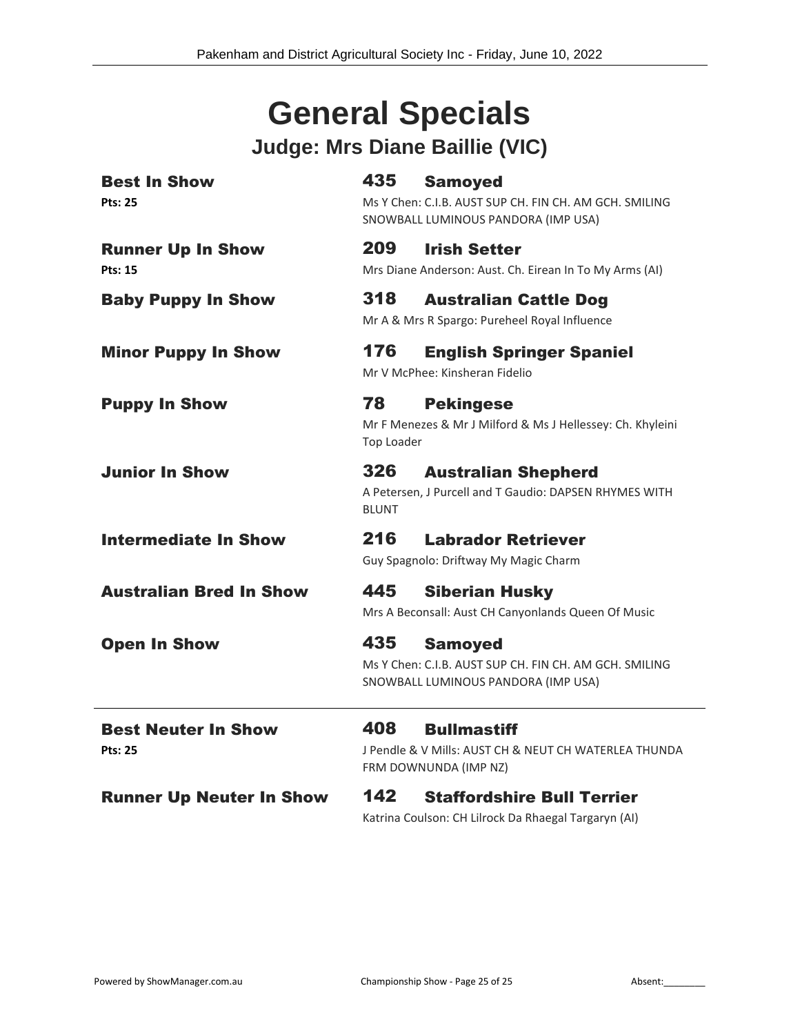# General Specials

## Judge: Mrs Diane Baillie (VIC)

**Best In Show** — **435 Samoyed**
Pts: 25
Ms Y Chen: C.I.B. AUST SUP CH. FIN CH. AM GCH. SMILING SNOWBALL LUMINOUS PANDORA (IMP USA)

**Runner Up In Show** — **209 Irish Setter**
Pts: 15
Mrs Diane Anderson: Aust. Ch. Eirean In To My Arms (AI)

**Baby Puppy In Show** — **318 Australian Cattle Dog**
Mr A & Mrs R Spargo: Pureheel Royal Influence

**Minor Puppy In Show** — **176 English Springer Spaniel**
Mr V McPhee: Kinsheran Fidelio

**Puppy In Show** — **78 Pekingese**
Mr F Menezes & Mr J Milford & Ms J Hellessey: Ch. Khyleini Top Loader

**Junior In Show** — **326 Australian Shepherd**
A Petersen, J Purcell and T Gaudio: DAPSEN RHYMES WITH BLUNT

**Intermediate In Show** — **216 Labrador Retriever**
Guy Spagnolo: Driftway My Magic Charm

**Australian Bred In Show** — **445 Siberian Husky**
Mrs A Beconsall: Aust CH Canyonlands Queen Of Music

**Open In Show** — **435 Samoyed**
Ms Y Chen: C.I.B. AUST SUP CH. FIN CH. AM GCH. SMILING SNOWBALL LUMINOUS PANDORA (IMP USA)

---

**Best Neuter In Show** — **408 Bullmastiff**
Pts: 25
J Pendle & V Mills: AUST CH & NEUT CH WATERLEA THUNDA FRM DOWNUNDA (IMP NZ)

**Runner Up Neuter In Show** — **142 Staffordshire Bull Terrier**
Katrina Coulson: CH Lilrock Da Rhaegal Targaryn (AI)